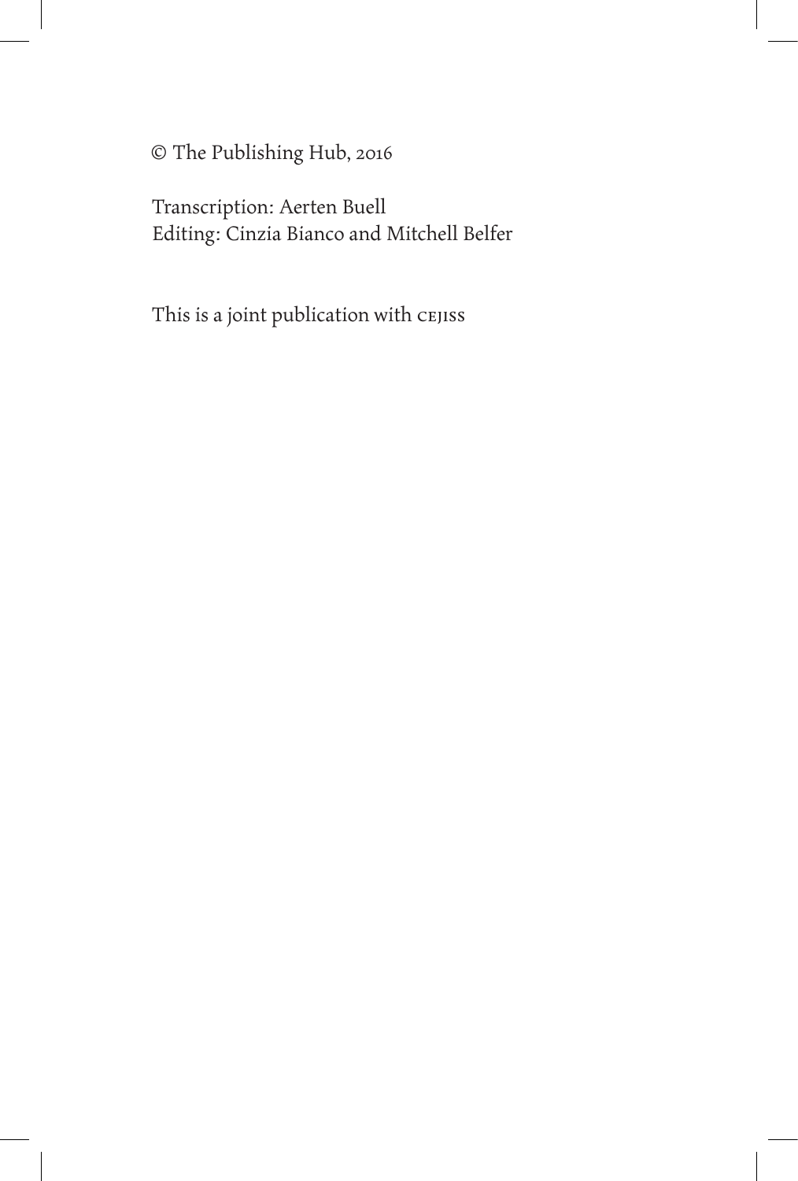© The Publishing Hub, 2016

Transcription: Aerten Buell
Editing: Cinzia Bianco and Mitchell Belfer

This is a joint publication with CEJISS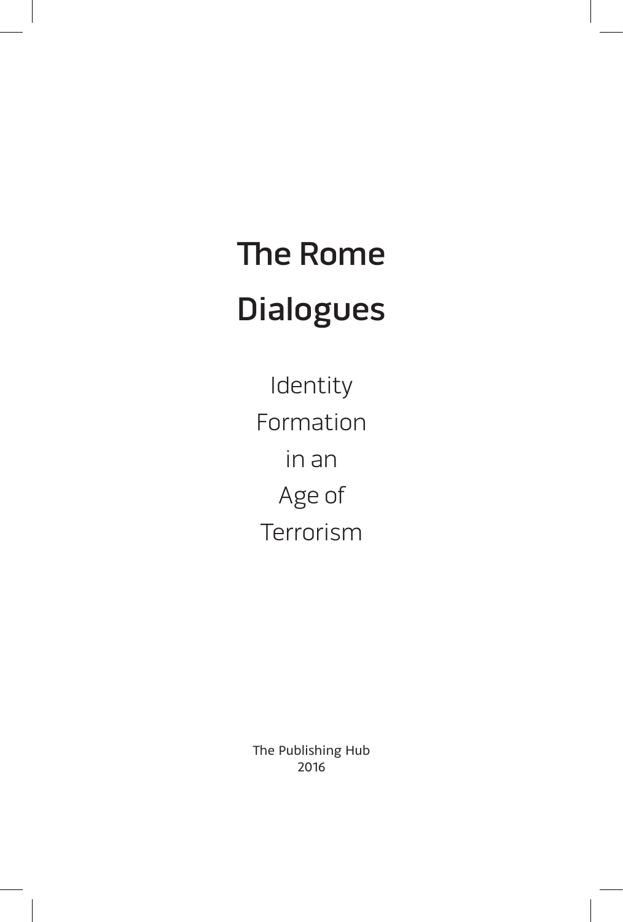# The Rome Dialogues

## Identity Formation in an Age of Terrorism

The Publishing Hub
2016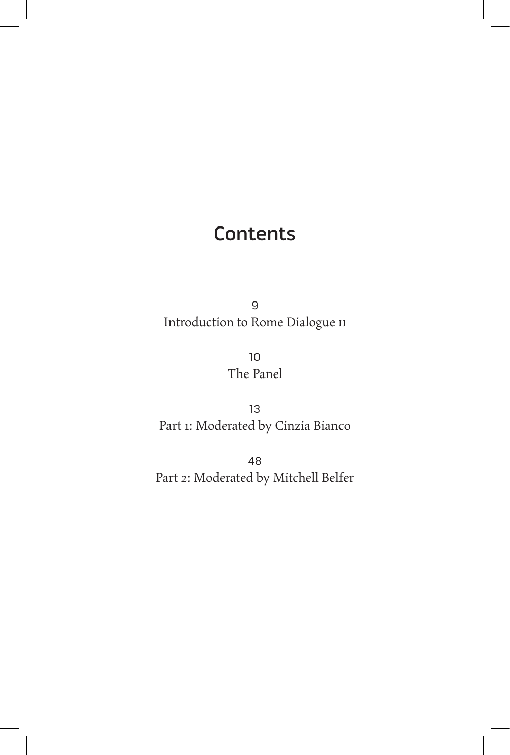# Contents

9
Introduction to Rome Dialogue 11

10
The Panel

13
Part 1: Moderated by Cinzia Bianco

48
Part 2: Moderated by Mitchell Belfer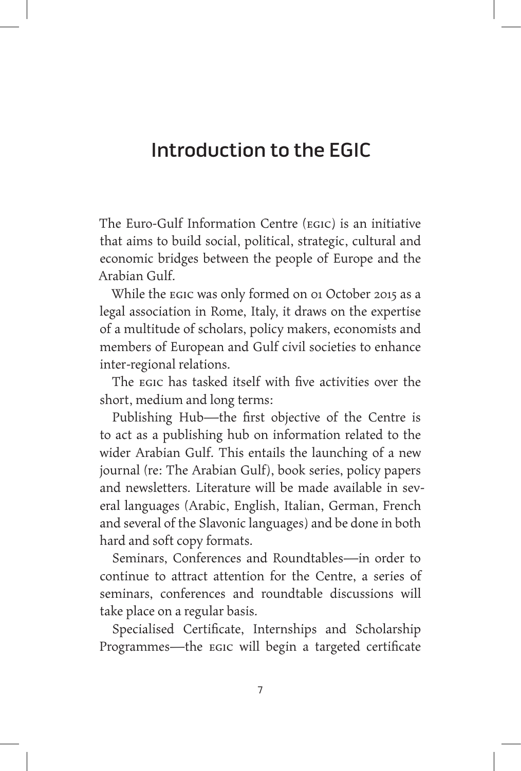# Introduction to the EGIC

The Euro-Gulf Information Centre (EGIC) is an initiative that aims to build social, political, strategic, cultural and economic bridges between the people of Europe and the Arabian Gulf.

While the EGIC was only formed on 01 October 2015 as a legal association in Rome, Italy, it draws on the expertise of a multitude of scholars, policy makers, economists and members of European and Gulf civil societies to enhance inter-regional relations.

The EGIC has tasked itself with five activities over the short, medium and long terms:

Publishing Hub—the first objective of the Centre is to act as a publishing hub on information related to the wider Arabian Gulf. This entails the launching of a new journal (re: The Arabian Gulf), book series, policy papers and newsletters. Literature will be made available in several languages (Arabic, English, Italian, German, French and several of the Slavonic languages) and be done in both hard and soft copy formats.

Seminars, Conferences and Roundtables—in order to continue to attract attention for the Centre, a series of seminars, conferences and roundtable discussions will take place on a regular basis.

Specialised Certificate, Internships and Scholarship Programmes—the EGIC will begin a targeted certificate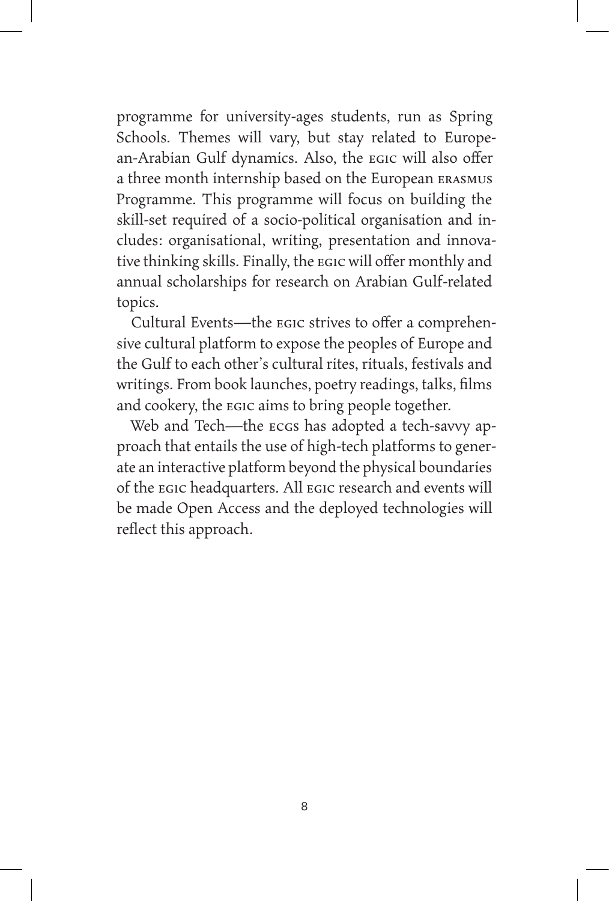programme for university-ages students, run as Spring Schools. Themes will vary, but stay related to European-Arabian Gulf dynamics. Also, the EGIC will also offer a three month internship based on the European ERASMUS Programme. This programme will focus on building the skill-set required of a socio-political organisation and includes: organisational, writing, presentation and innovative thinking skills. Finally, the EGIC will offer monthly and annual scholarships for research on Arabian Gulf-related topics.

Cultural Events—the EGIC strives to offer a comprehensive cultural platform to expose the peoples of Europe and the Gulf to each other's cultural rites, rituals, festivals and writings. From book launches, poetry readings, talks, films and cookery, the EGIC aims to bring people together.

Web and Tech—the ECGS has adopted a tech-savvy approach that entails the use of high-tech platforms to generate an interactive platform beyond the physical boundaries of the EGIC headquarters. All EGIC research and events will be made Open Access and the deployed technologies will reflect this approach.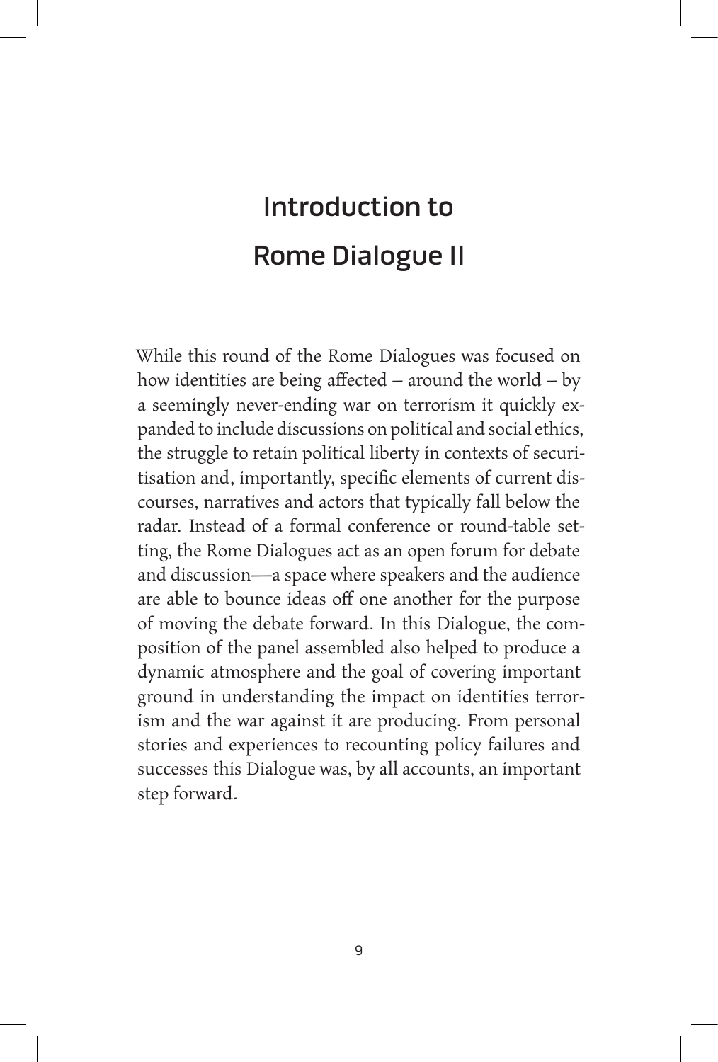# Introduction to Rome Dialogue II

While this round of the Rome Dialogues was focused on how identities are being affected – around the world – by a seemingly never-ending war on terrorism it quickly expanded to include discussions on political and social ethics, the struggle to retain political liberty in contexts of securitisation and, importantly, specific elements of current discourses, narratives and actors that typically fall below the radar. Instead of a formal conference or round-table setting, the Rome Dialogues act as an open forum for debate and discussion—a space where speakers and the audience are able to bounce ideas off one another for the purpose of moving the debate forward. In this Dialogue, the composition of the panel assembled also helped to produce a dynamic atmosphere and the goal of covering important ground in understanding the impact on identities terrorism and the war against it are producing. From personal stories and experiences to recounting policy failures and successes this Dialogue was, by all accounts, an important step forward.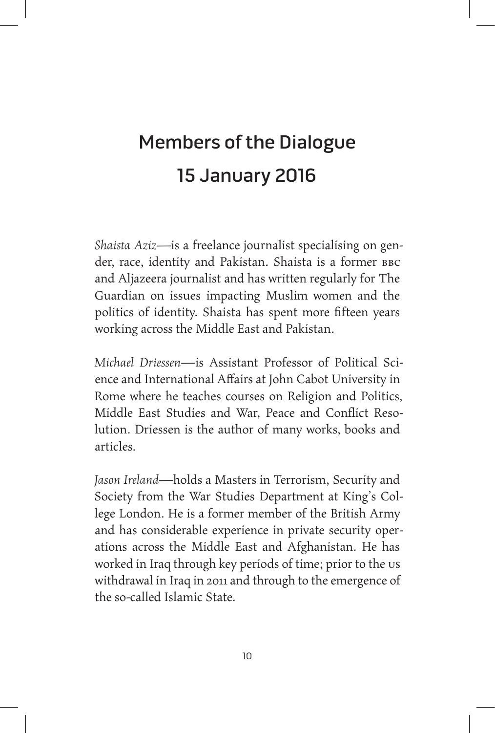# Members of the Dialogue

## 15 January 2016

*Shaista Aziz*—is a freelance journalist specialising on gender, race, identity and Pakistan. Shaista is a former BBC and Aljazeera journalist and has written regularly for The Guardian on issues impacting Muslim women and the politics of identity. Shaista has spent more fifteen years working across the Middle East and Pakistan.

*Michael Driessen*—is Assistant Professor of Political Science and International Affairs at John Cabot University in Rome where he teaches courses on Religion and Politics, Middle East Studies and War, Peace and Conflict Resolution. Driessen is the author of many works, books and articles.

*Jason Ireland*—holds a Masters in Terrorism, Security and Society from the War Studies Department at King's College London. He is a former member of the British Army and has considerable experience in private security operations across the Middle East and Afghanistan. He has worked in Iraq through key periods of time; prior to the US withdrawal in Iraq in 2011 and through to the emergence of the so-called Islamic State.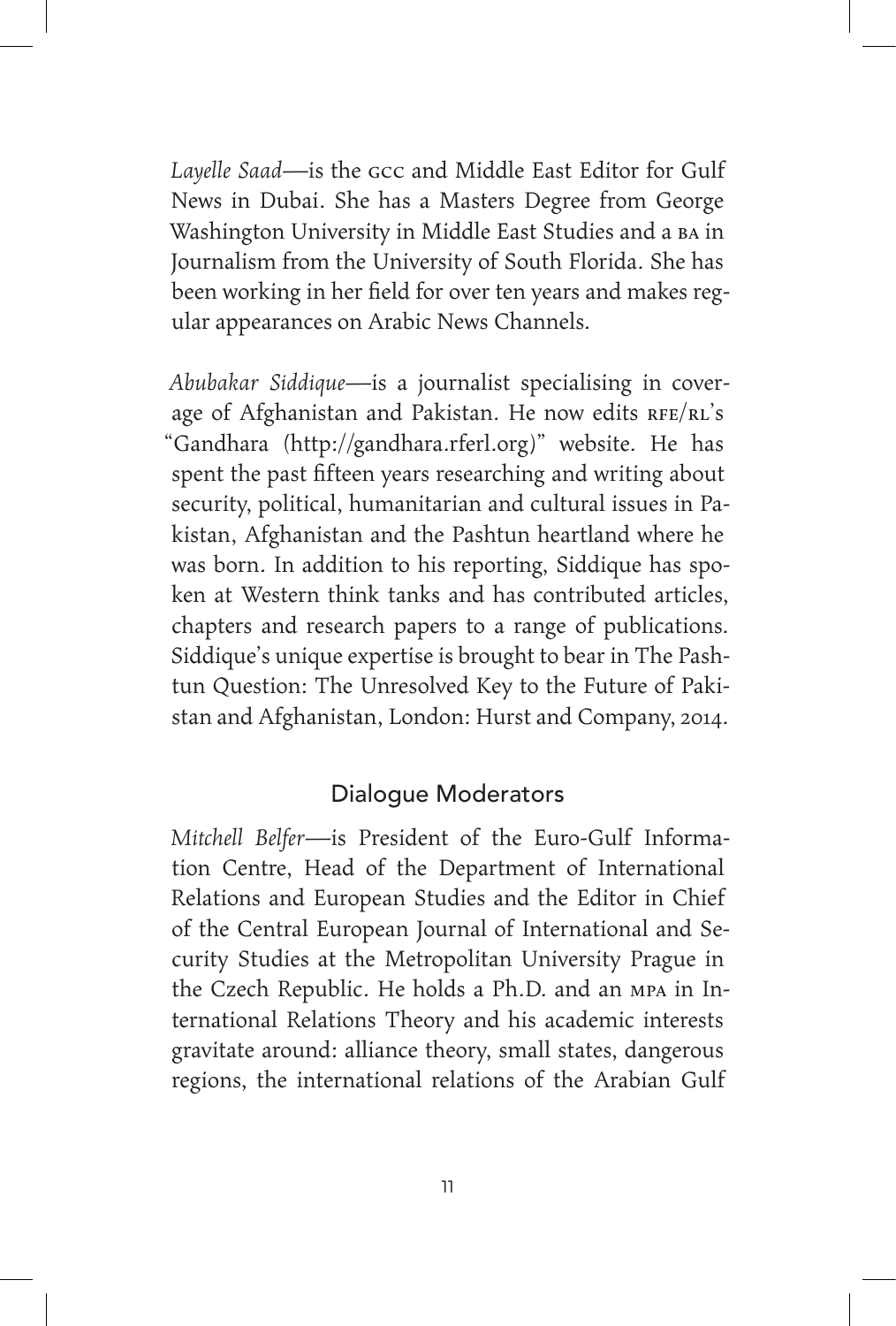*Layelle Saad*—is the GCC and Middle East Editor for Gulf News in Dubai. She has a Masters Degree from George Washington University in Middle East Studies and a BA in Journalism from the University of South Florida. She has been working in her field for over ten years and makes regular appearances on Arabic News Channels.

*Abubakar Siddique*—is a journalist specialising in coverage of Afghanistan and Pakistan. He now edits RFE/RL's "Gandhara (http://gandhara.rferl.org)" website. He has spent the past fifteen years researching and writing about security, political, humanitarian and cultural issues in Pakistan, Afghanistan and the Pashtun heartland where he was born. In addition to his reporting, Siddique has spoken at Western think tanks and has contributed articles, chapters and research papers to a range of publications. Siddique's unique expertise is brought to bear in The Pashtun Question: The Unresolved Key to the Future of Pakistan and Afghanistan, London: Hurst and Company, 2014.

## Dialogue Moderators

*Mitchell Belfer*—is President of the Euro-Gulf Information Centre, Head of the Department of International Relations and European Studies and the Editor in Chief of the Central European Journal of International and Security Studies at the Metropolitan University Prague in the Czech Republic. He holds a Ph.D. and an MPA in International Relations Theory and his academic interests gravitate around: alliance theory, small states, dangerous regions, the international relations of the Arabian Gulf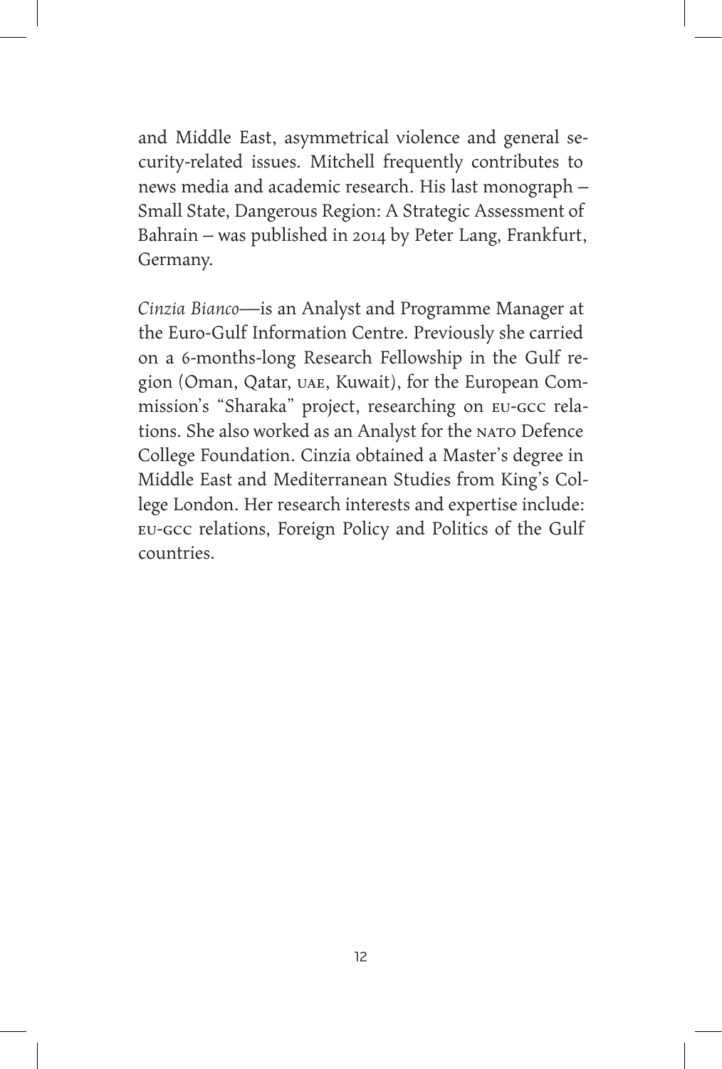and Middle East, asymmetrical violence and general security-related issues. Mitchell frequently contributes to news media and academic research. His last monograph – Small State, Dangerous Region: A Strategic Assessment of Bahrain – was published in 2014 by Peter Lang, Frankfurt, Germany.

*Cinzia Bianco*—is an Analyst and Programme Manager at the Euro-Gulf Information Centre. Previously she carried on a 6-months-long Research Fellowship in the Gulf region (Oman, Qatar, UAE, Kuwait), for the European Commission's "Sharaka" project, researching on EU-GCC relations. She also worked as an Analyst for the NATO Defence College Foundation. Cinzia obtained a Master's degree in Middle East and Mediterranean Studies from King's College London. Her research interests and expertise include: EU-GCC relations, Foreign Policy and Politics of the Gulf countries.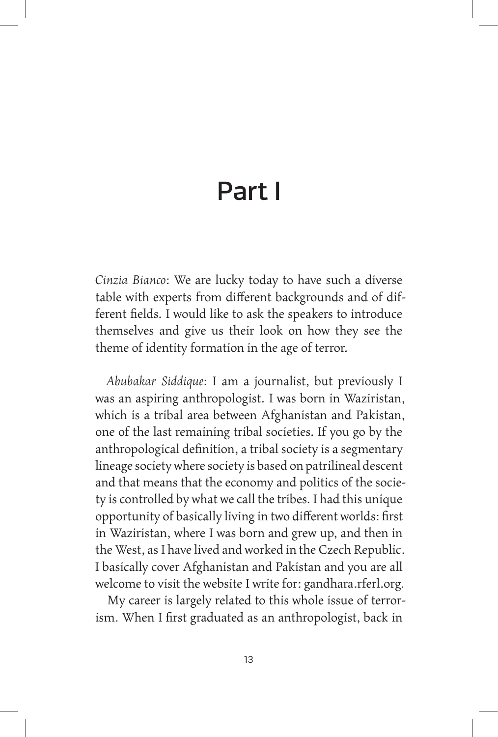# Part I

*Cinzia Bianco*: We are lucky today to have such a diverse table with experts from different backgrounds and of different fields. I would like to ask the speakers to introduce themselves and give us their look on how they see the theme of identity formation in the age of terror.

*Abubakar Siddique*: I am a journalist, but previously I was an aspiring anthropologist. I was born in Waziristan, which is a tribal area between Afghanistan and Pakistan, one of the last remaining tribal societies. If you go by the anthropological definition, a tribal society is a segmentary lineage society where society is based on patrilineal descent and that means that the economy and politics of the society is controlled by what we call the tribes. I had this unique opportunity of basically living in two different worlds: first in Waziristan, where I was born and grew up, and then in the West, as I have lived and worked in the Czech Republic. I basically cover Afghanistan and Pakistan and you are all welcome to visit the website I write for: gandhara.rferl.org.

My career is largely related to this whole issue of terrorism. When I first graduated as an anthropologist, back in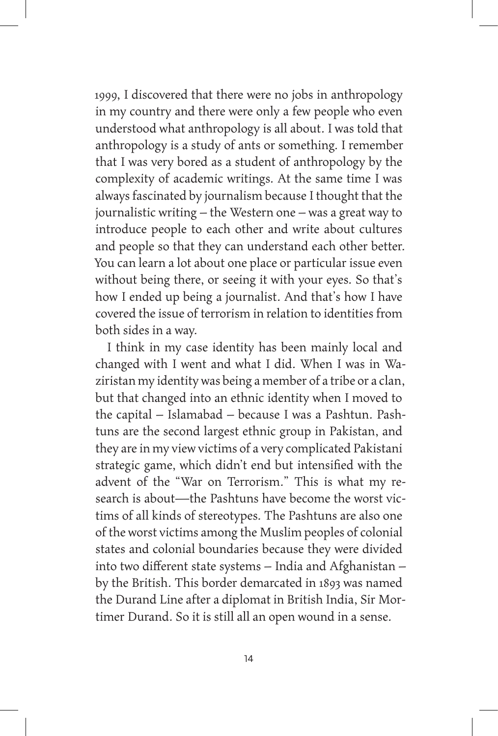1999, I discovered that there were no jobs in anthropology in my country and there were only a few people who even understood what anthropology is all about. I was told that anthropology is a study of ants or something. I remember that I was very bored as a student of anthropology by the complexity of academic writings. At the same time I was always fascinated by journalism because I thought that the journalistic writing – the Western one – was a great way to introduce people to each other and write about cultures and people so that they can understand each other better. You can learn a lot about one place or particular issue even without being there, or seeing it with your eyes. So that's how I ended up being a journalist. And that's how I have covered the issue of terrorism in relation to identities from both sides in a way.

I think in my case identity has been mainly local and changed with I went and what I did. When I was in Waziristan my identity was being a member of a tribe or a clan, but that changed into an ethnic identity when I moved to the capital – Islamabad – because I was a Pashtun. Pashtuns are the second largest ethnic group in Pakistan, and they are in my view victims of a very complicated Pakistani strategic game, which didn't end but intensified with the advent of the "War on Terrorism." This is what my research is about—the Pashtuns have become the worst victims of all kinds of stereotypes. The Pashtuns are also one of the worst victims among the Muslim peoples of colonial states and colonial boundaries because they were divided into two different state systems – India and Afghanistan – by the British. This border demarcated in 1893 was named the Durand Line after a diplomat in British India, Sir Mortimer Durand. So it is still all an open wound in a sense.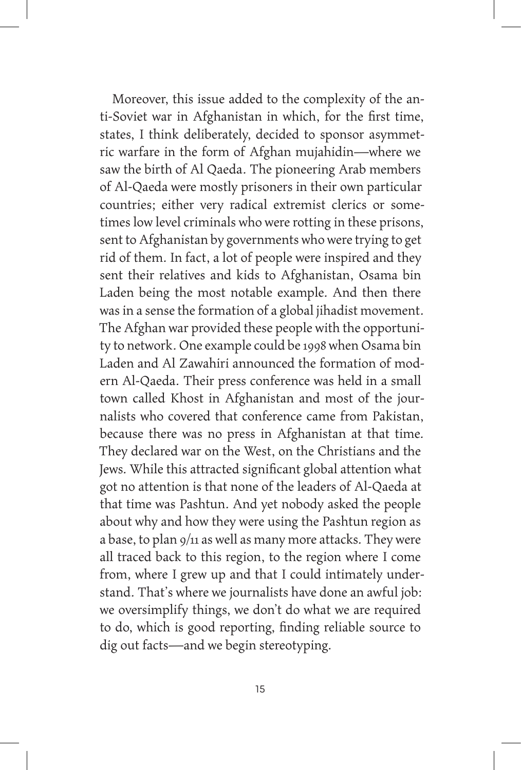Moreover, this issue added to the complexity of the anti-Soviet war in Afghanistan in which, for the first time, states, I think deliberately, decided to sponsor asymmetric warfare in the form of Afghan mujahidin—where we saw the birth of Al Qaeda. The pioneering Arab members of Al-Qaeda were mostly prisoners in their own particular countries; either very radical extremist clerics or sometimes low level criminals who were rotting in these prisons, sent to Afghanistan by governments who were trying to get rid of them. In fact, a lot of people were inspired and they sent their relatives and kids to Afghanistan, Osama bin Laden being the most notable example. And then there was in a sense the formation of a global jihadist movement. The Afghan war provided these people with the opportunity to network. One example could be 1998 when Osama bin Laden and Al Zawahiri announced the formation of modern Al-Qaeda. Their press conference was held in a small town called Khost in Afghanistan and most of the journalists who covered that conference came from Pakistan, because there was no press in Afghanistan at that time. They declared war on the West, on the Christians and the Jews. While this attracted significant global attention what got no attention is that none of the leaders of Al-Qaeda at that time was Pashtun. And yet nobody asked the people about why and how they were using the Pashtun region as a base, to plan 9/11 as well as many more attacks. They were all traced back to this region, to the region where I come from, where I grew up and that I could intimately understand. That's where we journalists have done an awful job: we oversimplify things, we don't do what we are required to do, which is good reporting, finding reliable source to dig out facts—and we begin stereotyping.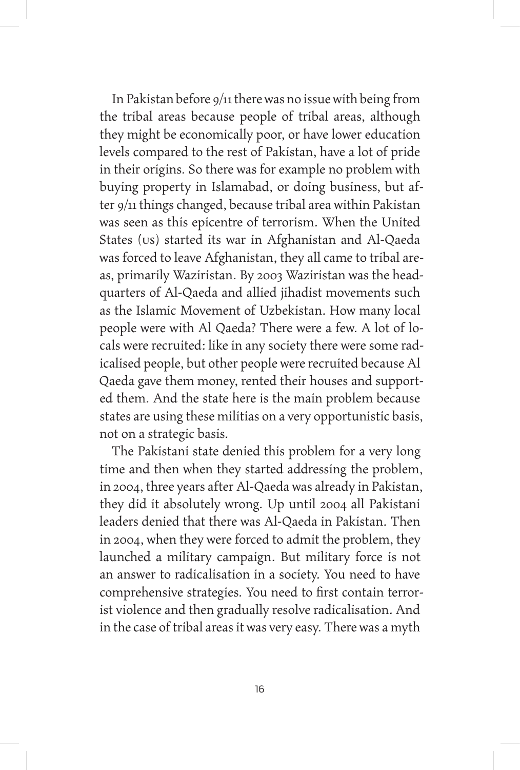In Pakistan before 9/11 there was no issue with being from the tribal areas because people of tribal areas, although they might be economically poor, or have lower education levels compared to the rest of Pakistan, have a lot of pride in their origins. So there was for example no problem with buying property in Islamabad, or doing business, but after 9/11 things changed, because tribal area within Pakistan was seen as this epicentre of terrorism. When the United States (US) started its war in Afghanistan and Al-Qaeda was forced to leave Afghanistan, they all came to tribal areas, primarily Waziristan. By 2003 Waziristan was the headquarters of Al-Qaeda and allied jihadist movements such as the Islamic Movement of Uzbekistan. How many local people were with Al Qaeda? There were a few. A lot of locals were recruited: like in any society there were some radicalised people, but other people were recruited because Al Qaeda gave them money, rented their houses and supported them. And the state here is the main problem because states are using these militias on a very opportunistic basis, not on a strategic basis.

The Pakistani state denied this problem for a very long time and then when they started addressing the problem, in 2004, three years after Al-Qaeda was already in Pakistan, they did it absolutely wrong. Up until 2004 all Pakistani leaders denied that there was Al-Qaeda in Pakistan. Then in 2004, when they were forced to admit the problem, they launched a military campaign. But military force is not an answer to radicalisation in a society. You need to have comprehensive strategies. You need to first contain terrorist violence and then gradually resolve radicalisation. And in the case of tribal areas it was very easy. There was a myth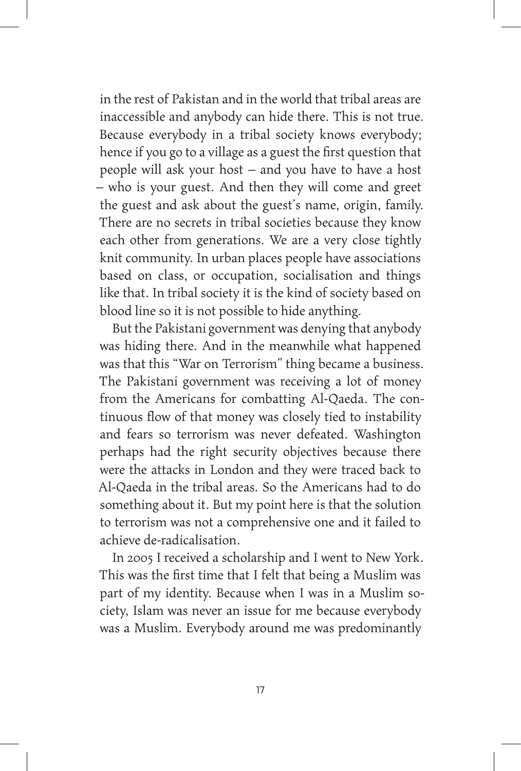in the rest of Pakistan and in the world that tribal areas are inaccessible and anybody can hide there. This is not true. Because everybody in a tribal society knows everybody; hence if you go to a village as a guest the first question that people will ask your host – and you have to have a host – who is your guest. And then they will come and greet the guest and ask about the guest's name, origin, family. There are no secrets in tribal societies because they know each other from generations. We are a very close tightly knit community. In urban places people have associations based on class, or occupation, socialisation and things like that. In tribal society it is the kind of society based on blood line so it is not possible to hide anything.

But the Pakistani government was denying that anybody was hiding there. And in the meanwhile what happened was that this "War on Terrorism" thing became a business. The Pakistani government was receiving a lot of money from the Americans for combatting Al-Qaeda. The continuous flow of that money was closely tied to instability and fears so terrorism was never defeated. Washington perhaps had the right security objectives because there were the attacks in London and they were traced back to Al-Qaeda in the tribal areas. So the Americans had to do something about it. But my point here is that the solution to terrorism was not a comprehensive one and it failed to achieve de-radicalisation.

In 2005 I received a scholarship and I went to New York. This was the first time that I felt that being a Muslim was part of my identity. Because when I was in a Muslim society, Islam was never an issue for me because everybody was a Muslim. Everybody around me was predominantly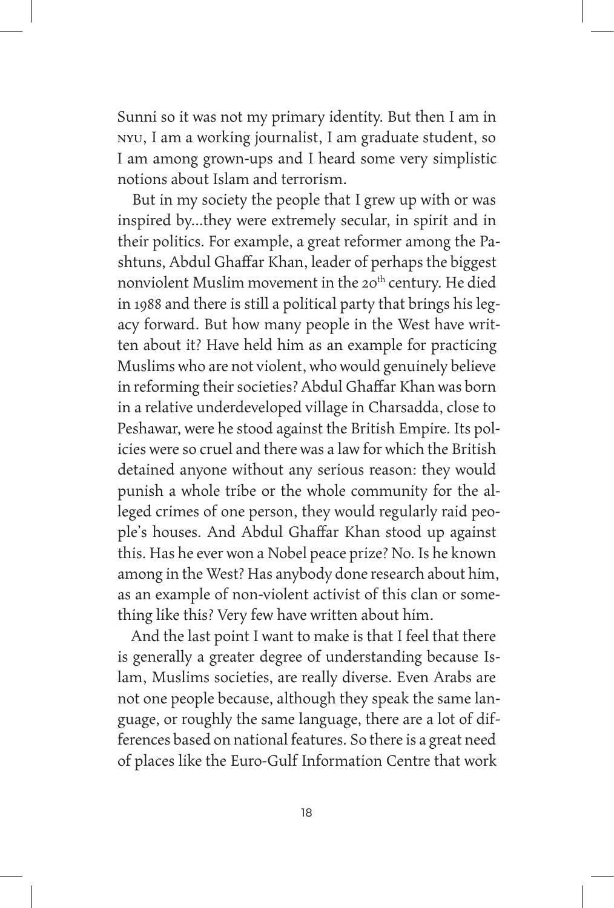Sunni so it was not my primary identity. But then I am in NYU, I am a working journalist, I am graduate student, so I am among grown-ups and I heard some very simplistic notions about Islam and terrorism.

But in my society the people that I grew up with or was inspired by...they were extremely secular, in spirit and in their politics. For example, a great reformer among the Pashtuns, Abdul Ghaffar Khan, leader of perhaps the biggest nonviolent Muslim movement in the 20th century. He died in 1988 and there is still a political party that brings his legacy forward. But how many people in the West have written about it? Have held him as an example for practicing Muslims who are not violent, who would genuinely believe in reforming their societies? Abdul Ghaffar Khan was born in a relative underdeveloped village in Charsadda, close to Peshawar, were he stood against the British Empire. Its policies were so cruel and there was a law for which the British detained anyone without any serious reason: they would punish a whole tribe or the whole community for the alleged crimes of one person, they would regularly raid people's houses. And Abdul Ghaffar Khan stood up against this. Has he ever won a Nobel peace prize? No. Is he known among in the West? Has anybody done research about him, as an example of non-violent activist of this clan or something like this? Very few have written about him.

And the last point I want to make is that I feel that there is generally a greater degree of understanding because Islam, Muslims societies, are really diverse. Even Arabs are not one people because, although they speak the same language, or roughly the same language, there are a lot of differences based on national features. So there is a great need of places like the Euro-Gulf Information Centre that work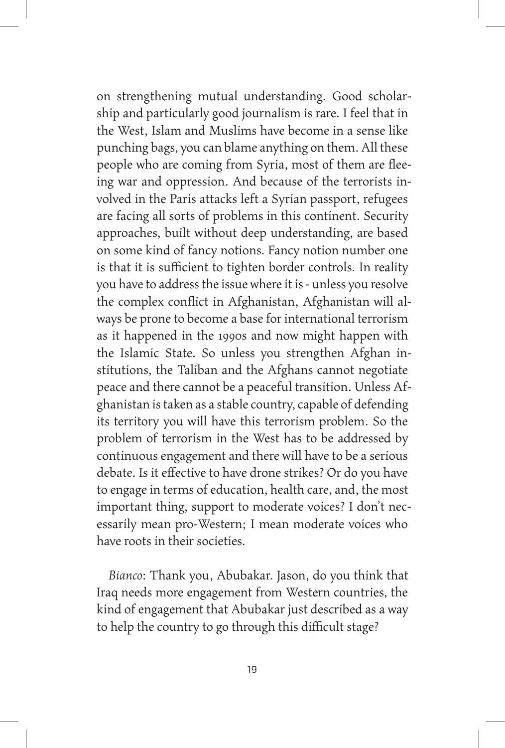on strengthening mutual understanding. Good scholarship and particularly good journalism is rare. I feel that in the West, Islam and Muslims have become in a sense like punching bags, you can blame anything on them. All these people who are coming from Syria, most of them are fleeing war and oppression. And because of the terrorists involved in the Paris attacks left a Syrian passport, refugees are facing all sorts of problems in this continent. Security approaches, built without deep understanding, are based on some kind of fancy notions. Fancy notion number one is that it is sufficient to tighten border controls. In reality you have to address the issue where it is - unless you resolve the complex conflict in Afghanistan, Afghanistan will always be prone to become a base for international terrorism as it happened in the 1990s and now might happen with the Islamic State. So unless you strengthen Afghan institutions, the Taliban and the Afghans cannot negotiate peace and there cannot be a peaceful transition. Unless Afghanistan is taken as a stable country, capable of defending its territory you will have this terrorism problem. So the problem of terrorism in the West has to be addressed by continuous engagement and there will have to be a serious debate. Is it effective to have drone strikes? Or do you have to engage in terms of education, health care, and, the most important thing, support to moderate voices? I don't necessarily mean pro-Western; I mean moderate voices who have roots in their societies.

*Bianco*: Thank you, Abubakar. Jason, do you think that Iraq needs more engagement from Western countries, the kind of engagement that Abubakar just described as a way to help the country to go through this difficult stage?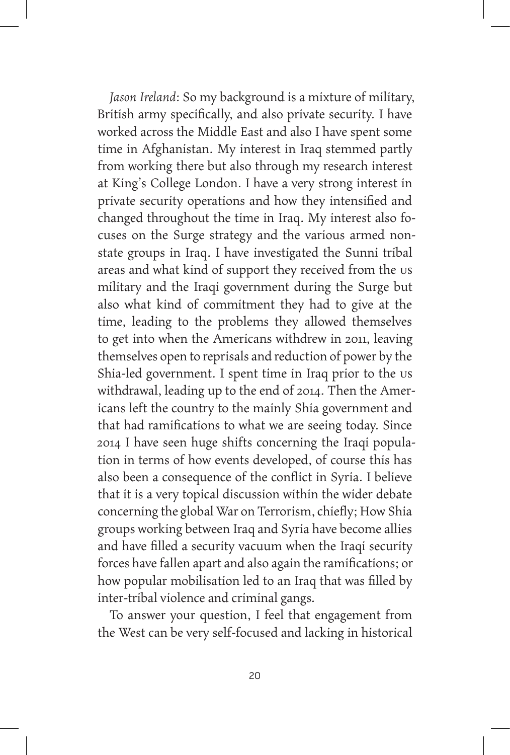*Jason Ireland*: So my background is a mixture of military, British army specifically, and also private security. I have worked across the Middle East and also I have spent some time in Afghanistan. My interest in Iraq stemmed partly from working there but also through my research interest at King's College London. I have a very strong interest in private security operations and how they intensified and changed throughout the time in Iraq. My interest also focuses on the Surge strategy and the various armed non-state groups in Iraq. I have investigated the Sunni tribal areas and what kind of support they received from the US military and the Iraqi government during the Surge but also what kind of commitment they had to give at the time, leading to the problems they allowed themselves to get into when the Americans withdrew in 2011, leaving themselves open to reprisals and reduction of power by the Shia-led government. I spent time in Iraq prior to the US withdrawal, leading up to the end of 2014. Then the Americans left the country to the mainly Shia government and that had ramifications to what we are seeing today. Since 2014 I have seen huge shifts concerning the Iraqi population in terms of how events developed, of course this has also been a consequence of the conflict in Syria. I believe that it is a very topical discussion within the wider debate concerning the global War on Terrorism, chiefly; How Shia groups working between Iraq and Syria have become allies and have filled a security vacuum when the Iraqi security forces have fallen apart and also again the ramifications; or how popular mobilisation led to an Iraq that was filled by inter-tribal violence and criminal gangs.

To answer your question, I feel that engagement from the West can be very self-focused and lacking in historical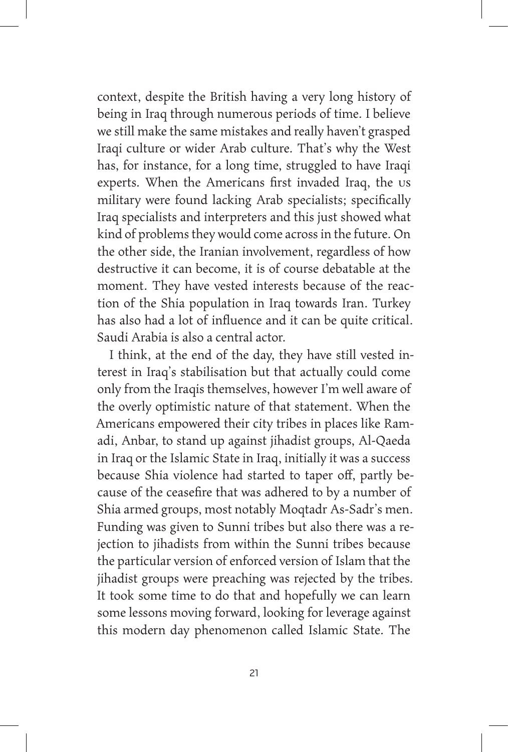context, despite the British having a very long history of being in Iraq through numerous periods of time. I believe we still make the same mistakes and really haven't grasped Iraqi culture or wider Arab culture. That's why the West has, for instance, for a long time, struggled to have Iraqi experts. When the Americans first invaded Iraq, the US military were found lacking Arab specialists; specifically Iraq specialists and interpreters and this just showed what kind of problems they would come across in the future. On the other side, the Iranian involvement, regardless of how destructive it can become, it is of course debatable at the moment. They have vested interests because of the reaction of the Shia population in Iraq towards Iran. Turkey has also had a lot of influence and it can be quite critical. Saudi Arabia is also a central actor.

I think, at the end of the day, they have still vested interest in Iraq's stabilisation but that actually could come only from the Iraqis themselves, however I'm well aware of the overly optimistic nature of that statement. When the Americans empowered their city tribes in places like Ramadi, Anbar, to stand up against jihadist groups, Al-Qaeda in Iraq or the Islamic State in Iraq, initially it was a success because Shia violence had started to taper off, partly because of the ceasefire that was adhered to by a number of Shia armed groups, most notably Moqtadr As-Sadr's men. Funding was given to Sunni tribes but also there was a rejection to jihadists from within the Sunni tribes because the particular version of enforced version of Islam that the jihadist groups were preaching was rejected by the tribes. It took some time to do that and hopefully we can learn some lessons moving forward, looking for leverage against this modern day phenomenon called Islamic State. The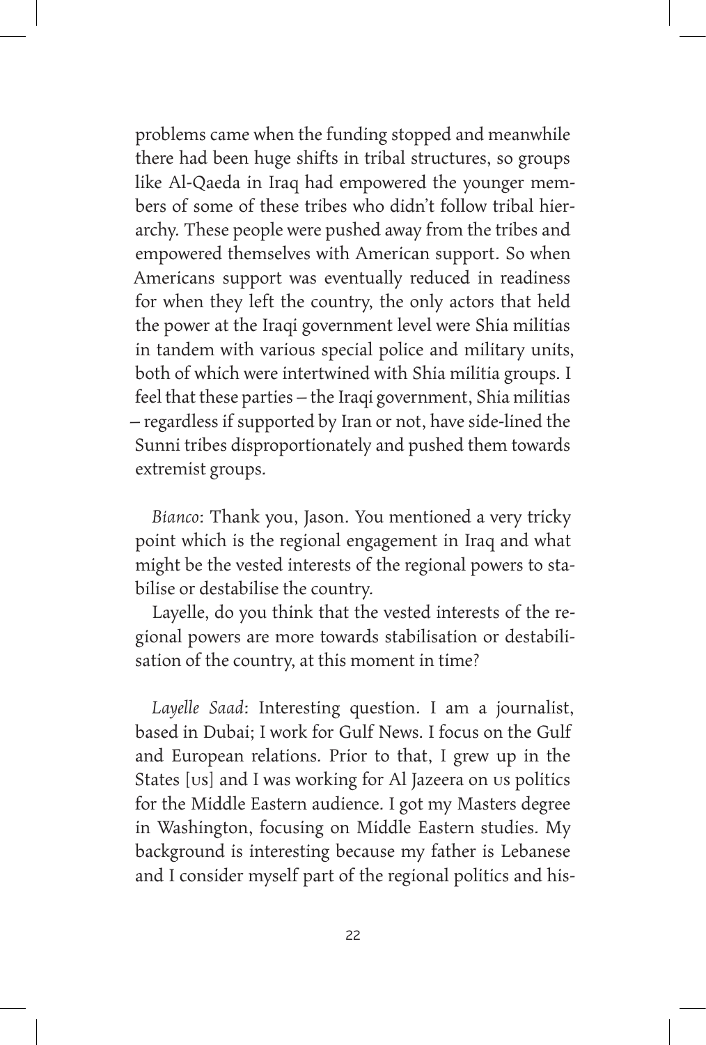problems came when the funding stopped and meanwhile there had been huge shifts in tribal structures, so groups like Al-Qaeda in Iraq had empowered the younger members of some of these tribes who didn't follow tribal hierarchy. These people were pushed away from the tribes and empowered themselves with American support. So when Americans support was eventually reduced in readiness for when they left the country, the only actors that held the power at the Iraqi government level were Shia militias in tandem with various special police and military units, both of which were intertwined with Shia militia groups. I feel that these parties – the Iraqi government, Shia militias – regardless if supported by Iran or not, have side-lined the Sunni tribes disproportionately and pushed them towards extremist groups.

*Bianco*: Thank you, Jason. You mentioned a very tricky point which is the regional engagement in Iraq and what might be the vested interests of the regional powers to stabilise or destabilise the country.

Layelle, do you think that the vested interests of the regional powers are more towards stabilisation or destabilisation of the country, at this moment in time?

*Layelle Saad*: Interesting question. I am a journalist, based in Dubai; I work for Gulf News. I focus on the Gulf and European relations. Prior to that, I grew up in the States [US] and I was working for Al Jazeera on US politics for the Middle Eastern audience. I got my Masters degree in Washington, focusing on Middle Eastern studies. My background is interesting because my father is Lebanese and I consider myself part of the regional politics and his-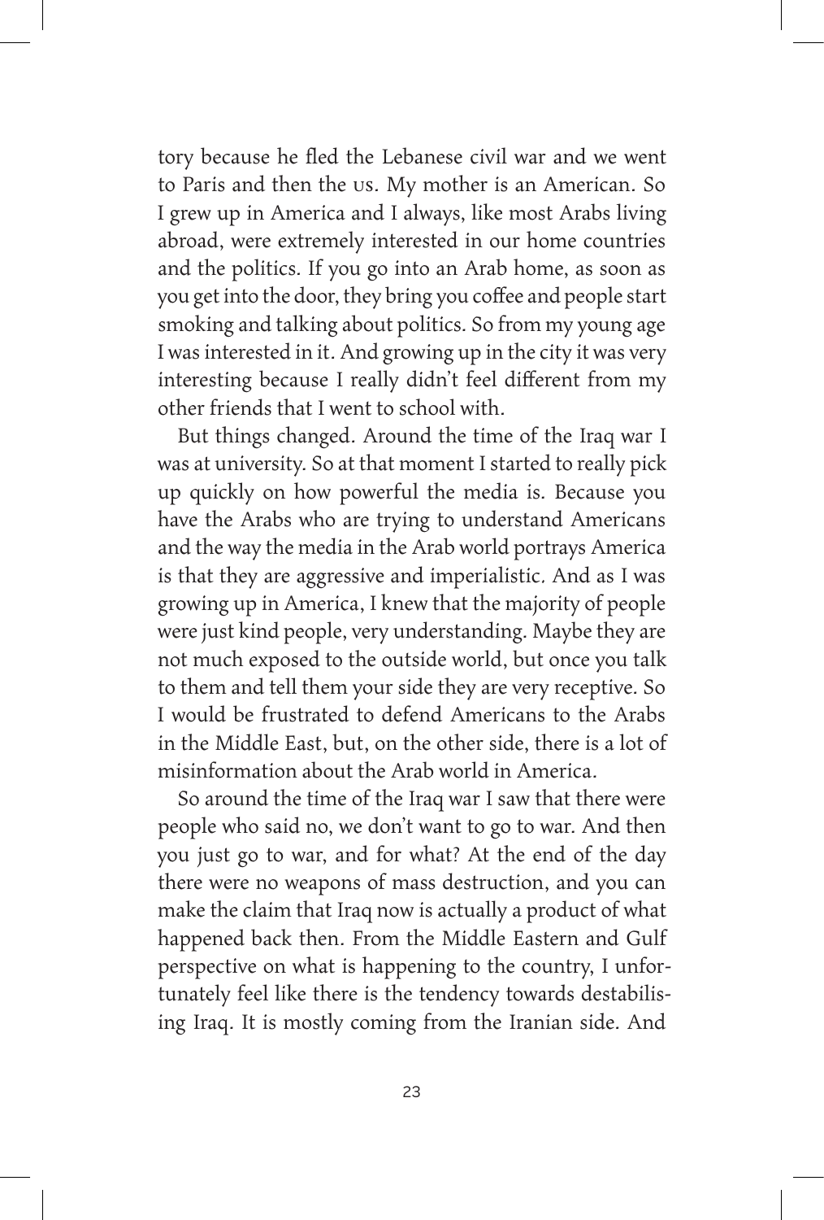tory because he fled the Lebanese civil war and we went to Paris and then the US. My mother is an American. So I grew up in America and I always, like most Arabs living abroad, were extremely interested in our home countries and the politics. If you go into an Arab home, as soon as you get into the door, they bring you coffee and people start smoking and talking about politics. So from my young age I was interested in it. And growing up in the city it was very interesting because I really didn't feel different from my other friends that I went to school with.

But things changed. Around the time of the Iraq war I was at university. So at that moment I started to really pick up quickly on how powerful the media is. Because you have the Arabs who are trying to understand Americans and the way the media in the Arab world portrays America is that they are aggressive and imperialistic. And as I was growing up in America, I knew that the majority of people were just kind people, very understanding. Maybe they are not much exposed to the outside world, but once you talk to them and tell them your side they are very receptive. So I would be frustrated to defend Americans to the Arabs in the Middle East, but, on the other side, there is a lot of misinformation about the Arab world in America.

So around the time of the Iraq war I saw that there were people who said no, we don't want to go to war. And then you just go to war, and for what? At the end of the day there were no weapons of mass destruction, and you can make the claim that Iraq now is actually a product of what happened back then. From the Middle Eastern and Gulf perspective on what is happening to the country, I unfortunately feel like there is the tendency towards destabilising Iraq. It is mostly coming from the Iranian side. And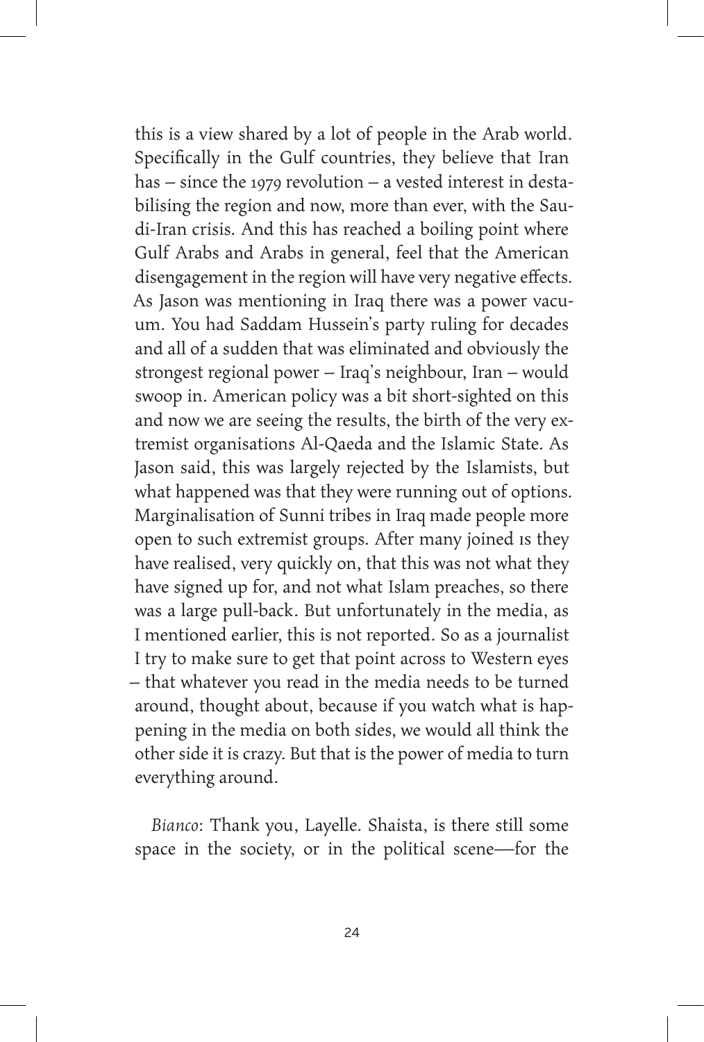this is a view shared by a lot of people in the Arab world. Specifically in the Gulf countries, they believe that Iran has – since the 1979 revolution – a vested interest in destabilising the region and now, more than ever, with the Saudi-Iran crisis. And this has reached a boiling point where Gulf Arabs and Arabs in general, feel that the American disengagement in the region will have very negative effects. As Jason was mentioning in Iraq there was a power vacuum. You had Saddam Hussein's party ruling for decades and all of a sudden that was eliminated and obviously the strongest regional power – Iraq's neighbour, Iran – would swoop in. American policy was a bit short-sighted on this and now we are seeing the results, the birth of the very extremist organisations Al-Qaeda and the Islamic State. As Jason said, this was largely rejected by the Islamists, but what happened was that they were running out of options. Marginalisation of Sunni tribes in Iraq made people more open to such extremist groups. After many joined IS they have realised, very quickly on, that this was not what they have signed up for, and not what Islam preaches, so there was a large pull-back. But unfortunately in the media, as I mentioned earlier, this is not reported. So as a journalist I try to make sure to get that point across to Western eyes – that whatever you read in the media needs to be turned around, thought about, because if you watch what is happening in the media on both sides, we would all think the other side it is crazy. But that is the power of media to turn everything around.

*Bianco*: Thank you, Layelle. Shaista, is there still some space in the society, or in the political scene—for the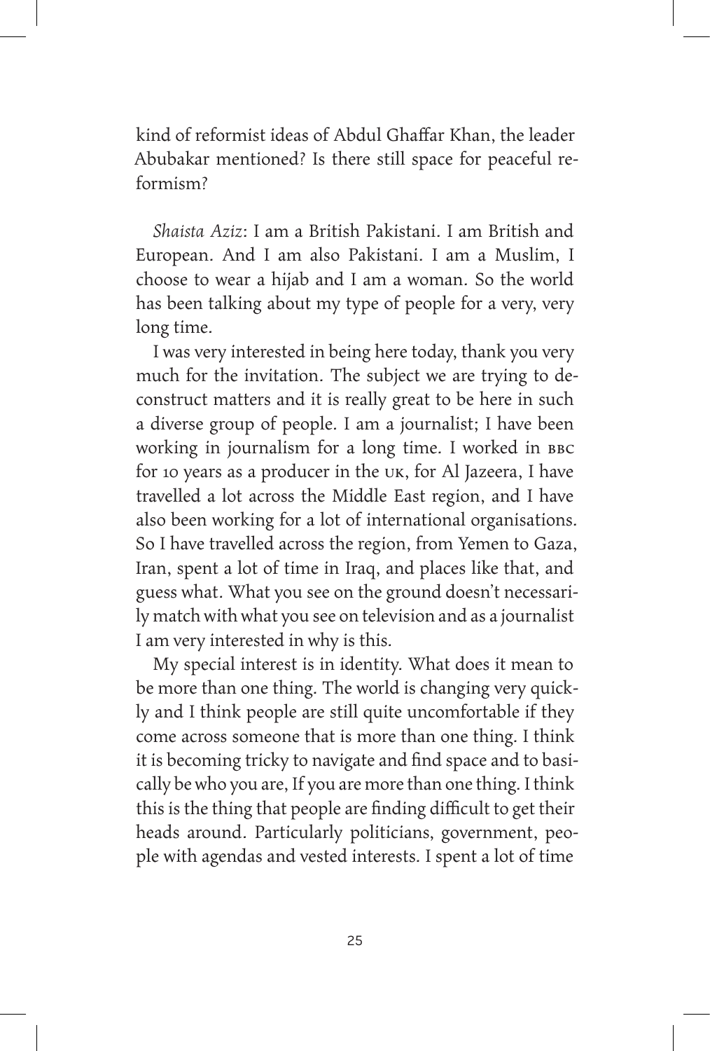kind of reformist ideas of Abdul Ghaffar Khan, the leader Abubakar mentioned? Is there still space for peaceful reformism?

*Shaista Aziz*: I am a British Pakistani. I am British and European. And I am also Pakistani. I am a Muslim, I choose to wear a hijab and I am a woman. So the world has been talking about my type of people for a very, very long time.

I was very interested in being here today, thank you very much for the invitation. The subject we are trying to deconstruct matters and it is really great to be here in such a diverse group of people. I am a journalist; I have been working in journalism for a long time. I worked in BBC for 10 years as a producer in the UK, for Al Jazeera, I have travelled a lot across the Middle East region, and I have also been working for a lot of international organisations. So I have travelled across the region, from Yemen to Gaza, Iran, spent a lot of time in Iraq, and places like that, and guess what. What you see on the ground doesn't necessarily match with what you see on television and as a journalist I am very interested in why is this.

My special interest is in identity. What does it mean to be more than one thing. The world is changing very quickly and I think people are still quite uncomfortable if they come across someone that is more than one thing. I think it is becoming tricky to navigate and find space and to basically be who you are, If you are more than one thing. I think this is the thing that people are finding difficult to get their heads around. Particularly politicians, government, people with agendas and vested interests. I spent a lot of time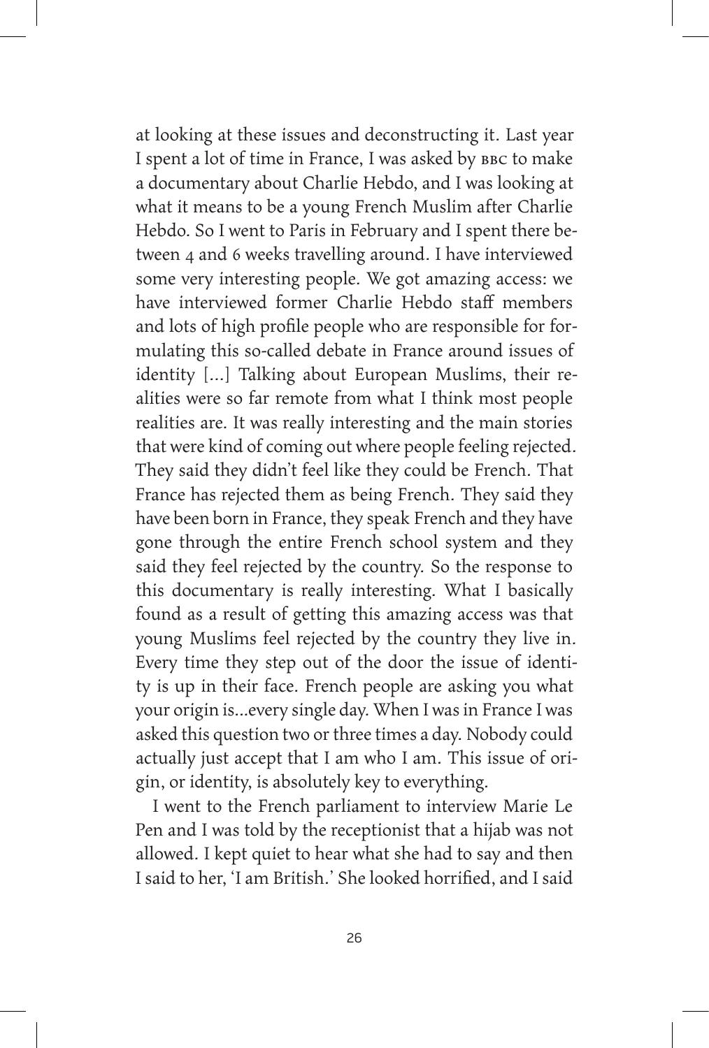at looking at these issues and deconstructing it. Last year I spent a lot of time in France, I was asked by BBC to make a documentary about Charlie Hebdo, and I was looking at what it means to be a young French Muslim after Charlie Hebdo. So I went to Paris in February and I spent there between 4 and 6 weeks travelling around. I have interviewed some very interesting people. We got amazing access: we have interviewed former Charlie Hebdo staff members and lots of high profile people who are responsible for formulating this so-called debate in France around issues of identity [...] Talking about European Muslims, their realities were so far remote from what I think most people realities are. It was really interesting and the main stories that were kind of coming out where people feeling rejected. They said they didn't feel like they could be French. That France has rejected them as being French. They said they have been born in France, they speak French and they have gone through the entire French school system and they said they feel rejected by the country. So the response to this documentary is really interesting. What I basically found as a result of getting this amazing access was that young Muslims feel rejected by the country they live in. Every time they step out of the door the issue of identity is up in their face. French people are asking you what your origin is...every single day. When I was in France I was asked this question two or three times a day. Nobody could actually just accept that I am who I am. This issue of origin, or identity, is absolutely key to everything.

I went to the French parliament to interview Marie Le Pen and I was told by the receptionist that a hijab was not allowed. I kept quiet to hear what she had to say and then I said to her, 'I am British.' She looked horrified, and I said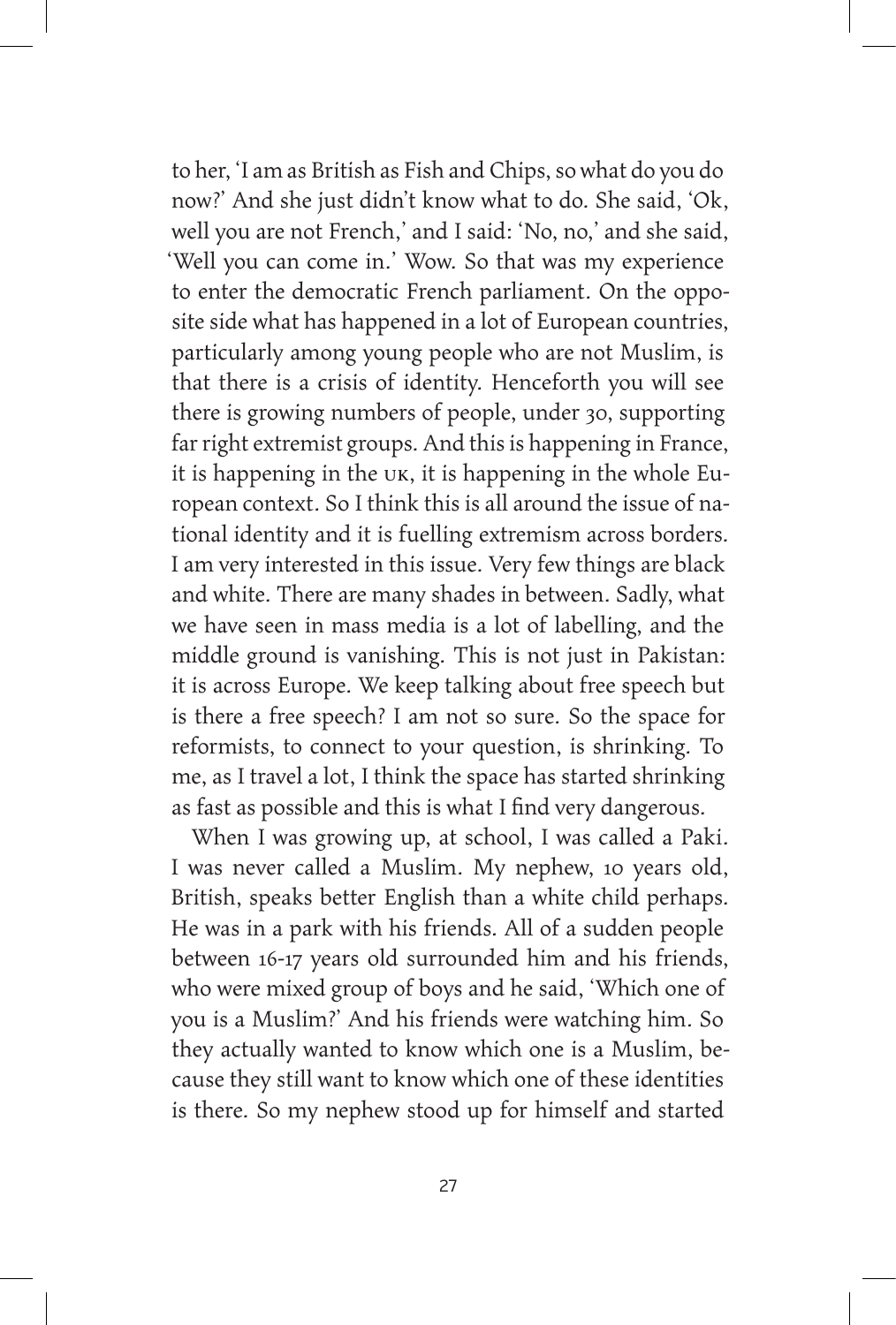to her, 'I am as British as Fish and Chips, so what do you do now?' And she just didn't know what to do. She said, 'Ok, well you are not French,' and I said: 'No, no,' and she said, 'Well you can come in.' Wow. So that was my experience to enter the democratic French parliament. On the opposite side what has happened in a lot of European countries, particularly among young people who are not Muslim, is that there is a crisis of identity. Henceforth you will see there is growing numbers of people, under 30, supporting far right extremist groups. And this is happening in France, it is happening in the UK, it is happening in the whole European context. So I think this is all around the issue of national identity and it is fuelling extremism across borders. I am very interested in this issue. Very few things are black and white. There are many shades in between. Sadly, what we have seen in mass media is a lot of labelling, and the middle ground is vanishing. This is not just in Pakistan: it is across Europe. We keep talking about free speech but is there a free speech? I am not so sure. So the space for reformists, to connect to your question, is shrinking. To me, as I travel a lot, I think the space has started shrinking as fast as possible and this is what I find very dangerous.

When I was growing up, at school, I was called a Paki. I was never called a Muslim. My nephew, 10 years old, British, speaks better English than a white child perhaps. He was in a park with his friends. All of a sudden people between 16-17 years old surrounded him and his friends, who were mixed group of boys and he said, 'Which one of you is a Muslim?' And his friends were watching him. So they actually wanted to know which one is a Muslim, because they still want to know which one of these identities is there. So my nephew stood up for himself and started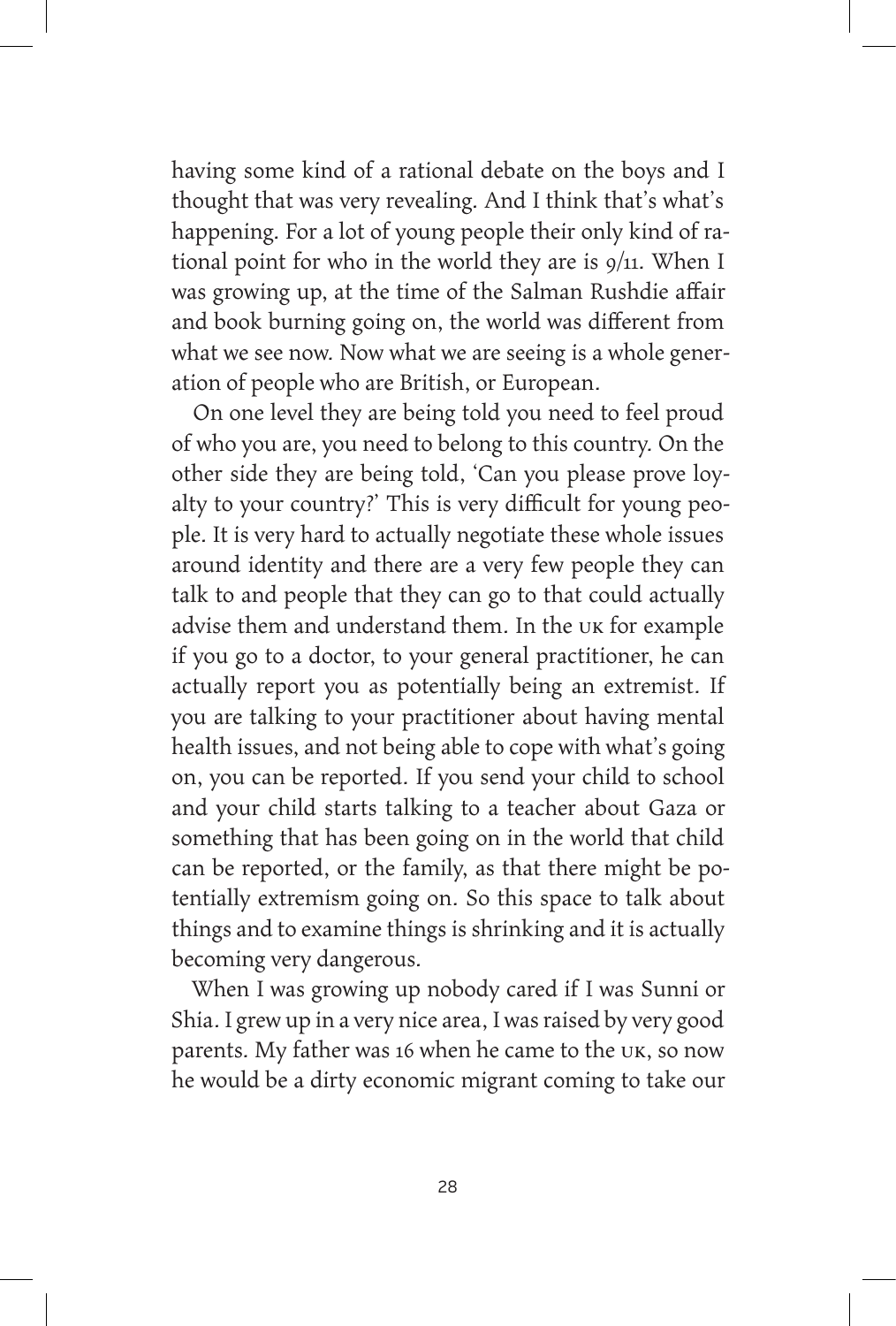having some kind of a rational debate on the boys and I thought that was very revealing. And I think that's what's happening. For a lot of young people their only kind of rational point for who in the world they are is 9/11. When I was growing up, at the time of the Salman Rushdie affair and book burning going on, the world was different from what we see now. Now what we are seeing is a whole generation of people who are British, or European.

On one level they are being told you need to feel proud of who you are, you need to belong to this country. On the other side they are being told, 'Can you please prove loyalty to your country?' This is very difficult for young people. It is very hard to actually negotiate these whole issues around identity and there are a very few people they can talk to and people that they can go to that could actually advise them and understand them. In the UK for example if you go to a doctor, to your general practitioner, he can actually report you as potentially being an extremist. If you are talking to your practitioner about having mental health issues, and not being able to cope with what's going on, you can be reported. If you send your child to school and your child starts talking to a teacher about Gaza or something that has been going on in the world that child can be reported, or the family, as that there might be potentially extremism going on. So this space to talk about things and to examine things is shrinking and it is actually becoming very dangerous.

When I was growing up nobody cared if I was Sunni or Shia. I grew up in a very nice area, I was raised by very good parents. My father was 16 when he came to the UK, so now he would be a dirty economic migrant coming to take our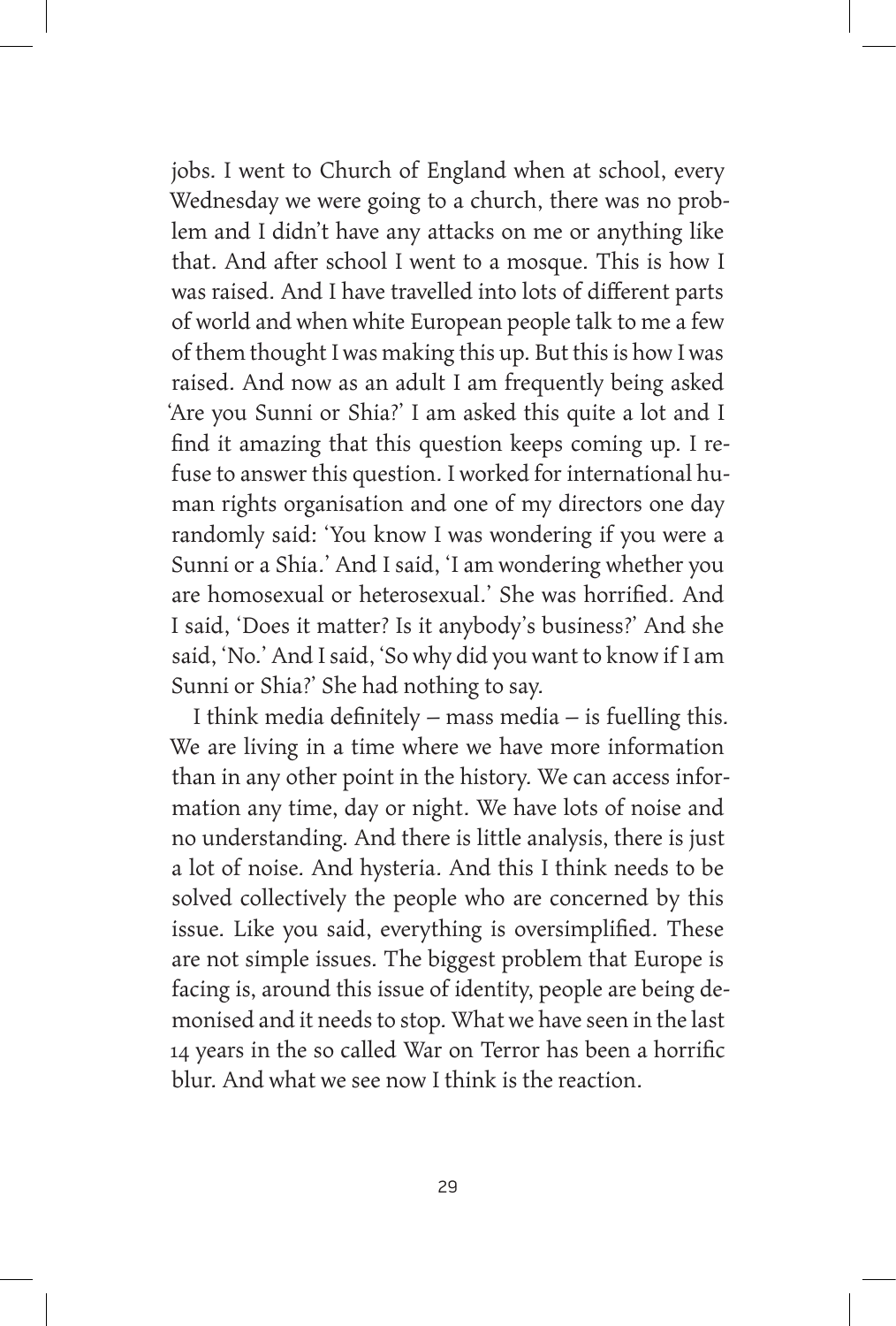jobs. I went to Church of England when at school, every Wednesday we were going to a church, there was no problem and I didn't have any attacks on me or anything like that. And after school I went to a mosque. This is how I was raised. And I have travelled into lots of different parts of world and when white European people talk to me a few of them thought I was making this up. But this is how I was raised. And now as an adult I am frequently being asked 'Are you Sunni or Shia?' I am asked this quite a lot and I find it amazing that this question keeps coming up. I refuse to answer this question. I worked for international human rights organisation and one of my directors one day randomly said: 'You know I was wondering if you were a Sunni or a Shia.' And I said, 'I am wondering whether you are homosexual or heterosexual.' She was horrified. And I said, 'Does it matter? Is it anybody's business?' And she said, 'No.' And I said, 'So why did you want to know if I am Sunni or Shia?' She had nothing to say.

I think media definitely – mass media – is fuelling this. We are living in a time where we have more information than in any other point in the history. We can access information any time, day or night. We have lots of noise and no understanding. And there is little analysis, there is just a lot of noise. And hysteria. And this I think needs to be solved collectively the people who are concerned by this issue. Like you said, everything is oversimplified. These are not simple issues. The biggest problem that Europe is facing is, around this issue of identity, people are being demonised and it needs to stop. What we have seen in the last 14 years in the so called War on Terror has been a horrific blur. And what we see now I think is the reaction.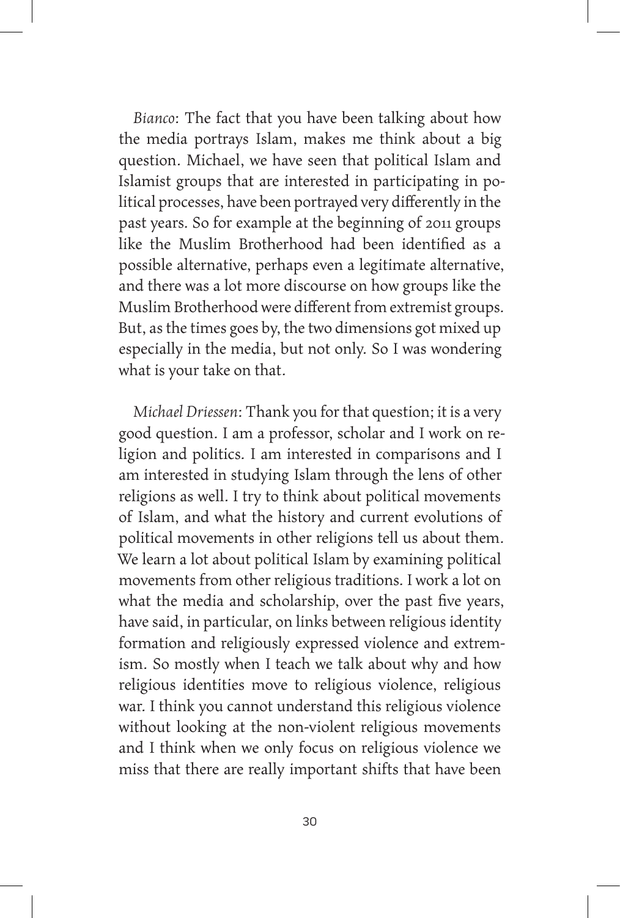*Bianco*: The fact that you have been talking about how the media portrays Islam, makes me think about a big question. Michael, we have seen that political Islam and Islamist groups that are interested in participating in political processes, have been portrayed very differently in the past years. So for example at the beginning of 2011 groups like the Muslim Brotherhood had been identified as a possible alternative, perhaps even a legitimate alternative, and there was a lot more discourse on how groups like the Muslim Brotherhood were different from extremist groups. But, as the times goes by, the two dimensions got mixed up especially in the media, but not only. So I was wondering what is your take on that.

*Michael Driessen*: Thank you for that question; it is a very good question. I am a professor, scholar and I work on religion and politics. I am interested in comparisons and I am interested in studying Islam through the lens of other religions as well. I try to think about political movements of Islam, and what the history and current evolutions of political movements in other religions tell us about them. We learn a lot about political Islam by examining political movements from other religious traditions. I work a lot on what the media and scholarship, over the past five years, have said, in particular, on links between religious identity formation and religiously expressed violence and extremism. So mostly when I teach we talk about why and how religious identities move to religious violence, religious war. I think you cannot understand this religious violence without looking at the non-violent religious movements and I think when we only focus on religious violence we miss that there are really important shifts that have been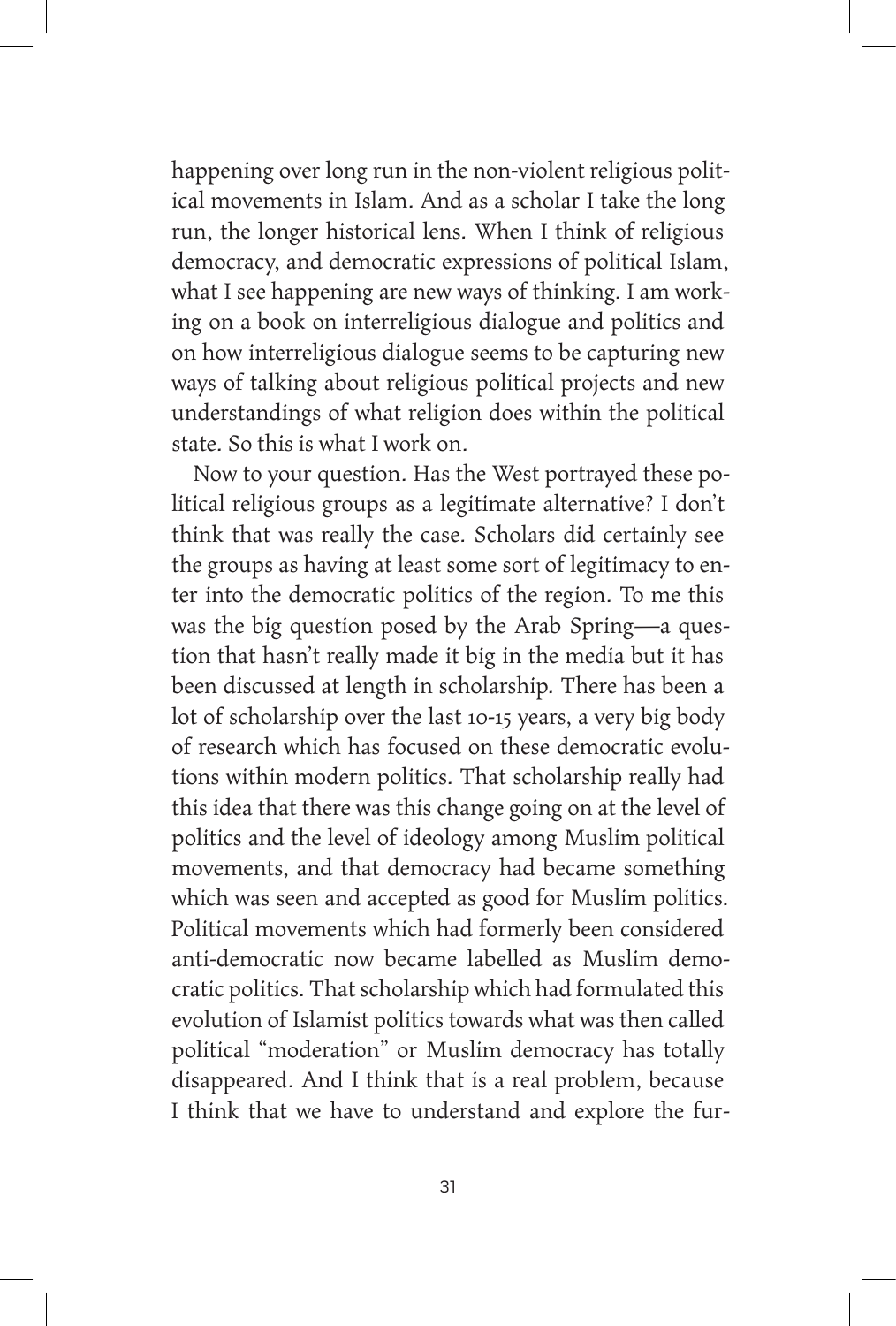happening over long run in the non-violent religious political movements in Islam. And as a scholar I take the long run, the longer historical lens. When I think of religious democracy, and democratic expressions of political Islam, what I see happening are new ways of thinking. I am working on a book on interreligious dialogue and politics and on how interreligious dialogue seems to be capturing new ways of talking about religious political projects and new understandings of what religion does within the political state. So this is what I work on.

Now to your question. Has the West portrayed these political religious groups as a legitimate alternative? I don't think that was really the case. Scholars did certainly see the groups as having at least some sort of legitimacy to enter into the democratic politics of the region. To me this was the big question posed by the Arab Spring—a question that hasn't really made it big in the media but it has been discussed at length in scholarship. There has been a lot of scholarship over the last 10-15 years, a very big body of research which has focused on these democratic evolutions within modern politics. That scholarship really had this idea that there was this change going on at the level of politics and the level of ideology among Muslim political movements, and that democracy had became something which was seen and accepted as good for Muslim politics. Political movements which had formerly been considered anti-democratic now became labelled as Muslim democratic politics. That scholarship which had formulated this evolution of Islamist politics towards what was then called political "moderation" or Muslim democracy has totally disappeared. And I think that is a real problem, because I think that we have to understand and explore the fur-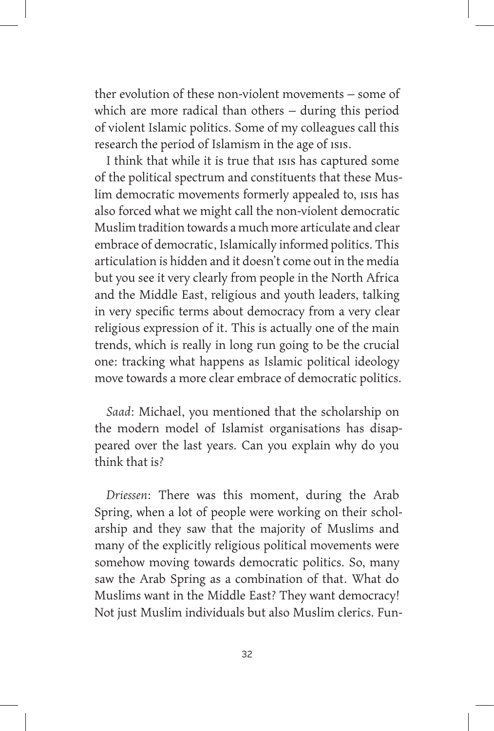ther evolution of these non-violent movements – some of which are more radical than others – during this period of violent Islamic politics. Some of my colleagues call this research the period of Islamism in the age of ISIS.

I think that while it is true that ISIS has captured some of the political spectrum and constituents that these Muslim democratic movements formerly appealed to, ISIS has also forced what we might call the non-violent democratic Muslim tradition towards a much more articulate and clear embrace of democratic, Islamically informed politics. This articulation is hidden and it doesn't come out in the media but you see it very clearly from people in the North Africa and the Middle East, religious and youth leaders, talking in very specific terms about democracy from a very clear religious expression of it. This is actually one of the main trends, which is really in long run going to be the crucial one: tracking what happens as Islamic political ideology move towards a more clear embrace of democratic politics.

*Saad*: Michael, you mentioned that the scholarship on the modern model of Islamist organisations has disappeared over the last years. Can you explain why do you think that is?

*Driessen*: There was this moment, during the Arab Spring, when a lot of people were working on their scholarship and they saw that the majority of Muslims and many of the explicitly religious political movements were somehow moving towards democratic politics. So, many saw the Arab Spring as a combination of that. What do Muslims want in the Middle East? They want democracy! Not just Muslim individuals but also Muslim clerics. Fun-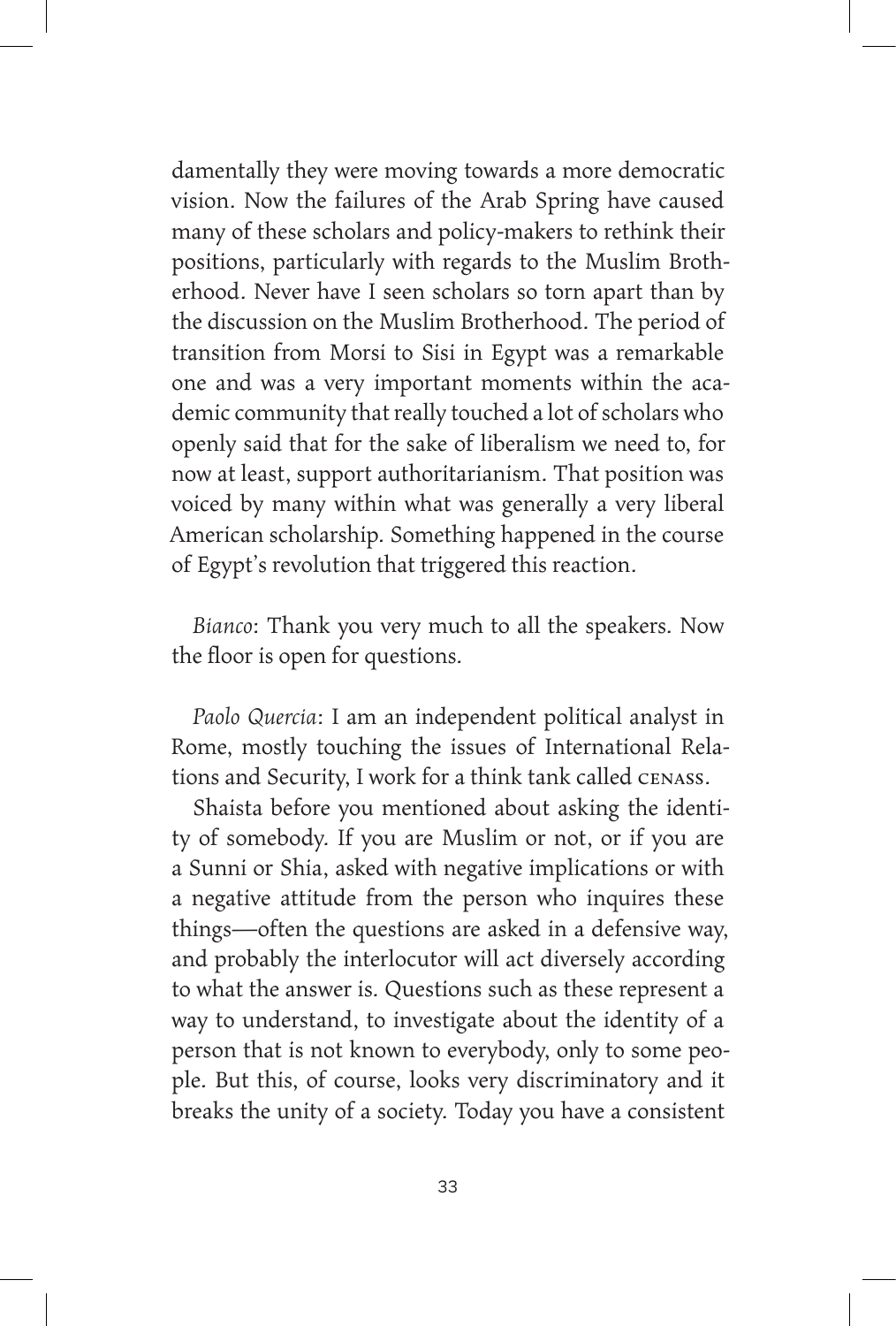damentally they were moving towards a more democratic vision. Now the failures of the Arab Spring have caused many of these scholars and policy-makers to rethink their positions, particularly with regards to the Muslim Brotherhood. Never have I seen scholars so torn apart than by the discussion on the Muslim Brotherhood. The period of transition from Morsi to Sisi in Egypt was a remarkable one and was a very important moments within the academic community that really touched a lot of scholars who openly said that for the sake of liberalism we need to, for now at least, support authoritarianism. That position was voiced by many within what was generally a very liberal American scholarship. Something happened in the course of Egypt's revolution that triggered this reaction.

*Bianco*: Thank you very much to all the speakers. Now the floor is open for questions.

*Paolo Quercia*: I am an independent political analyst in Rome, mostly touching the issues of International Relations and Security, I work for a think tank called CENASS.

Shaista before you mentioned about asking the identity of somebody. If you are Muslim or not, or if you are a Sunni or Shia, asked with negative implications or with a negative attitude from the person who inquires these things—often the questions are asked in a defensive way, and probably the interlocutor will act diversely according to what the answer is. Questions such as these represent a way to understand, to investigate about the identity of a person that is not known to everybody, only to some people. But this, of course, looks very discriminatory and it breaks the unity of a society. Today you have a consistent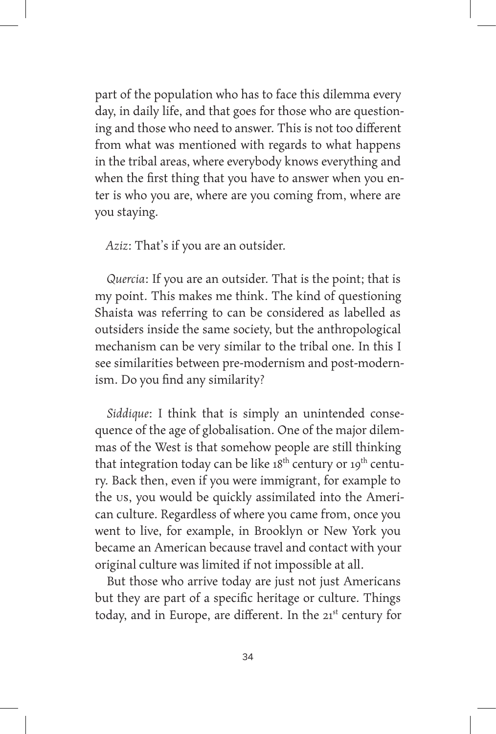part of the population who has to face this dilemma every day, in daily life, and that goes for those who are questioning and those who need to answer. This is not too different from what was mentioned with regards to what happens in the tribal areas, where everybody knows everything and when the first thing that you have to answer when you enter is who you are, where are you coming from, where are you staying.

*Aziz*: That's if you are an outsider.

*Quercia*: If you are an outsider. That is the point; that is my point. This makes me think. The kind of questioning Shaista was referring to can be considered as labelled as outsiders inside the same society, but the anthropological mechanism can be very similar to the tribal one. In this I see similarities between pre-modernism and post-modernism. Do you find any similarity?

*Siddique*: I think that is simply an unintended consequence of the age of globalisation. One of the major dilemmas of the West is that somehow people are still thinking that integration today can be like 18th century or 19th century. Back then, even if you were immigrant, for example to the US, you would be quickly assimilated into the American culture. Regardless of where you came from, once you went to live, for example, in Brooklyn or New York you became an American because travel and contact with your original culture was limited if not impossible at all.

But those who arrive today are just not just Americans but they are part of a specific heritage or culture. Things today, and in Europe, are different. In the 21st century for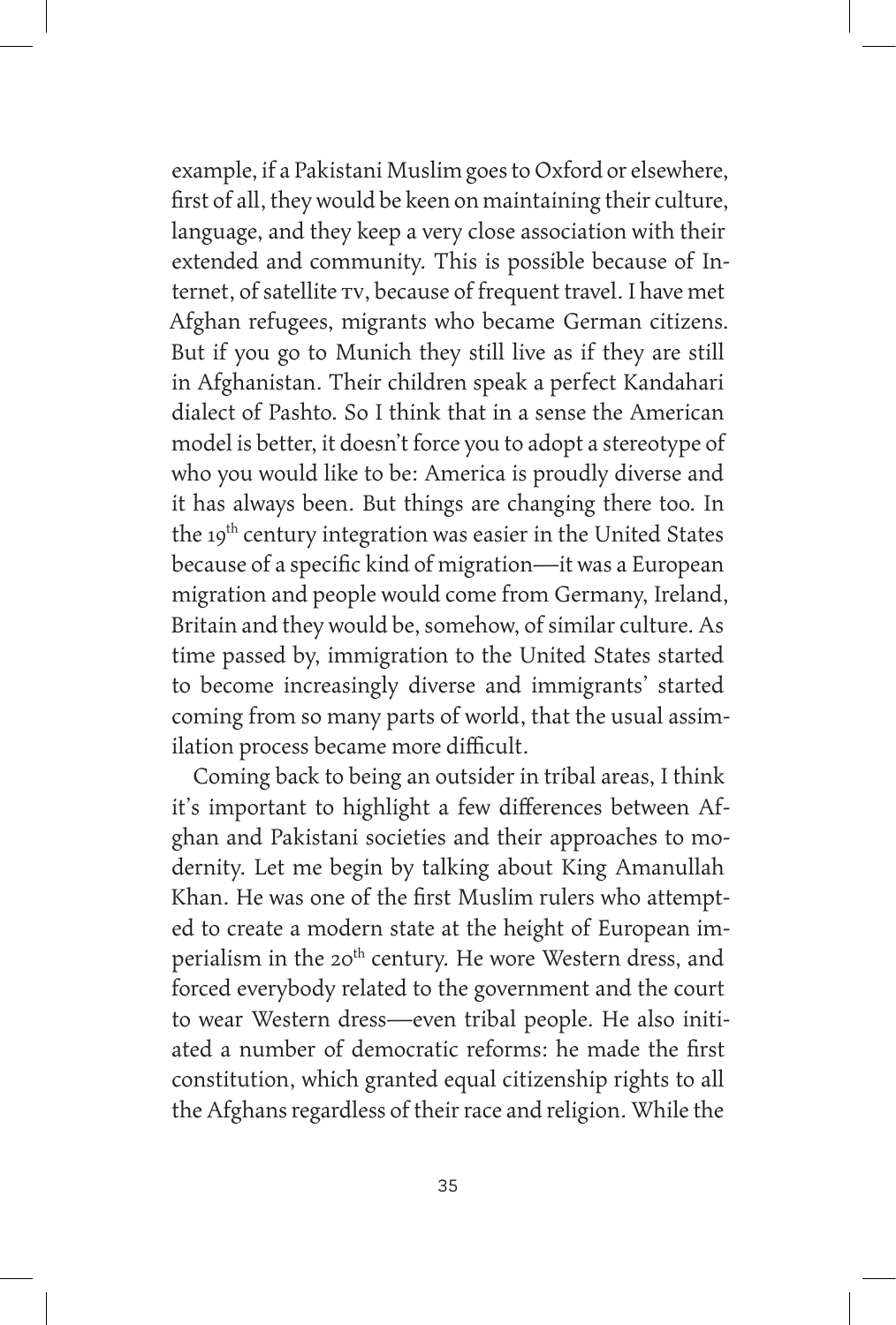example, if a Pakistani Muslim goes to Oxford or elsewhere, first of all, they would be keen on maintaining their culture, language, and they keep a very close association with their extended and community. This is possible because of Internet, of satellite TV, because of frequent travel. I have met Afghan refugees, migrants who became German citizens. But if you go to Munich they still live as if they are still in Afghanistan. Their children speak a perfect Kandahari dialect of Pashto. So I think that in a sense the American model is better, it doesn't force you to adopt a stereotype of who you would like to be: America is proudly diverse and it has always been. But things are changing there too. In the 19th century integration was easier in the United States because of a specific kind of migration—it was a European migration and people would come from Germany, Ireland, Britain and they would be, somehow, of similar culture. As time passed by, immigration to the United States started to become increasingly diverse and immigrants' started coming from so many parts of world, that the usual assimilation process became more difficult.

Coming back to being an outsider in tribal areas, I think it's important to highlight a few differences between Afghan and Pakistani societies and their approaches to modernity. Let me begin by talking about King Amanullah Khan. He was one of the first Muslim rulers who attempted to create a modern state at the height of European imperialism in the 20th century. He wore Western dress, and forced everybody related to the government and the court to wear Western dress—even tribal people. He also initiated a number of democratic reforms: he made the first constitution, which granted equal citizenship rights to all the Afghans regardless of their race and religion. While the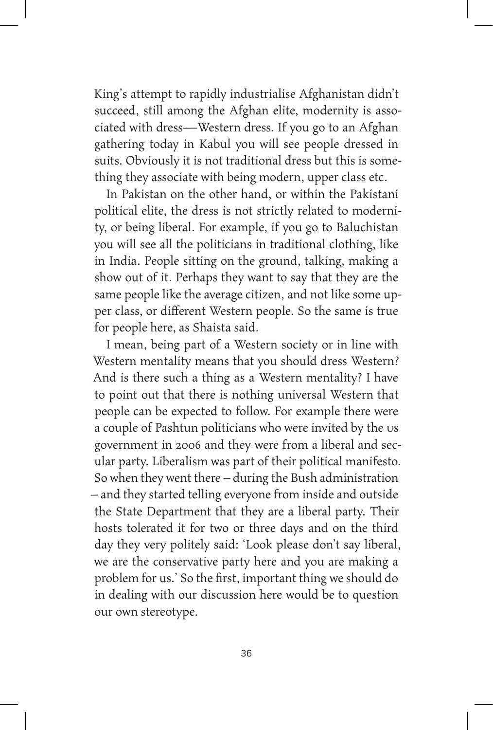King's attempt to rapidly industrialise Afghanistan didn't succeed, still among the Afghan elite, modernity is associated with dress—Western dress. If you go to an Afghan gathering today in Kabul you will see people dressed in suits. Obviously it is not traditional dress but this is something they associate with being modern, upper class etc.

In Pakistan on the other hand, or within the Pakistani political elite, the dress is not strictly related to modernity, or being liberal. For example, if you go to Baluchistan you will see all the politicians in traditional clothing, like in India. People sitting on the ground, talking, making a show out of it. Perhaps they want to say that they are the same people like the average citizen, and not like some upper class, or different Western people. So the same is true for people here, as Shaista said.

I mean, being part of a Western society or in line with Western mentality means that you should dress Western? And is there such a thing as a Western mentality? I have to point out that there is nothing universal Western that people can be expected to follow. For example there were a couple of Pashtun politicians who were invited by the US government in 2006 and they were from a liberal and secular party. Liberalism was part of their political manifesto. So when they went there – during the Bush administration – and they started telling everyone from inside and outside the State Department that they are a liberal party. Their hosts tolerated it for two or three days and on the third day they very politely said: 'Look please don't say liberal, we are the conservative party here and you are making a problem for us.' So the first, important thing we should do in dealing with our discussion here would be to question our own stereotype.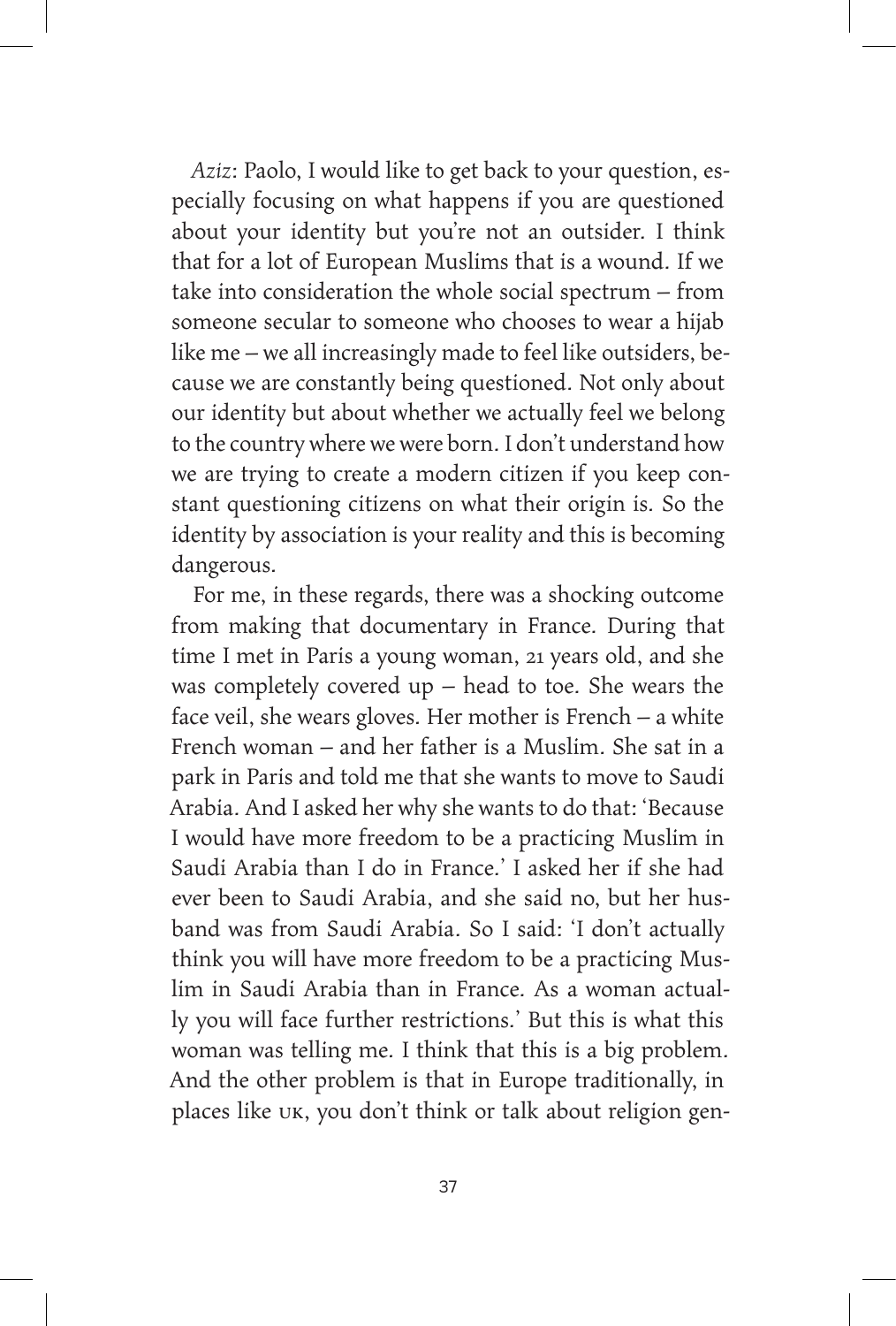*Aziz*: Paolo, I would like to get back to your question, especially focusing on what happens if you are questioned about your identity but you're not an outsider. I think that for a lot of European Muslims that is a wound. If we take into consideration the whole social spectrum – from someone secular to someone who chooses to wear a hijab like me – we all increasingly made to feel like outsiders, because we are constantly being questioned. Not only about our identity but about whether we actually feel we belong to the country where we were born. I don't understand how we are trying to create a modern citizen if you keep constant questioning citizens on what their origin is. So the identity by association is your reality and this is becoming dangerous.

For me, in these regards, there was a shocking outcome from making that documentary in France. During that time I met in Paris a young woman, 21 years old, and she was completely covered up – head to toe. She wears the face veil, she wears gloves. Her mother is French – a white French woman – and her father is a Muslim. She sat in a park in Paris and told me that she wants to move to Saudi Arabia. And I asked her why she wants to do that: 'Because I would have more freedom to be a practicing Muslim in Saudi Arabia than I do in France.' I asked her if she had ever been to Saudi Arabia, and she said no, but her husband was from Saudi Arabia. So I said: 'I don't actually think you will have more freedom to be a practicing Muslim in Saudi Arabia than in France. As a woman actually you will face further restrictions.' But this is what this woman was telling me. I think that this is a big problem. And the other problem is that in Europe traditionally, in places like UK, you don't think or talk about religion gen-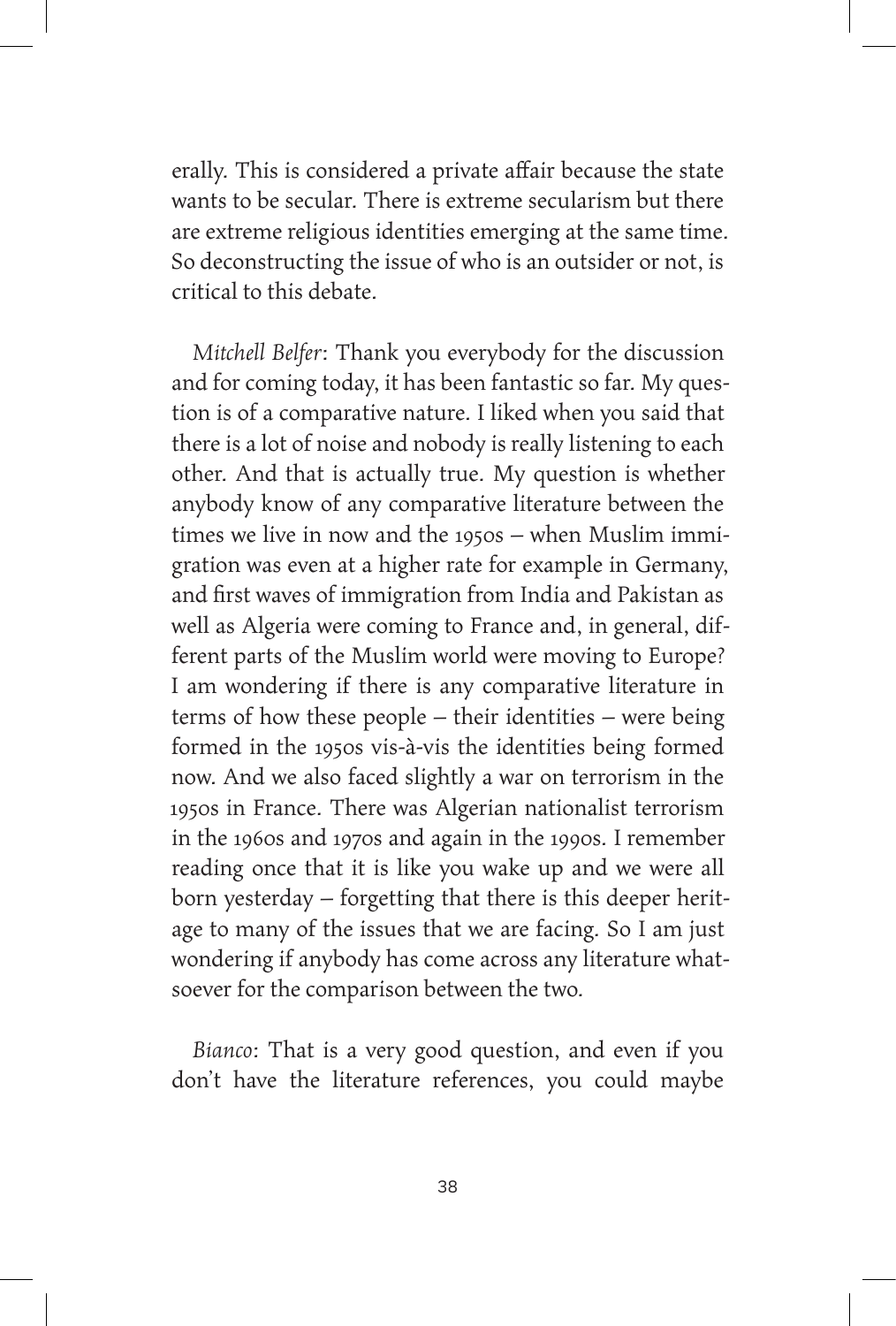erally. This is considered a private affair because the state wants to be secular. There is extreme secularism but there are extreme religious identities emerging at the same time. So deconstructing the issue of who is an outsider or not, is critical to this debate.

*Mitchell Belfer*: Thank you everybody for the discussion and for coming today, it has been fantastic so far. My question is of a comparative nature. I liked when you said that there is a lot of noise and nobody is really listening to each other. And that is actually true. My question is whether anybody know of any comparative literature between the times we live in now and the 1950s – when Muslim immigration was even at a higher rate for example in Germany, and first waves of immigration from India and Pakistan as well as Algeria were coming to France and, in general, different parts of the Muslim world were moving to Europe? I am wondering if there is any comparative literature in terms of how these people – their identities – were being formed in the 1950s vis-à-vis the identities being formed now. And we also faced slightly a war on terrorism in the 1950s in France. There was Algerian nationalist terrorism in the 1960s and 1970s and again in the 1990s. I remember reading once that it is like you wake up and we were all born yesterday – forgetting that there is this deeper heritage to many of the issues that we are facing. So I am just wondering if anybody has come across any literature whatsoever for the comparison between the two.

*Bianco*: That is a very good question, and even if you don't have the literature references, you could maybe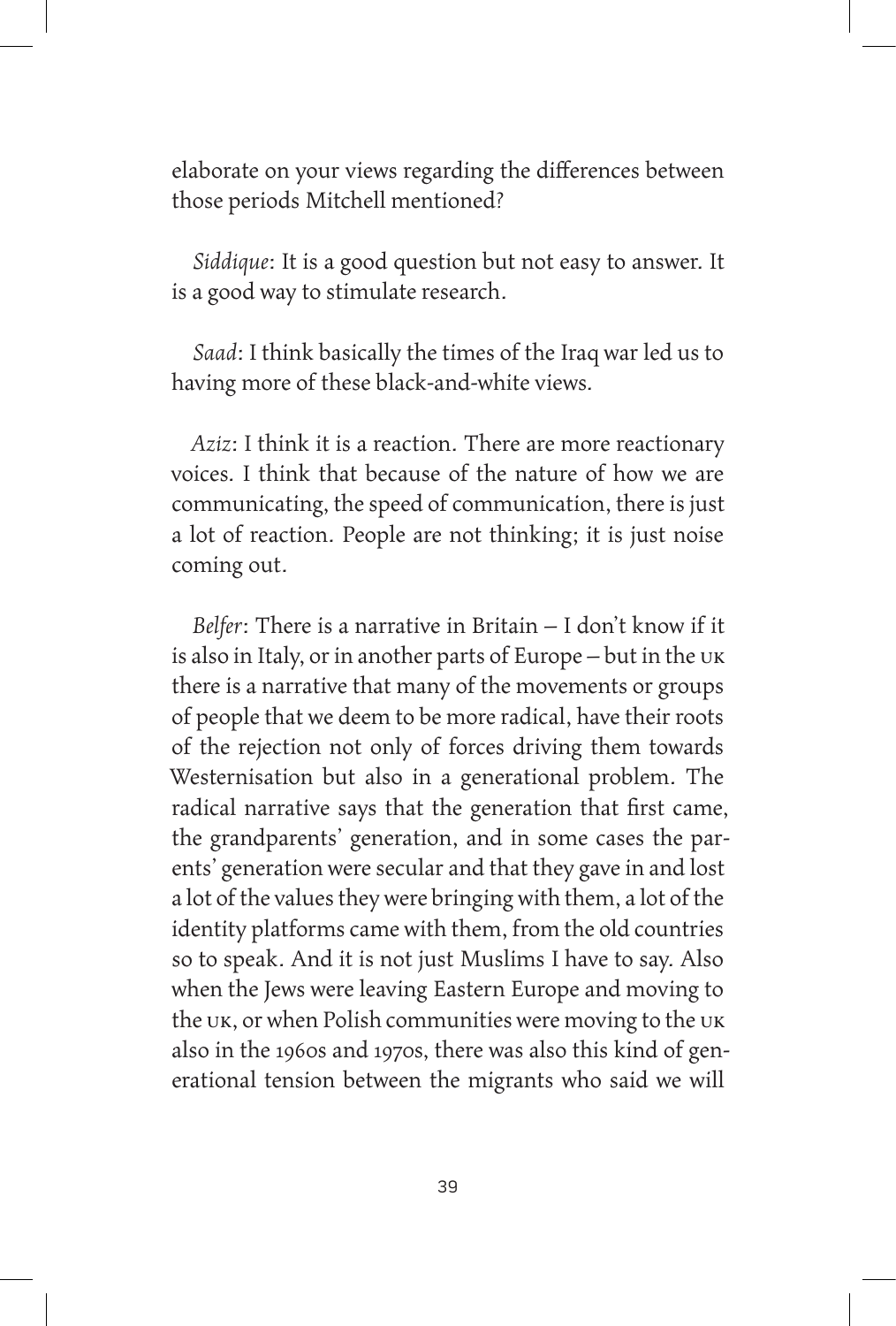elaborate on your views regarding the differences between those periods Mitchell mentioned?

*Siddique*: It is a good question but not easy to answer. It is a good way to stimulate research.

*Saad*: I think basically the times of the Iraq war led us to having more of these black-and-white views.

*Aziz*: I think it is a reaction. There are more reactionary voices. I think that because of the nature of how we are communicating, the speed of communication, there is just a lot of reaction. People are not thinking; it is just noise coming out.

*Belfer*: There is a narrative in Britain – I don't know if it is also in Italy, or in another parts of Europe – but in the UK there is a narrative that many of the movements or groups of people that we deem to be more radical, have their roots of the rejection not only of forces driving them towards Westernisation but also in a generational problem. The radical narrative says that the generation that first came, the grandparents' generation, and in some cases the parents' generation were secular and that they gave in and lost a lot of the values they were bringing with them, a lot of the identity platforms came with them, from the old countries so to speak. And it is not just Muslims I have to say. Also when the Jews were leaving Eastern Europe and moving to the UK, or when Polish communities were moving to the UK also in the 1960s and 1970s, there was also this kind of generational tension between the migrants who said we will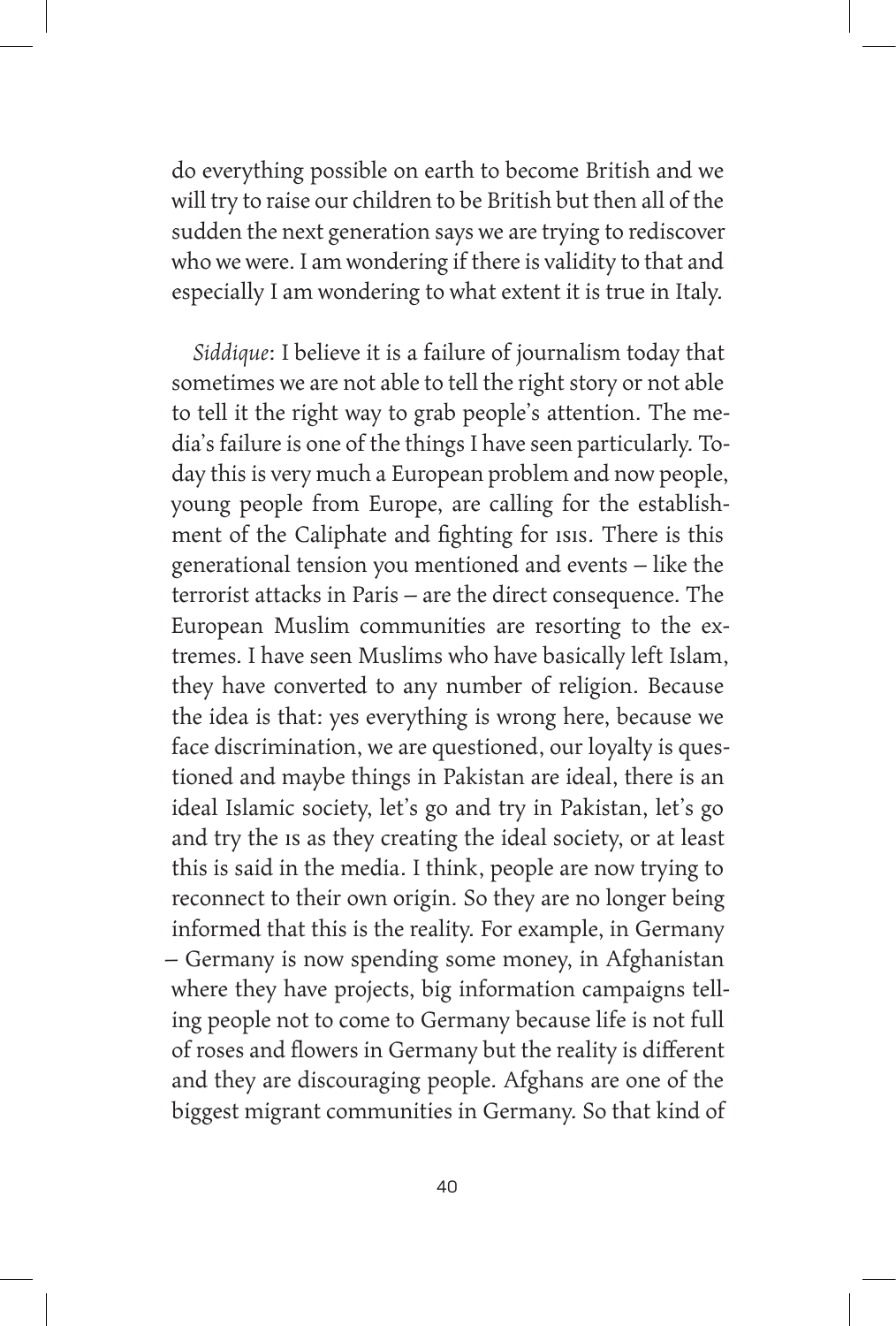do everything possible on earth to become British and we will try to raise our children to be British but then all of the sudden the next generation says we are trying to rediscover who we were. I am wondering if there is validity to that and especially I am wondering to what extent it is true in Italy.

*Siddique*: I believe it is a failure of journalism today that sometimes we are not able to tell the right story or not able to tell it the right way to grab people's attention. The media's failure is one of the things I have seen particularly. Today this is very much a European problem and now people, young people from Europe, are calling for the establishment of the Caliphate and fighting for ISIS. There is this generational tension you mentioned and events – like the terrorist attacks in Paris – are the direct consequence. The European Muslim communities are resorting to the extremes. I have seen Muslims who have basically left Islam, they have converted to any number of religion. Because the idea is that: yes everything is wrong here, because we face discrimination, we are questioned, our loyalty is questioned and maybe things in Pakistan are ideal, there is an ideal Islamic society, let's go and try in Pakistan, let's go and try the IS as they creating the ideal society, or at least this is said in the media. I think, people are now trying to reconnect to their own origin. So they are no longer being informed that this is the reality. For example, in Germany – Germany is now spending some money, in Afghanistan where they have projects, big information campaigns telling people not to come to Germany because life is not full of roses and flowers in Germany but the reality is different and they are discouraging people. Afghans are one of the biggest migrant communities in Germany. So that kind of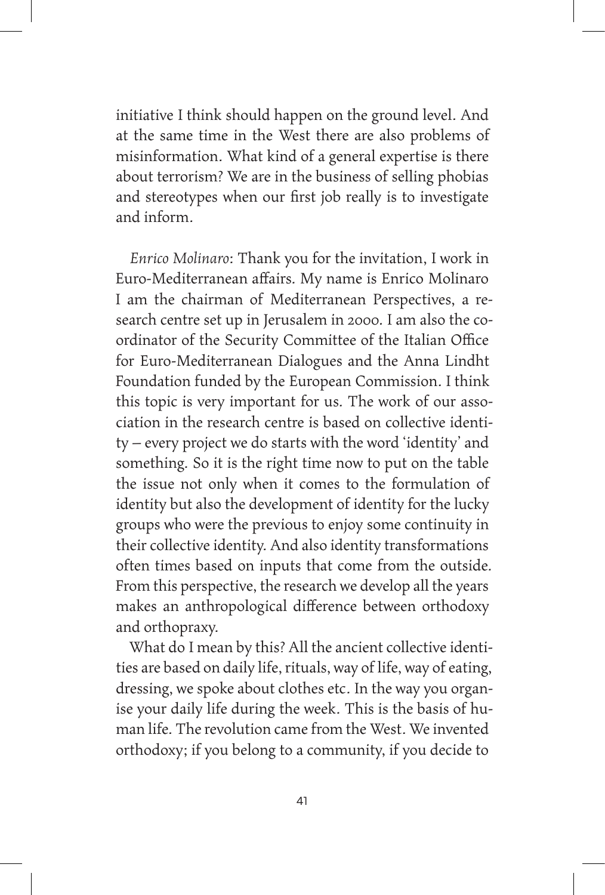initiative I think should happen on the ground level. And at the same time in the West there are also problems of misinformation. What kind of a general expertise is there about terrorism? We are in the business of selling phobias and stereotypes when our first job really is to investigate and inform.

*Enrico Molinaro*: Thank you for the invitation, I work in Euro-Mediterranean affairs. My name is Enrico Molinaro I am the chairman of Mediterranean Perspectives, a research centre set up in Jerusalem in 2000. I am also the coordinator of the Security Committee of the Italian Office for Euro-Mediterranean Dialogues and the Anna Lindht Foundation funded by the European Commission. I think this topic is very important for us. The work of our association in the research centre is based on collective identity – every project we do starts with the word 'identity' and something. So it is the right time now to put on the table the issue not only when it comes to the formulation of identity but also the development of identity for the lucky groups who were the previous to enjoy some continuity in their collective identity. And also identity transformations often times based on inputs that come from the outside. From this perspective, the research we develop all the years makes an anthropological difference between orthodoxy and orthopraxy.

What do I mean by this? All the ancient collective identities are based on daily life, rituals, way of life, way of eating, dressing, we spoke about clothes etc. In the way you organise your daily life during the week. This is the basis of human life. The revolution came from the West. We invented orthodoxy; if you belong to a community, if you decide to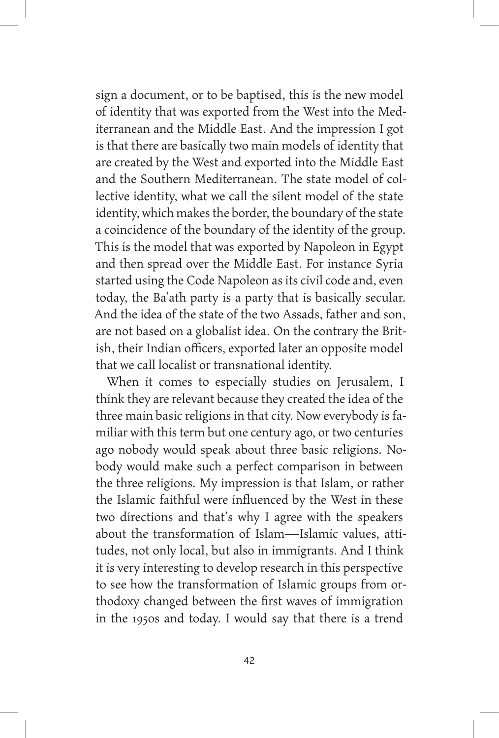sign a document, or to be baptised, this is the new model of identity that was exported from the West into the Mediterranean and the Middle East. And the impression I got is that there are basically two main models of identity that are created by the West and exported into the Middle East and the Southern Mediterranean. The state model of collective identity, what we call the silent model of the state identity, which makes the border, the boundary of the state a coincidence of the boundary of the identity of the group. This is the model that was exported by Napoleon in Egypt and then spread over the Middle East. For instance Syria started using the Code Napoleon as its civil code and, even today, the Ba'ath party is a party that is basically secular. And the idea of the state of the two Assads, father and son, are not based on a globalist idea. On the contrary the British, their Indian officers, exported later an opposite model that we call localist or transnational identity.

When it comes to especially studies on Jerusalem, I think they are relevant because they created the idea of the three main basic religions in that city. Now everybody is familiar with this term but one century ago, or two centuries ago nobody would speak about three basic religions. Nobody would make such a perfect comparison in between the three religions. My impression is that Islam, or rather the Islamic faithful were influenced by the West in these two directions and that's why I agree with the speakers about the transformation of Islam—Islamic values, attitudes, not only local, but also in immigrants. And I think it is very interesting to develop research in this perspective to see how the transformation of Islamic groups from orthodoxy changed between the first waves of immigration in the 1950s and today. I would say that there is a trend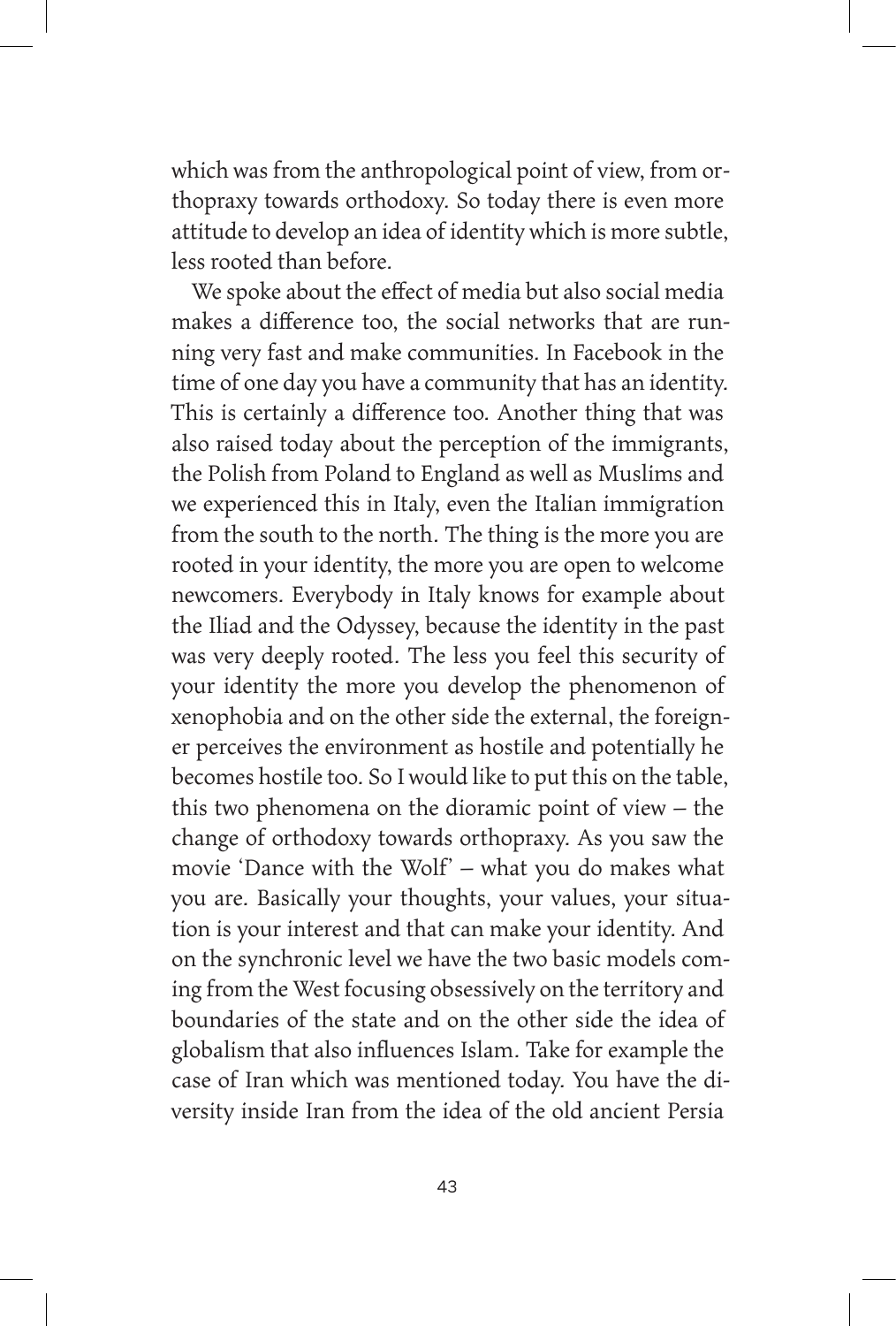which was from the anthropological point of view, from orthopraxy towards orthodoxy. So today there is even more attitude to develop an idea of identity which is more subtle, less rooted than before.

We spoke about the effect of media but also social media makes a difference too, the social networks that are running very fast and make communities. In Facebook in the time of one day you have a community that has an identity. This is certainly a difference too. Another thing that was also raised today about the perception of the immigrants, the Polish from Poland to England as well as Muslims and we experienced this in Italy, even the Italian immigration from the south to the north. The thing is the more you are rooted in your identity, the more you are open to welcome newcomers. Everybody in Italy knows for example about the Iliad and the Odyssey, because the identity in the past was very deeply rooted. The less you feel this security of your identity the more you develop the phenomenon of xenophobia and on the other side the external, the foreigner perceives the environment as hostile and potentially he becomes hostile too. So I would like to put this on the table, this two phenomena on the dioramic point of view – the change of orthodoxy towards orthopraxy. As you saw the movie 'Dance with the Wolf' – what you do makes what you are. Basically your thoughts, your values, your situation is your interest and that can make your identity. And on the synchronic level we have the two basic models coming from the West focusing obsessively on the territory and boundaries of the state and on the other side the idea of globalism that also influences Islam. Take for example the case of Iran which was mentioned today. You have the diversity inside Iran from the idea of the old ancient Persia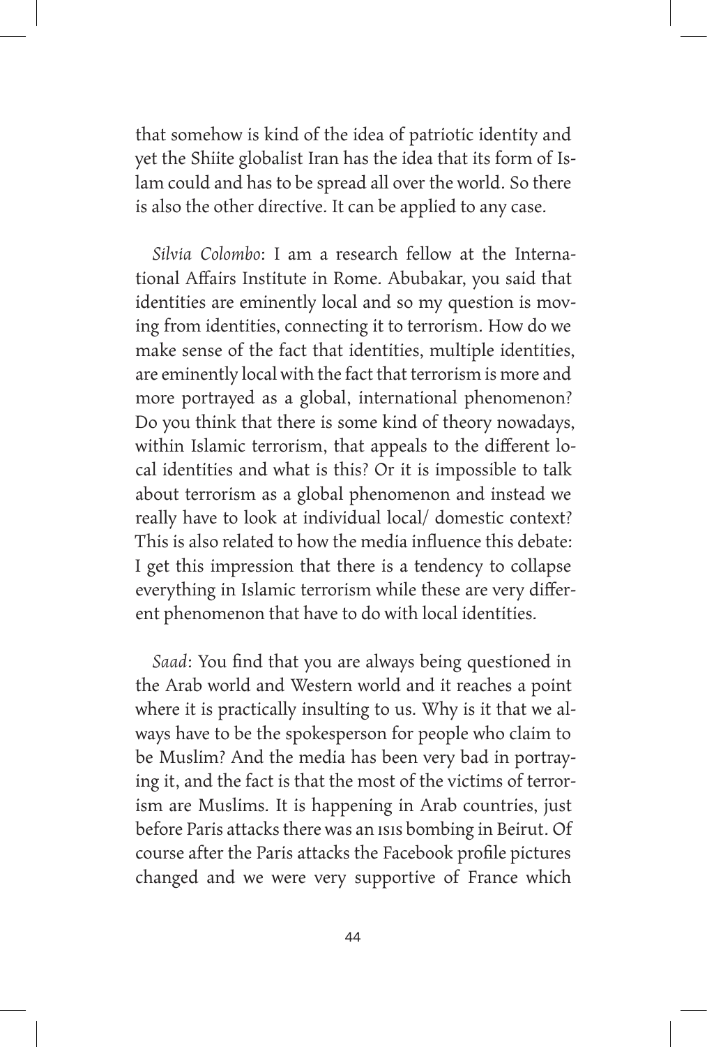that somehow is kind of the idea of patriotic identity and yet the Shiite globalist Iran has the idea that its form of Islam could and has to be spread all over the world. So there is also the other directive. It can be applied to any case.

*Silvia Colombo*: I am a research fellow at the International Affairs Institute in Rome. Abubakar, you said that identities are eminently local and so my question is moving from identities, connecting it to terrorism. How do we make sense of the fact that identities, multiple identities, are eminently local with the fact that terrorism is more and more portrayed as a global, international phenomenon? Do you think that there is some kind of theory nowadays, within Islamic terrorism, that appeals to the different local identities and what is this? Or it is impossible to talk about terrorism as a global phenomenon and instead we really have to look at individual local/ domestic context? This is also related to how the media influence this debate: I get this impression that there is a tendency to collapse everything in Islamic terrorism while these are very different phenomenon that have to do with local identities.

*Saad*: You find that you are always being questioned in the Arab world and Western world and it reaches a point where it is practically insulting to us. Why is it that we always have to be the spokesperson for people who claim to be Muslim? And the media has been very bad in portraying it, and the fact is that the most of the victims of terrorism are Muslims. It is happening in Arab countries, just before Paris attacks there was an ISIS bombing in Beirut. Of course after the Paris attacks the Facebook profile pictures changed and we were very supportive of France which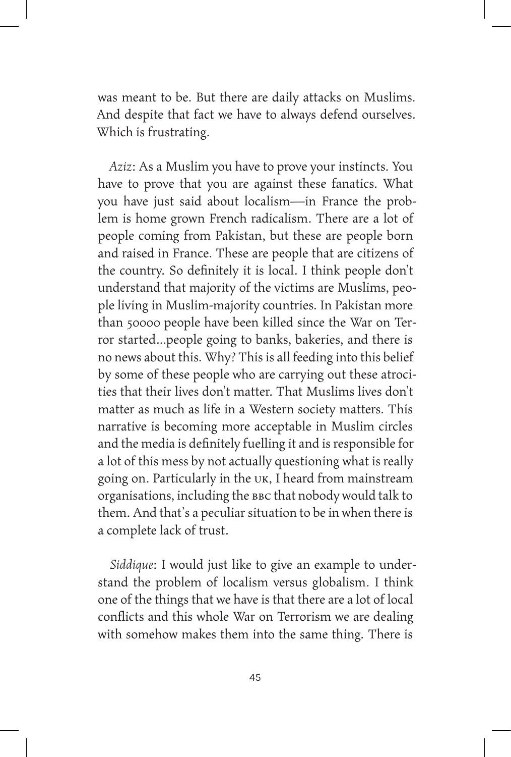was meant to be. But there are daily attacks on Muslims. And despite that fact we have to always defend ourselves. Which is frustrating.

*Aziz*: As a Muslim you have to prove your instincts. You have to prove that you are against these fanatics. What you have just said about localism—in France the problem is home grown French radicalism. There are a lot of people coming from Pakistan, but these are people born and raised in France. These are people that are citizens of the country. So definitely it is local. I think people don't understand that majority of the victims are Muslims, people living in Muslim-majority countries. In Pakistan more than 50000 people have been killed since the War on Terror started...people going to banks, bakeries, and there is no news about this. Why? This is all feeding into this belief by some of these people who are carrying out these atrocities that their lives don't matter. That Muslims lives don't matter as much as life in a Western society matters. This narrative is becoming more acceptable in Muslim circles and the media is definitely fuelling it and is responsible for a lot of this mess by not actually questioning what is really going on. Particularly in the UK, I heard from mainstream organisations, including the BBC that nobody would talk to them. And that's a peculiar situation to be in when there is a complete lack of trust.

*Siddique*: I would just like to give an example to understand the problem of localism versus globalism. I think one of the things that we have is that there are a lot of local conflicts and this whole War on Terrorism we are dealing with somehow makes them into the same thing. There is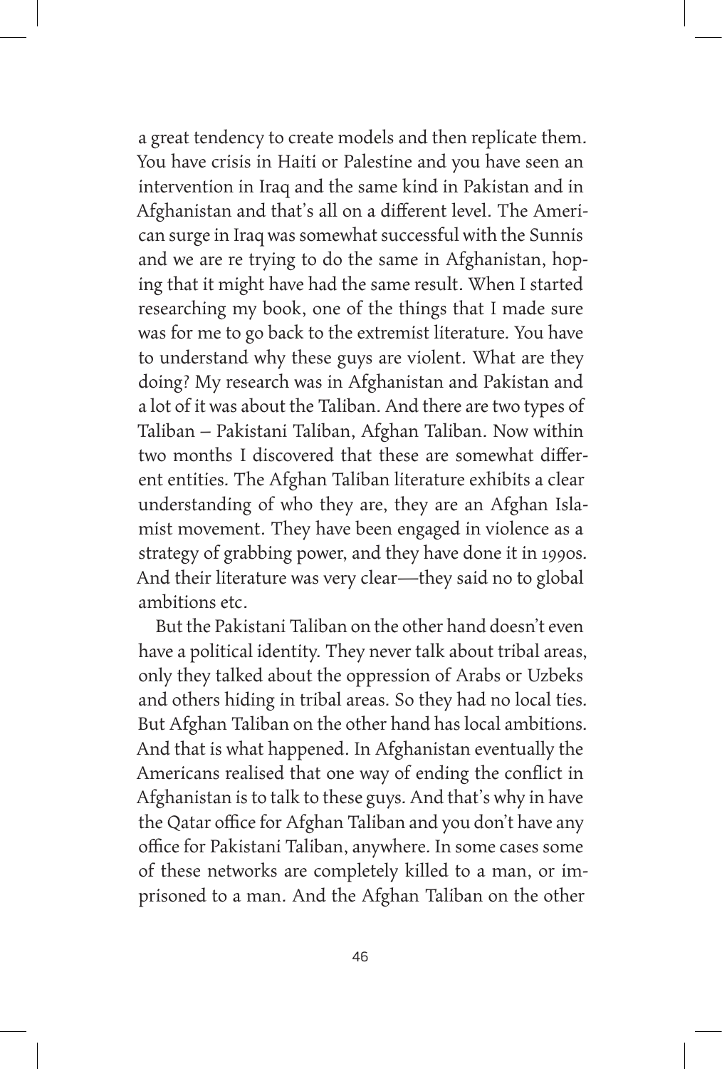a great tendency to create models and then replicate them. You have crisis in Haiti or Palestine and you have seen an intervention in Iraq and the same kind in Pakistan and in Afghanistan and that's all on a different level. The American surge in Iraq was somewhat successful with the Sunnis and we are re trying to do the same in Afghanistan, hoping that it might have had the same result. When I started researching my book, one of the things that I made sure was for me to go back to the extremist literature. You have to understand why these guys are violent. What are they doing? My research was in Afghanistan and Pakistan and a lot of it was about the Taliban. And there are two types of Taliban – Pakistani Taliban, Afghan Taliban. Now within two months I discovered that these are somewhat different entities. The Afghan Taliban literature exhibits a clear understanding of who they are, they are an Afghan Islamist movement. They have been engaged in violence as a strategy of grabbing power, and they have done it in 1990s. And their literature was very clear—they said no to global ambitions etc.

But the Pakistani Taliban on the other hand doesn't even have a political identity. They never talk about tribal areas, only they talked about the oppression of Arabs or Uzbeks and others hiding in tribal areas. So they had no local ties. But Afghan Taliban on the other hand has local ambitions. And that is what happened. In Afghanistan eventually the Americans realised that one way of ending the conflict in Afghanistan is to talk to these guys. And that's why in have the Qatar office for Afghan Taliban and you don't have any office for Pakistani Taliban, anywhere. In some cases some of these networks are completely killed to a man, or imprisoned to a man. And the Afghan Taliban on the other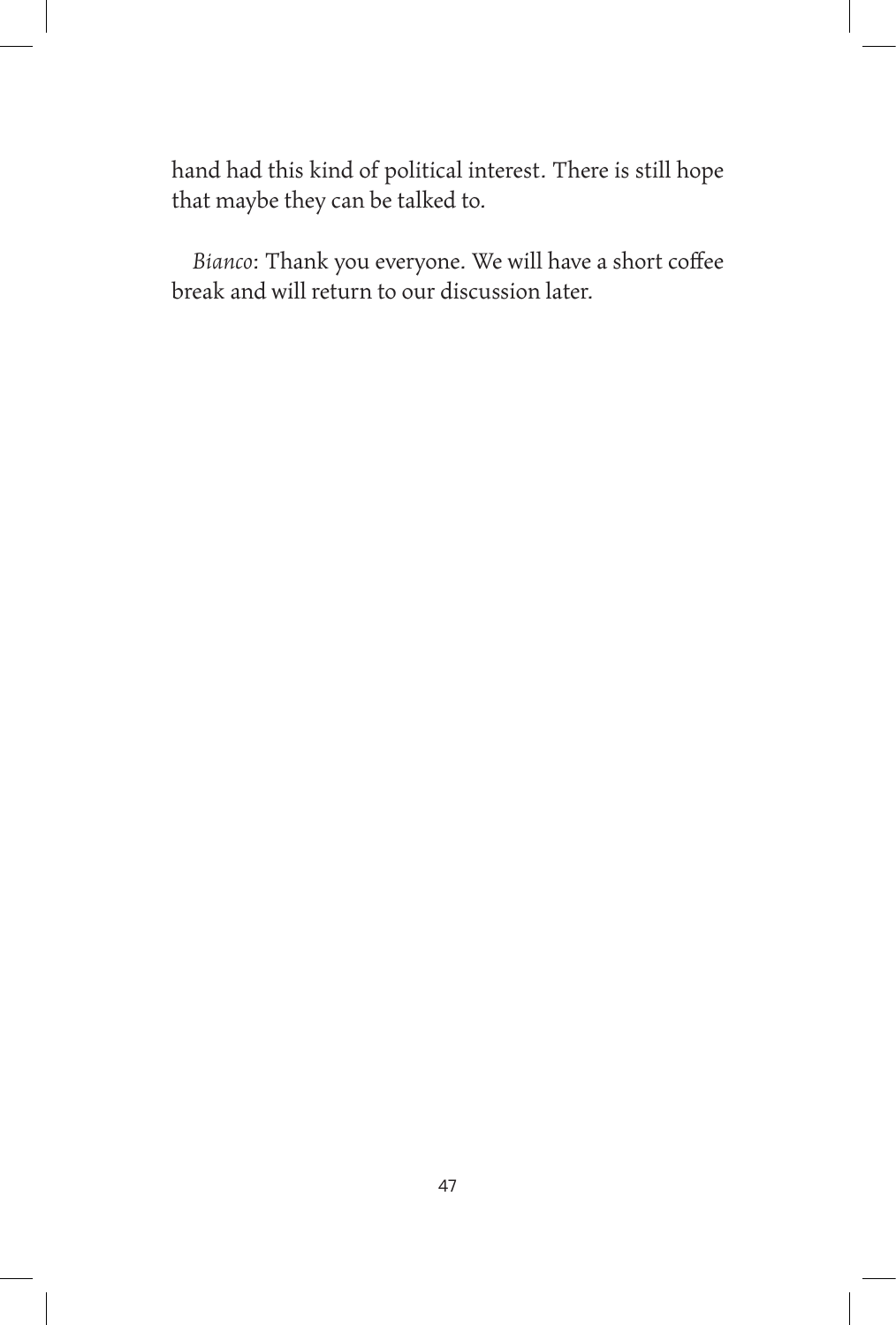hand had this kind of political interest. There is still hope that maybe they can be talked to.

*Bianco*: Thank you everyone. We will have a short coffee break and will return to our discussion later.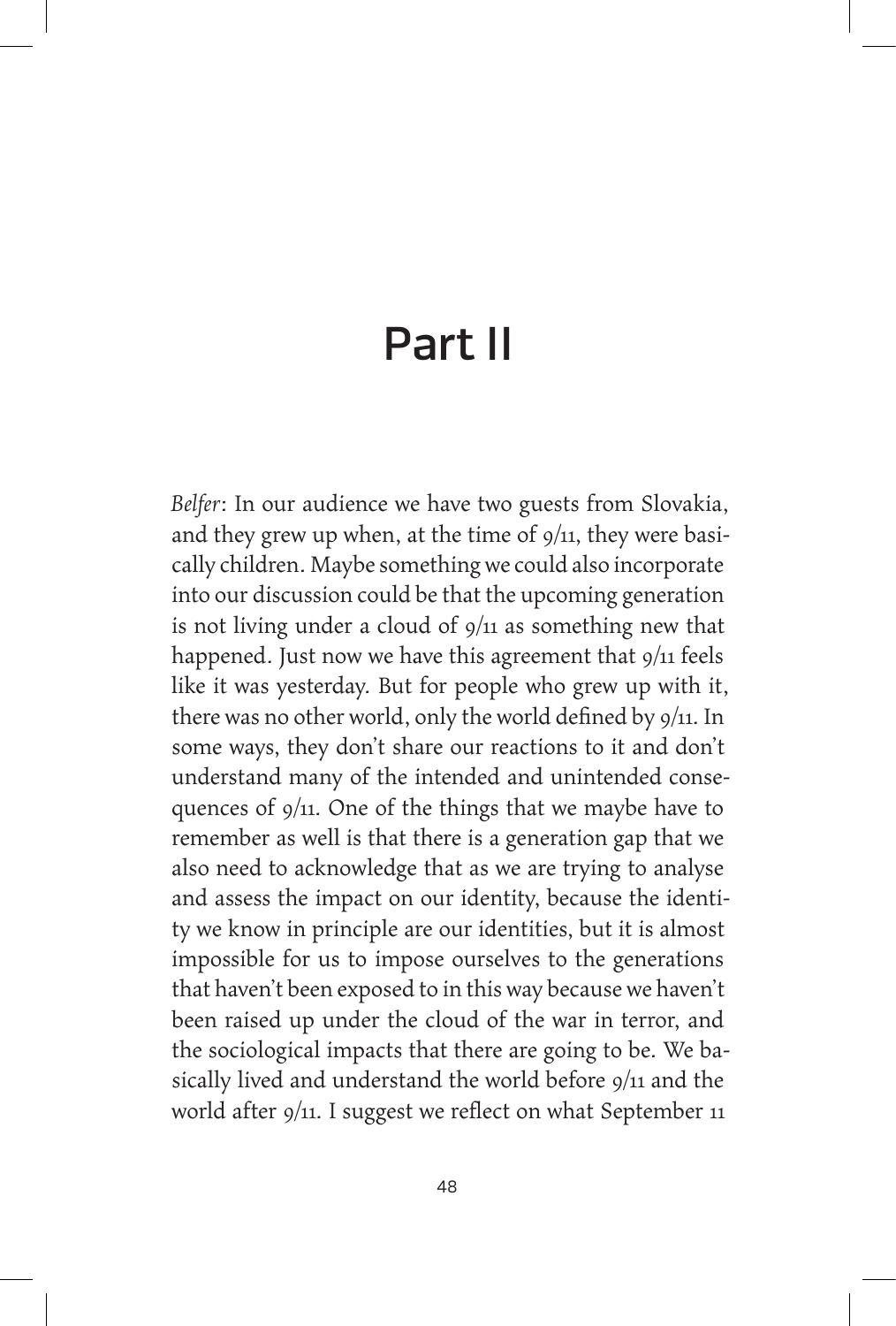# Part II

*Belfer*: In our audience we have two guests from Slovakia, and they grew up when, at the time of 9/11, they were basically children. Maybe something we could also incorporate into our discussion could be that the upcoming generation is not living under a cloud of 9/11 as something new that happened. Just now we have this agreement that 9/11 feels like it was yesterday. But for people who grew up with it, there was no other world, only the world defined by 9/11. In some ways, they don't share our reactions to it and don't understand many of the intended and unintended consequences of 9/11. One of the things that we maybe have to remember as well is that there is a generation gap that we also need to acknowledge that as we are trying to analyse and assess the impact on our identity, because the identity we know in principle are our identities, but it is almost impossible for us to impose ourselves to the generations that haven't been exposed to in this way because we haven't been raised up under the cloud of the war in terror, and the sociological impacts that there are going to be. We basically lived and understand the world before 9/11 and the world after 9/11. I suggest we reflect on what September 11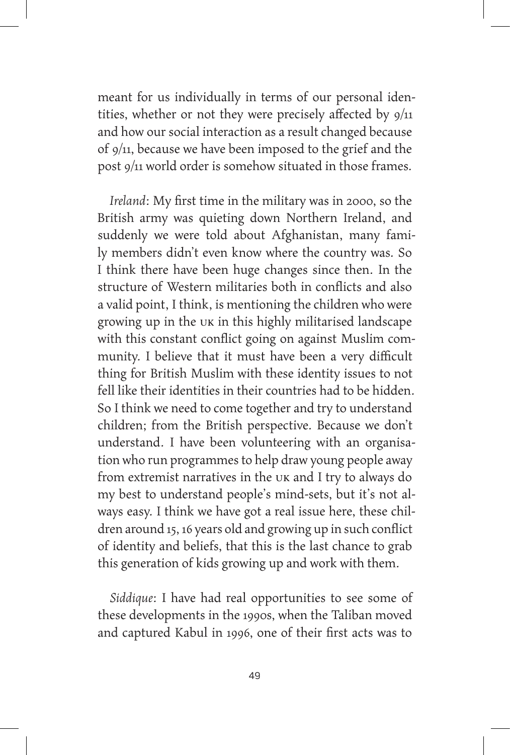meant for us individually in terms of our personal identities, whether or not they were precisely affected by 9/11 and how our social interaction as a result changed because of 9/11, because we have been imposed to the grief and the post 9/11 world order is somehow situated in those frames.

*Ireland*: My first time in the military was in 2000, so the British army was quieting down Northern Ireland, and suddenly we were told about Afghanistan, many family members didn't even know where the country was. So I think there have been huge changes since then. In the structure of Western militaries both in conflicts and also a valid point, I think, is mentioning the children who were growing up in the UK in this highly militarised landscape with this constant conflict going on against Muslim community. I believe that it must have been a very difficult thing for British Muslim with these identity issues to not fell like their identities in their countries had to be hidden. So I think we need to come together and try to understand children; from the British perspective. Because we don't understand. I have been volunteering with an organisation who run programmes to help draw young people away from extremist narratives in the UK and I try to always do my best to understand people's mind-sets, but it's not always easy. I think we have got a real issue here, these children around 15, 16 years old and growing up in such conflict of identity and beliefs, that this is the last chance to grab this generation of kids growing up and work with them.

*Siddique*: I have had real opportunities to see some of these developments in the 1990s, when the Taliban moved and captured Kabul in 1996, one of their first acts was to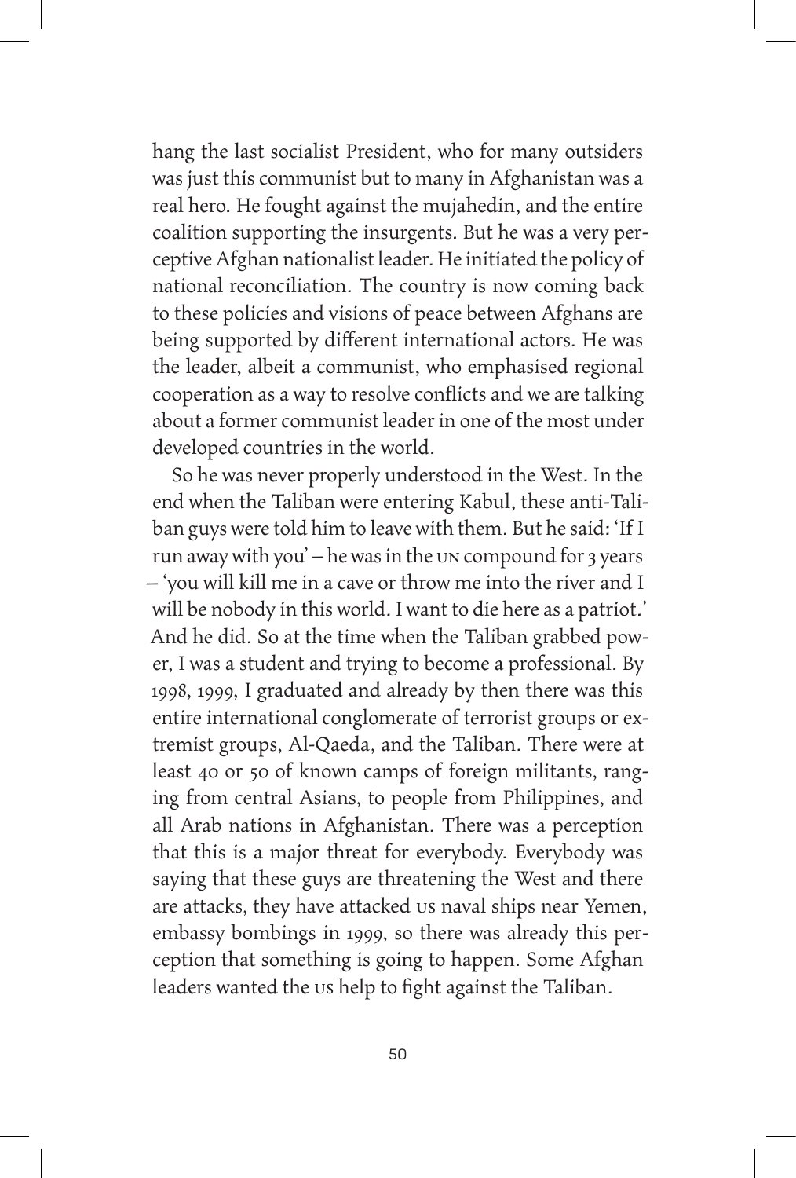hang the last socialist President, who for many outsiders was just this communist but to many in Afghanistan was a real hero. He fought against the mujahedin, and the entire coalition supporting the insurgents. But he was a very perceptive Afghan nationalist leader. He initiated the policy of national reconciliation. The country is now coming back to these policies and visions of peace between Afghans are being supported by different international actors. He was the leader, albeit a communist, who emphasised regional cooperation as a way to resolve conflicts and we are talking about a former communist leader in one of the most under developed countries in the world.

So he was never properly understood in the West. In the end when the Taliban were entering Kabul, these anti-Taliban guys were told him to leave with them. But he said: 'If I run away with you' – he was in the UN compound for 3 years – 'you will kill me in a cave or throw me into the river and I will be nobody in this world. I want to die here as a patriot.' And he did. So at the time when the Taliban grabbed power, I was a student and trying to become a professional. By 1998, 1999, I graduated and already by then there was this entire international conglomerate of terrorist groups or extremist groups, Al-Qaeda, and the Taliban. There were at least 40 or 50 of known camps of foreign militants, ranging from central Asians, to people from Philippines, and all Arab nations in Afghanistan. There was a perception that this is a major threat for everybody. Everybody was saying that these guys are threatening the West and there are attacks, they have attacked US naval ships near Yemen, embassy bombings in 1999, so there was already this perception that something is going to happen. Some Afghan leaders wanted the US help to fight against the Taliban.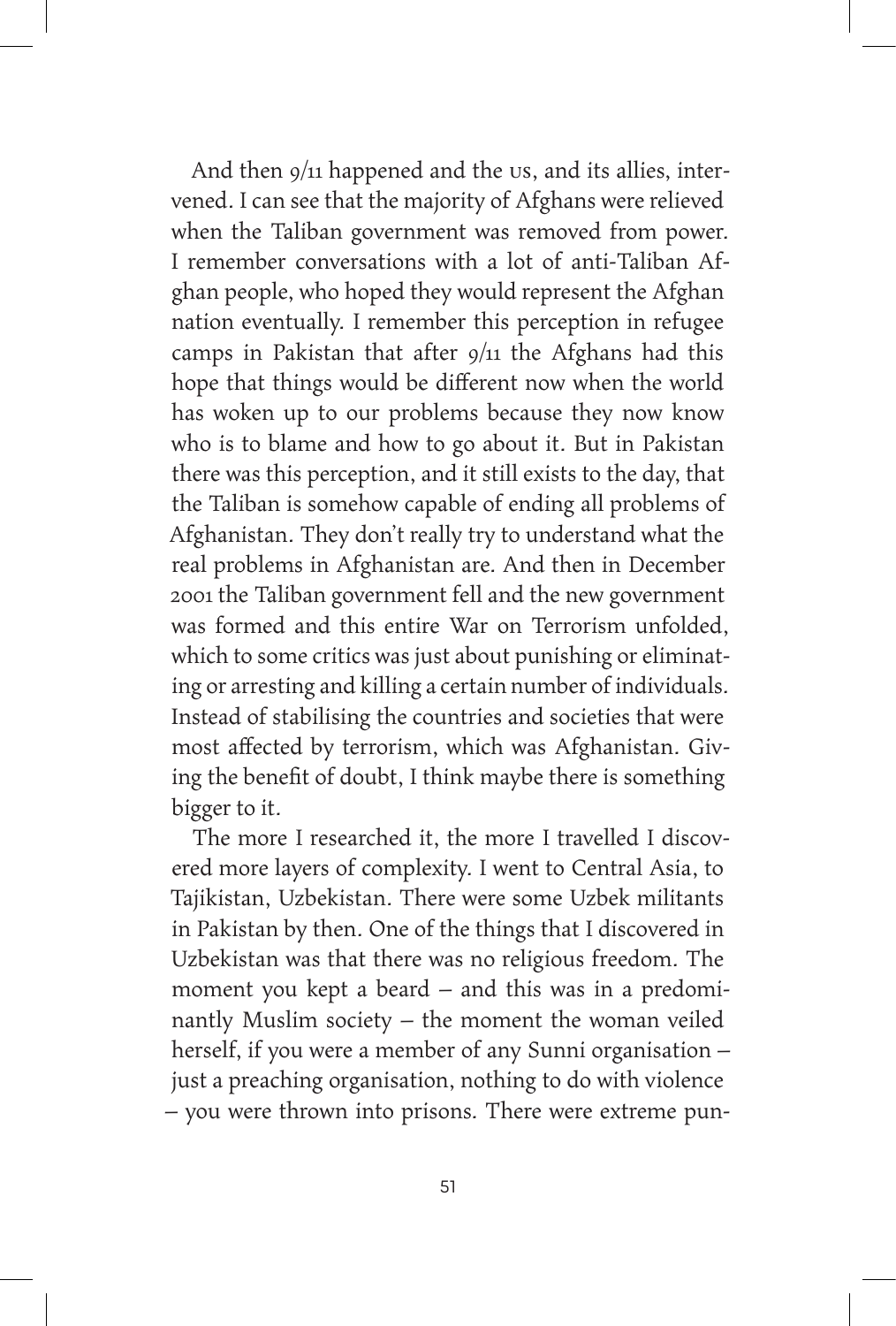And then 9/11 happened and the US, and its allies, intervened. I can see that the majority of Afghans were relieved when the Taliban government was removed from power. I remember conversations with a lot of anti-Taliban Afghan people, who hoped they would represent the Afghan nation eventually. I remember this perception in refugee camps in Pakistan that after 9/11 the Afghans had this hope that things would be different now when the world has woken up to our problems because they now know who is to blame and how to go about it. But in Pakistan there was this perception, and it still exists to the day, that the Taliban is somehow capable of ending all problems of Afghanistan. They don't really try to understand what the real problems in Afghanistan are. And then in December 2001 the Taliban government fell and the new government was formed and this entire War on Terrorism unfolded, which to some critics was just about punishing or eliminating or arresting and killing a certain number of individuals. Instead of stabilising the countries and societies that were most affected by terrorism, which was Afghanistan. Giving the benefit of doubt, I think maybe there is something bigger to it.

The more I researched it, the more I travelled I discovered more layers of complexity. I went to Central Asia, to Tajikistan, Uzbekistan. There were some Uzbek militants in Pakistan by then. One of the things that I discovered in Uzbekistan was that there was no religious freedom. The moment you kept a beard – and this was in a predominantly Muslim society – the moment the woman veiled herself, if you were a member of any Sunni organisation – just a preaching organisation, nothing to do with violence – you were thrown into prisons. There were extreme pun-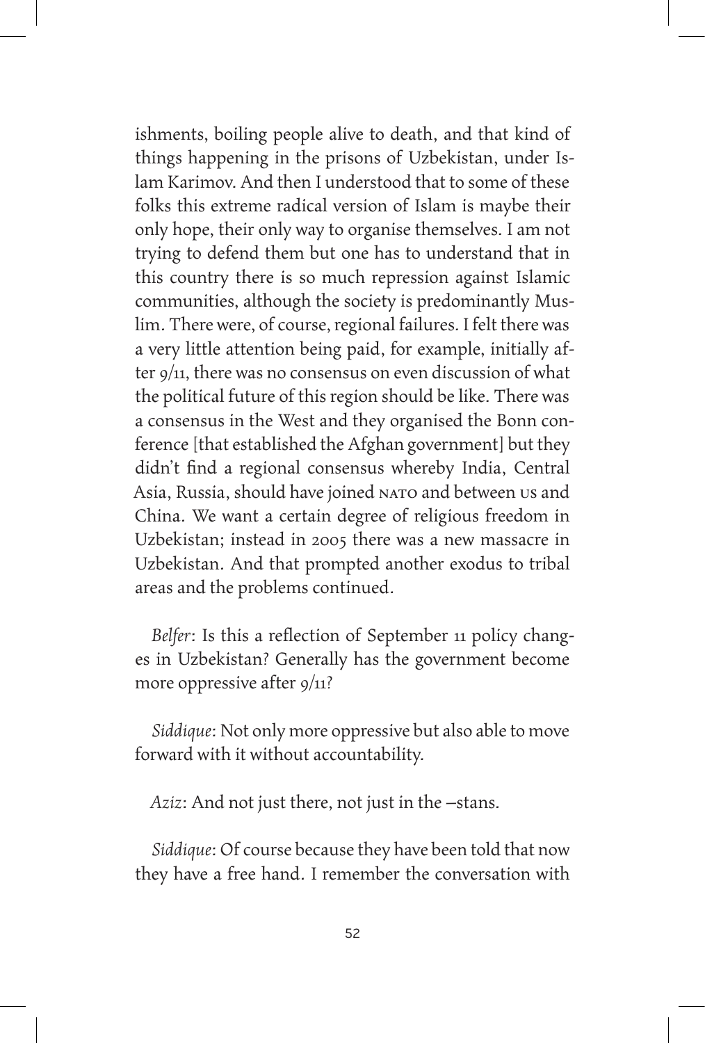ishments, boiling people alive to death, and that kind of things happening in the prisons of Uzbekistan, under Islam Karimov. And then I understood that to some of these folks this extreme radical version of Islam is maybe their only hope, their only way to organise themselves. I am not trying to defend them but one has to understand that in this country there is so much repression against Islamic communities, although the society is predominantly Muslim. There were, of course, regional failures. I felt there was a very little attention being paid, for example, initially after 9/11, there was no consensus on even discussion of what the political future of this region should be like. There was a consensus in the West and they organised the Bonn conference [that established the Afghan government] but they didn't find a regional consensus whereby India, Central Asia, Russia, should have joined NATO and between US and China. We want a certain degree of religious freedom in Uzbekistan; instead in 2005 there was a new massacre in Uzbekistan. And that prompted another exodus to tribal areas and the problems continued.

*Belfer*: Is this a reflection of September 11 policy changes in Uzbekistan? Generally has the government become more oppressive after 9/11?

*Siddique*: Not only more oppressive but also able to move forward with it without accountability.

*Aziz*: And not just there, not just in the –stans.

*Siddique*: Of course because they have been told that now they have a free hand. I remember the conversation with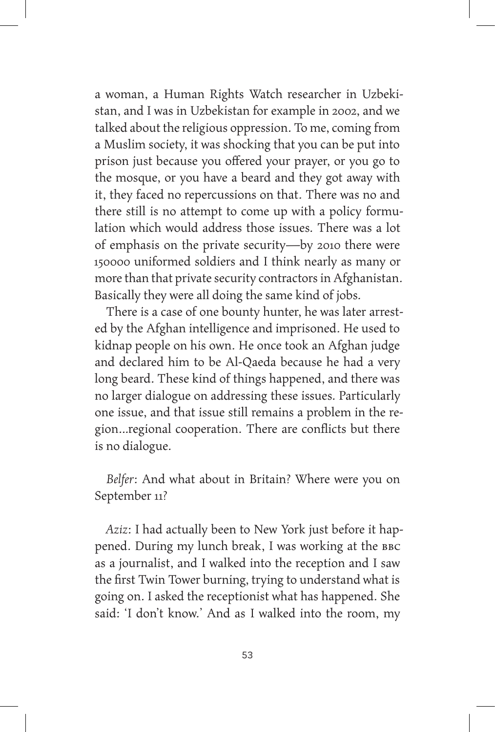a woman, a Human Rights Watch researcher in Uzbekistan, and I was in Uzbekistan for example in 2002, and we talked about the religious oppression. To me, coming from a Muslim society, it was shocking that you can be put into prison just because you offered your prayer, or you go to the mosque, or you have a beard and they got away with it, they faced no repercussions on that. There was no and there still is no attempt to come up with a policy formulation which would address those issues. There was a lot of emphasis on the private security—by 2010 there were 150000 uniformed soldiers and I think nearly as many or more than that private security contractors in Afghanistan. Basically they were all doing the same kind of jobs.

There is a case of one bounty hunter, he was later arrested by the Afghan intelligence and imprisoned. He used to kidnap people on his own. He once took an Afghan judge and declared him to be Al-Qaeda because he had a very long beard. These kind of things happened, and there was no larger dialogue on addressing these issues. Particularly one issue, and that issue still remains a problem in the region...regional cooperation. There are conflicts but there is no dialogue.

*Belfer*: And what about in Britain? Where were you on September 11?

*Aziz*: I had actually been to New York just before it happened. During my lunch break, I was working at the BBC as a journalist, and I walked into the reception and I saw the first Twin Tower burning, trying to understand what is going on. I asked the receptionist what has happened. She said: 'I don't know.' And as I walked into the room, my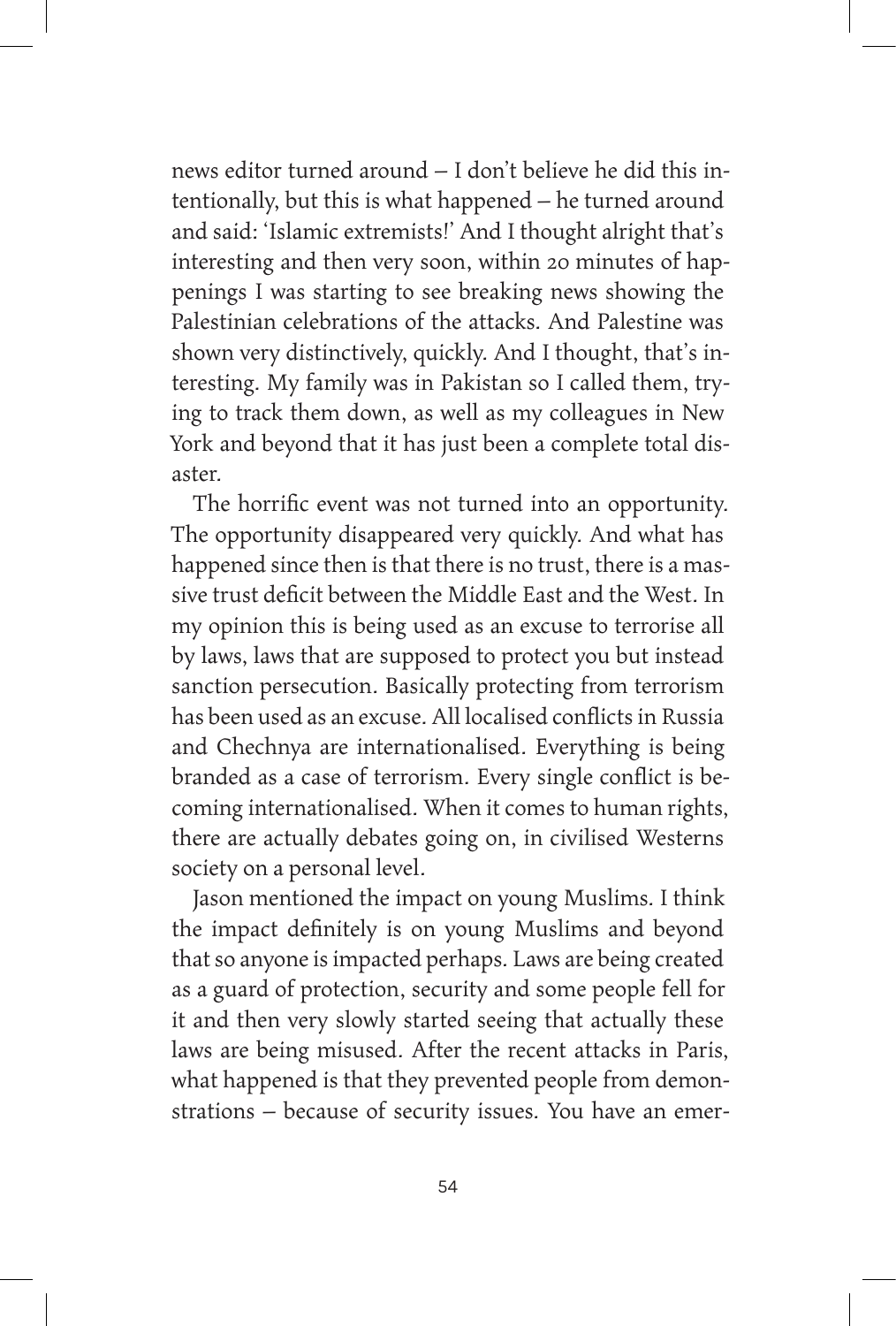news editor turned around – I don't believe he did this intentionally, but this is what happened – he turned around and said: 'Islamic extremists!' And I thought alright that's interesting and then very soon, within 20 minutes of happenings I was starting to see breaking news showing the Palestinian celebrations of the attacks. And Palestine was shown very distinctively, quickly. And I thought, that's interesting. My family was in Pakistan so I called them, trying to track them down, as well as my colleagues in New York and beyond that it has just been a complete total disaster.

The horrific event was not turned into an opportunity. The opportunity disappeared very quickly. And what has happened since then is that there is no trust, there is a massive trust deficit between the Middle East and the West. In my opinion this is being used as an excuse to terrorise all by laws, laws that are supposed to protect you but instead sanction persecution. Basically protecting from terrorism has been used as an excuse. All localised conflicts in Russia and Chechnya are internationalised. Everything is being branded as a case of terrorism. Every single conflict is becoming internationalised. When it comes to human rights, there are actually debates going on, in civilised Westerns society on a personal level.

Jason mentioned the impact on young Muslims. I think the impact definitely is on young Muslims and beyond that so anyone is impacted perhaps. Laws are being created as a guard of protection, security and some people fell for it and then very slowly started seeing that actually these laws are being misused. After the recent attacks in Paris, what happened is that they prevented people from demonstrations – because of security issues. You have an emer-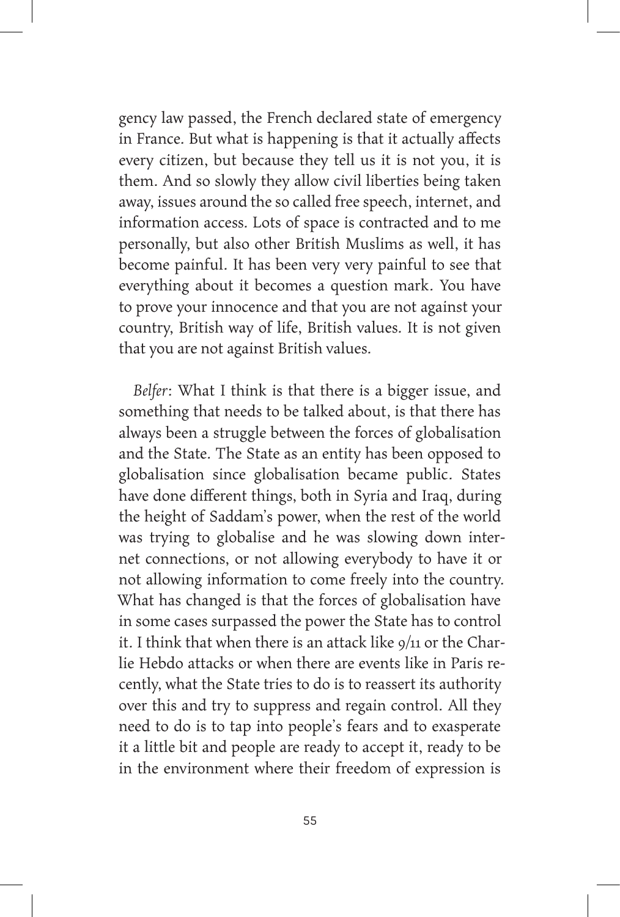gency law passed, the French declared state of emergency in France. But what is happening is that it actually affects every citizen, but because they tell us it is not you, it is them. And so slowly they allow civil liberties being taken away, issues around the so called free speech, internet, and information access. Lots of space is contracted and to me personally, but also other British Muslims as well, it has become painful. It has been very very painful to see that everything about it becomes a question mark. You have to prove your innocence and that you are not against your country, British way of life, British values. It is not given that you are not against British values.

*Belfer*: What I think is that there is a bigger issue, and something that needs to be talked about, is that there has always been a struggle between the forces of globalisation and the State. The State as an entity has been opposed to globalisation since globalisation became public. States have done different things, both in Syria and Iraq, during the height of Saddam's power, when the rest of the world was trying to globalise and he was slowing down internet connections, or not allowing everybody to have it or not allowing information to come freely into the country. What has changed is that the forces of globalisation have in some cases surpassed the power the State has to control it. I think that when there is an attack like 9/11 or the Charlie Hebdo attacks or when there are events like in Paris recently, what the State tries to do is to reassert its authority over this and try to suppress and regain control. All they need to do is to tap into people's fears and to exasperate it a little bit and people are ready to accept it, ready to be in the environment where their freedom of expression is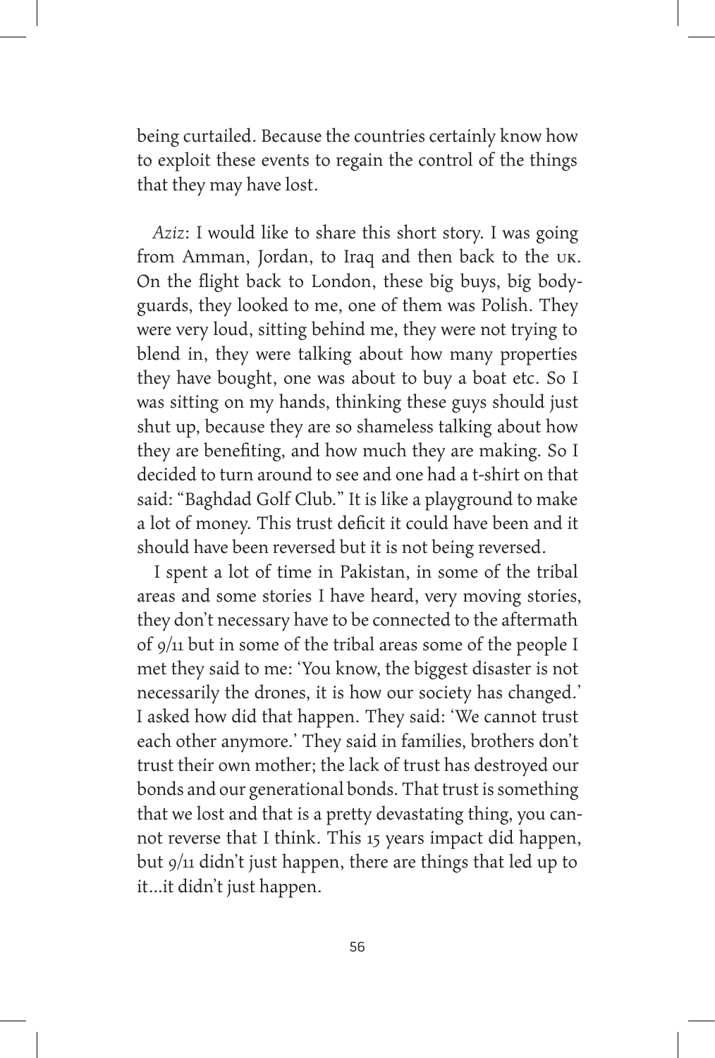being curtailed. Because the countries certainly know how to exploit these events to regain the control of the things that they may have lost.

*Aziz*: I would like to share this short story. I was going from Amman, Jordan, to Iraq and then back to the UK. On the flight back to London, these big buys, big bodyguards, they looked to me, one of them was Polish. They were very loud, sitting behind me, they were not trying to blend in, they were talking about how many properties they have bought, one was about to buy a boat etc. So I was sitting on my hands, thinking these guys should just shut up, because they are so shameless talking about how they are benefiting, and how much they are making. So I decided to turn around to see and one had a t-shirt on that said: "Baghdad Golf Club." It is like a playground to make a lot of money. This trust deficit it could have been and it should have been reversed but it is not being reversed.

I spent a lot of time in Pakistan, in some of the tribal areas and some stories I have heard, very moving stories, they don't necessary have to be connected to the aftermath of 9/11 but in some of the tribal areas some of the people I met they said to me: 'You know, the biggest disaster is not necessarily the drones, it is how our society has changed.' I asked how did that happen. They said: 'We cannot trust each other anymore.' They said in families, brothers don't trust their own mother; the lack of trust has destroyed our bonds and our generational bonds. That trust is something that we lost and that is a pretty devastating thing, you cannot reverse that I think. This 15 years impact did happen, but 9/11 didn't just happen, there are things that led up to it...it didn't just happen.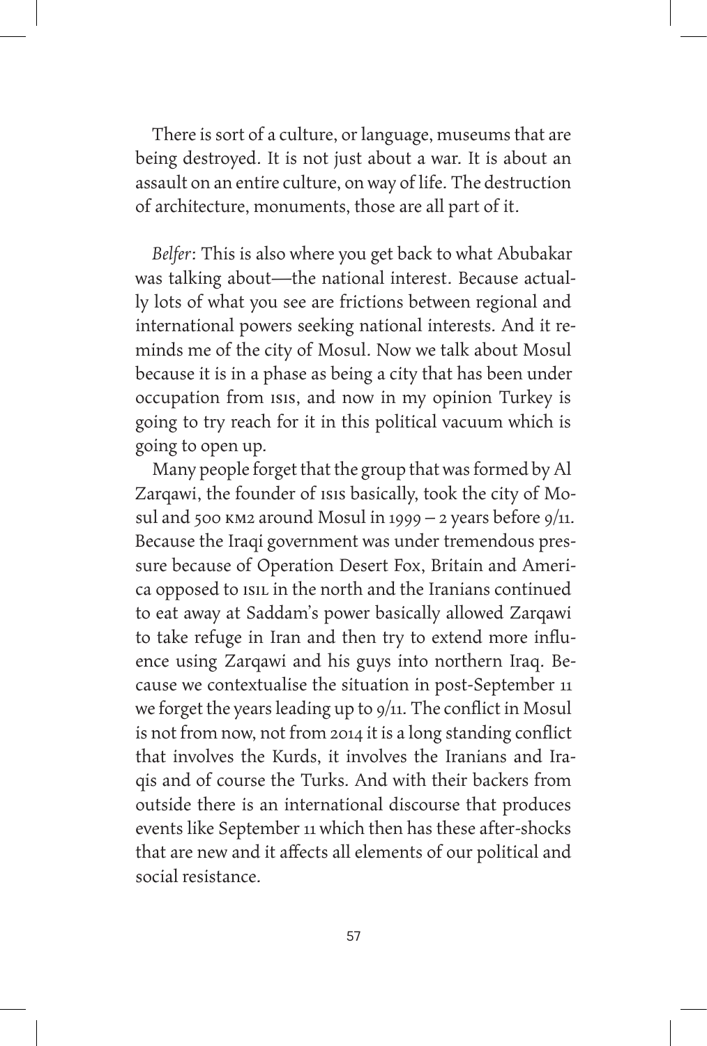There is sort of a culture, or language, museums that are being destroyed. It is not just about a war. It is about an assault on an entire culture, on way of life. The destruction of architecture, monuments, those are all part of it.

*Belfer*: This is also where you get back to what Abubakar was talking about—the national interest. Because actually lots of what you see are frictions between regional and international powers seeking national interests. And it reminds me of the city of Mosul. Now we talk about Mosul because it is in a phase as being a city that has been under occupation from ISIS, and now in my opinion Turkey is going to try reach for it in this political vacuum which is going to open up.

Many people forget that the group that was formed by Al Zarqawi, the founder of ISIS basically, took the city of Mosul and 500 KM2 around Mosul in 1999 – 2 years before 9/11. Because the Iraqi government was under tremendous pressure because of Operation Desert Fox, Britain and America opposed to ISIL in the north and the Iranians continued to eat away at Saddam's power basically allowed Zarqawi to take refuge in Iran and then try to extend more influence using Zarqawi and his guys into northern Iraq. Because we contextualise the situation in post-September 11 we forget the years leading up to 9/11. The conflict in Mosul is not from now, not from 2014 it is a long standing conflict that involves the Kurds, it involves the Iranians and Iraqis and of course the Turks. And with their backers from outside there is an international discourse that produces events like September 11 which then has these after-shocks that are new and it affects all elements of our political and social resistance.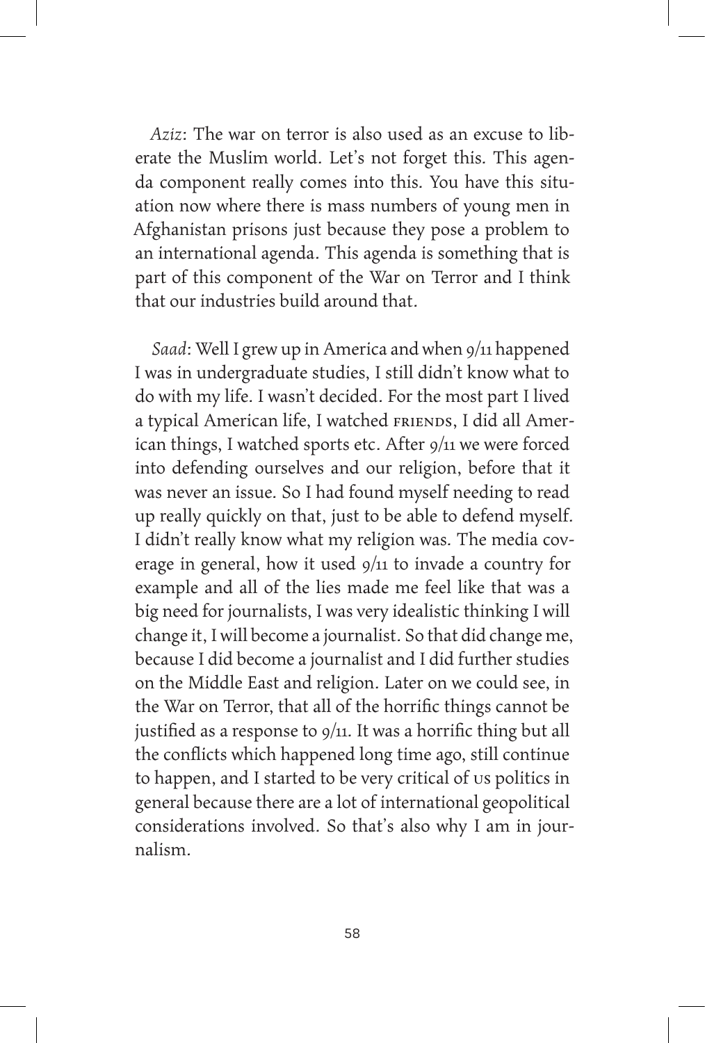*Aziz*: The war on terror is also used as an excuse to liberate the Muslim world. Let's not forget this. This agenda component really comes into this. You have this situation now where there is mass numbers of young men in Afghanistan prisons just because they pose a problem to an international agenda. This agenda is something that is part of this component of the War on Terror and I think that our industries build around that.

*Saad*: Well I grew up in America and when 9/11 happened I was in undergraduate studies, I still didn't know what to do with my life. I wasn't decided. For the most part I lived a typical American life, I watched FRIENDS, I did all American things, I watched sports etc. After 9/11 we were forced into defending ourselves and our religion, before that it was never an issue. So I had found myself needing to read up really quickly on that, just to be able to defend myself. I didn't really know what my religion was. The media coverage in general, how it used 9/11 to invade a country for example and all of the lies made me feel like that was a big need for journalists, I was very idealistic thinking I will change it, I will become a journalist. So that did change me, because I did become a journalist and I did further studies on the Middle East and religion. Later on we could see, in the War on Terror, that all of the horrific things cannot be justified as a response to 9/11. It was a horrific thing but all the conflicts which happened long time ago, still continue to happen, and I started to be very critical of US politics in general because there are a lot of international geopolitical considerations involved. So that's also why I am in journalism.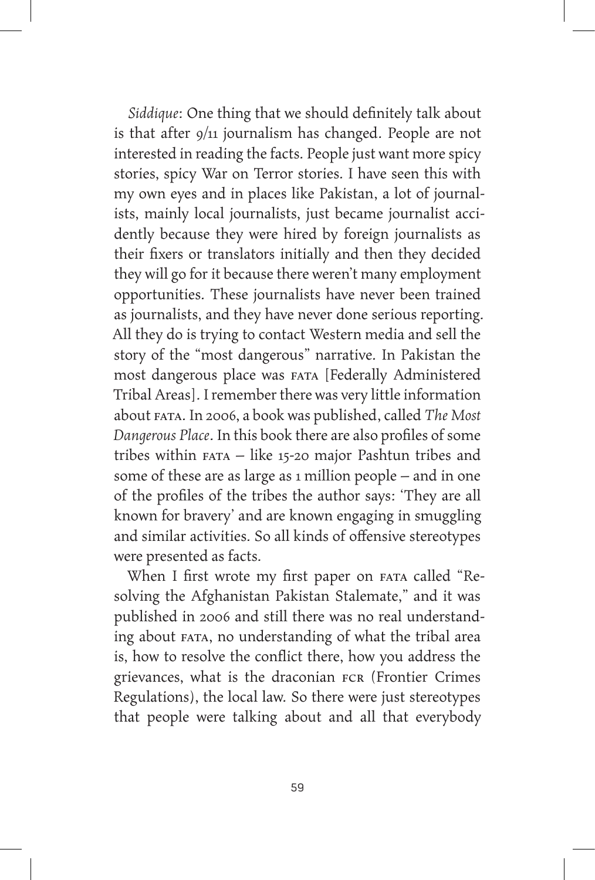*Siddique*: One thing that we should definitely talk about is that after 9/11 journalism has changed. People are not interested in reading the facts. People just want more spicy stories, spicy War on Terror stories. I have seen this with my own eyes and in places like Pakistan, a lot of journalists, mainly local journalists, just became journalist accidently because they were hired by foreign journalists as their fixers or translators initially and then they decided they will go for it because there weren't many employment opportunities. These journalists have never been trained as journalists, and they have never done serious reporting. All they do is trying to contact Western media and sell the story of the "most dangerous" narrative. In Pakistan the most dangerous place was FATA [Federally Administered Tribal Areas]. I remember there was very little information about FATA. In 2006, a book was published, called *The Most Dangerous Place*. In this book there are also profiles of some tribes within FATA – like 15-20 major Pashtun tribes and some of these are as large as 1 million people – and in one of the profiles of the tribes the author says: 'They are all known for bravery' and are known engaging in smuggling and similar activities. So all kinds of offensive stereotypes were presented as facts.

When I first wrote my first paper on FATA called "Resolving the Afghanistan Pakistan Stalemate," and it was published in 2006 and still there was no real understanding about FATA, no understanding of what the tribal area is, how to resolve the conflict there, how you address the grievances, what is the draconian FCR (Frontier Crimes Regulations), the local law. So there were just stereotypes that people were talking about and all that everybody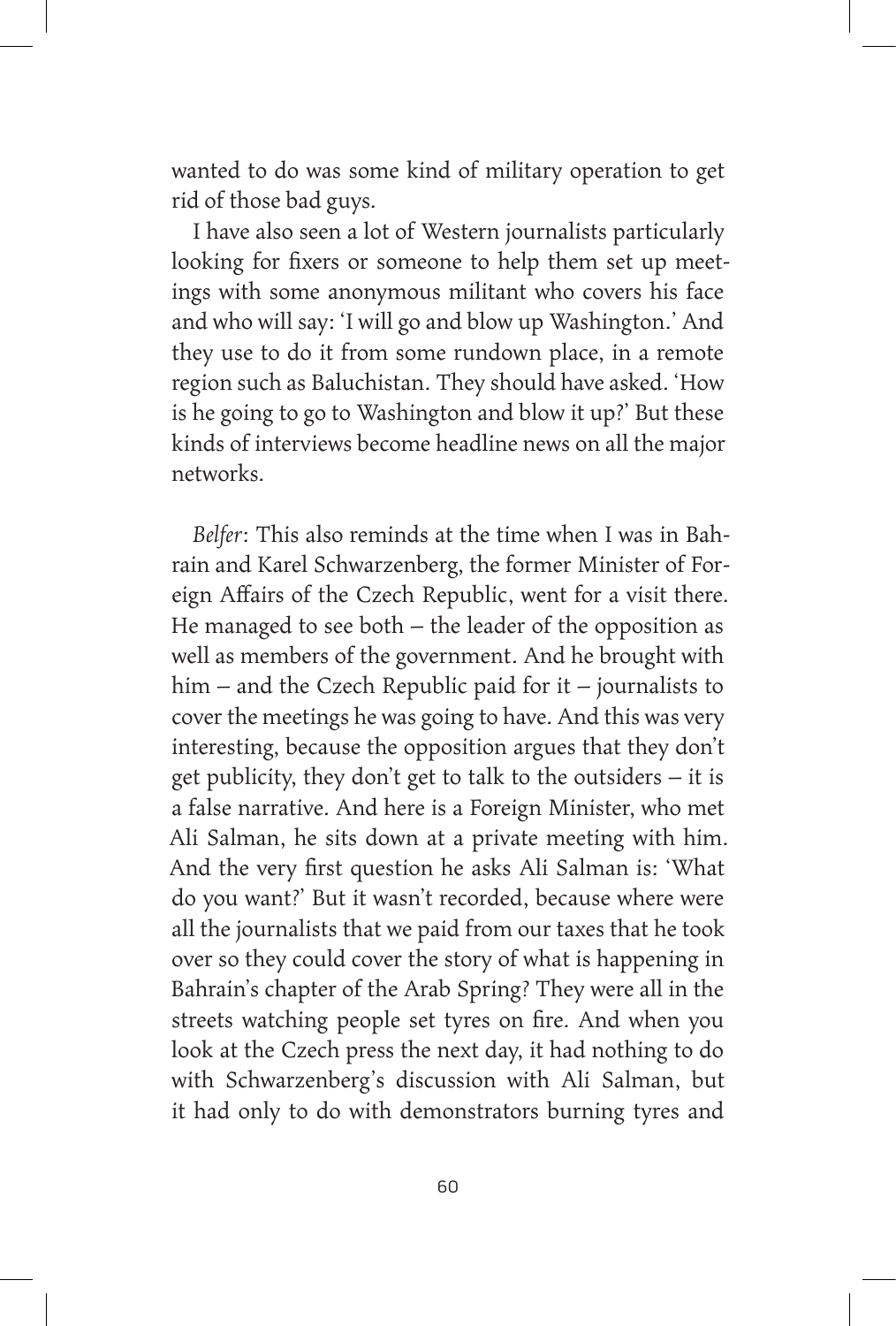wanted to do was some kind of military operation to get rid of those bad guys.

I have also seen a lot of Western journalists particularly looking for fixers or someone to help them set up meetings with some anonymous militant who covers his face and who will say: 'I will go and blow up Washington.' And they use to do it from some rundown place, in a remote region such as Baluchistan. They should have asked. 'How is he going to go to Washington and blow it up?' But these kinds of interviews become headline news on all the major networks.

*Belfer*: This also reminds at the time when I was in Bahrain and Karel Schwarzenberg, the former Minister of Foreign Affairs of the Czech Republic, went for a visit there. He managed to see both – the leader of the opposition as well as members of the government. And he brought with him – and the Czech Republic paid for it – journalists to cover the meetings he was going to have. And this was very interesting, because the opposition argues that they don't get publicity, they don't get to talk to the outsiders – it is a false narrative. And here is a Foreign Minister, who met Ali Salman, he sits down at a private meeting with him. And the very first question he asks Ali Salman is: 'What do you want?' But it wasn't recorded, because where were all the journalists that we paid from our taxes that he took over so they could cover the story of what is happening in Bahrain's chapter of the Arab Spring? They were all in the streets watching people set tyres on fire. And when you look at the Czech press the next day, it had nothing to do with Schwarzenberg's discussion with Ali Salman, but it had only to do with demonstrators burning tyres and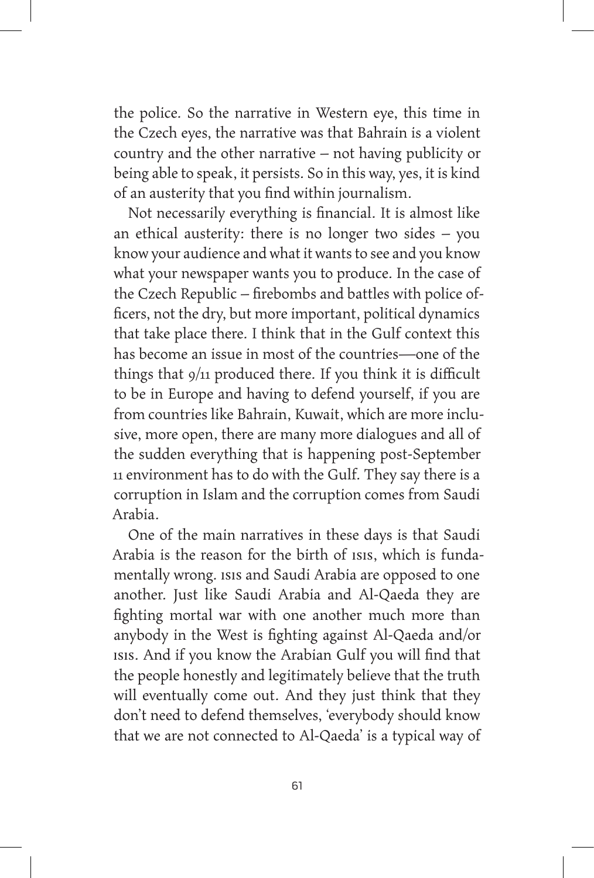the police. So the narrative in Western eye, this time in the Czech eyes, the narrative was that Bahrain is a violent country and the other narrative – not having publicity or being able to speak, it persists. So in this way, yes, it is kind of an austerity that you find within journalism.

Not necessarily everything is financial. It is almost like an ethical austerity: there is no longer two sides – you know your audience and what it wants to see and you know what your newspaper wants you to produce. In the case of the Czech Republic – firebombs and battles with police officers, not the dry, but more important, political dynamics that take place there. I think that in the Gulf context this has become an issue in most of the countries—one of the things that 9/11 produced there. If you think it is difficult to be in Europe and having to defend yourself, if you are from countries like Bahrain, Kuwait, which are more inclusive, more open, there are many more dialogues and all of the sudden everything that is happening post-September 11 environment has to do with the Gulf. They say there is a corruption in Islam and the corruption comes from Saudi Arabia.

One of the main narratives in these days is that Saudi Arabia is the reason for the birth of ISIS, which is fundamentally wrong. ISIS and Saudi Arabia are opposed to one another. Just like Saudi Arabia and Al-Qaeda they are fighting mortal war with one another much more than anybody in the West is fighting against Al-Qaeda and/or ISIS. And if you know the Arabian Gulf you will find that the people honestly and legitimately believe that the truth will eventually come out. And they just think that they don't need to defend themselves, 'everybody should know that we are not connected to Al-Qaeda' is a typical way of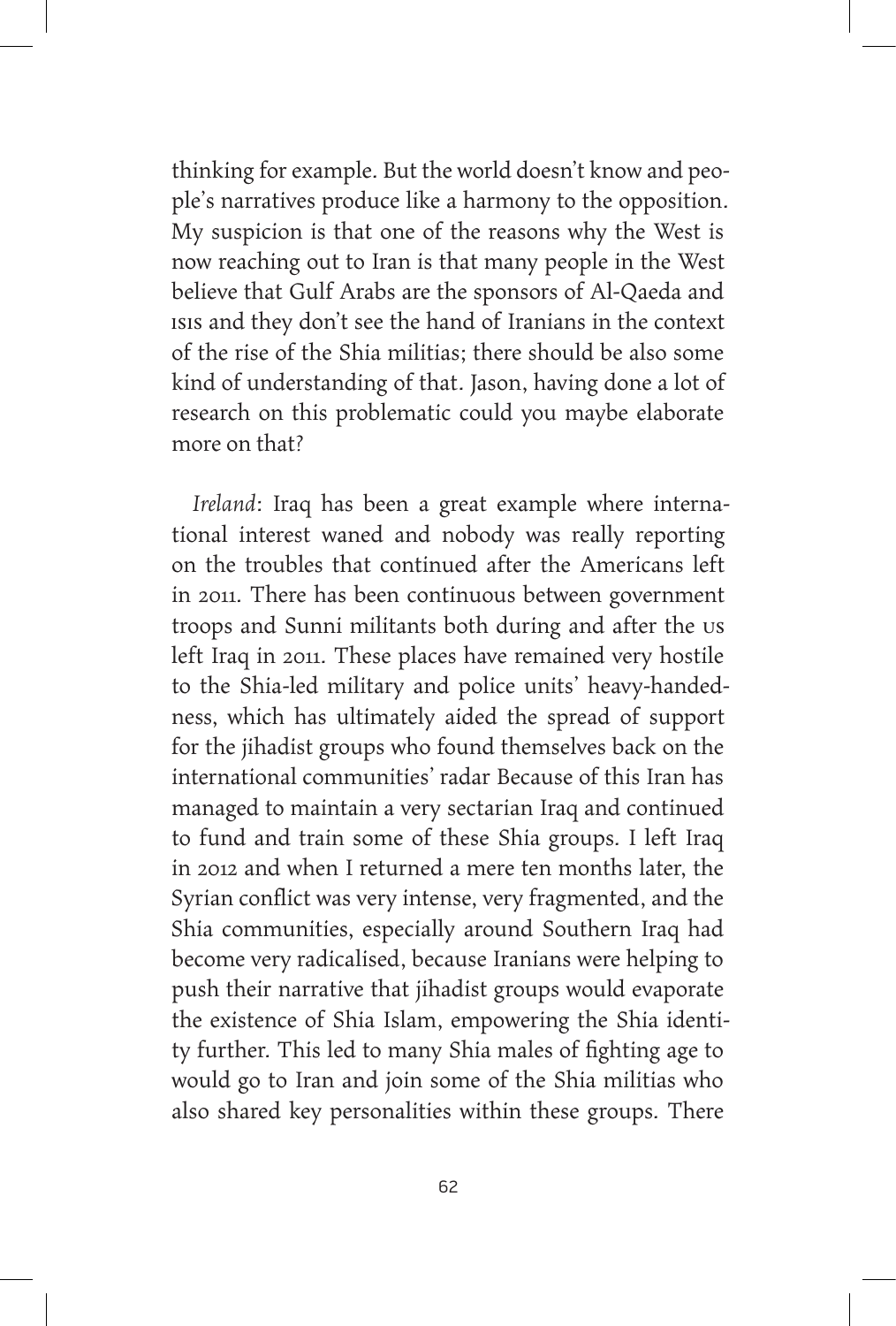thinking for example. But the world doesn't know and people's narratives produce like a harmony to the opposition. My suspicion is that one of the reasons why the West is now reaching out to Iran is that many people in the West believe that Gulf Arabs are the sponsors of Al-Qaeda and ISIS and they don't see the hand of Iranians in the context of the rise of the Shia militias; there should be also some kind of understanding of that. Jason, having done a lot of research on this problematic could you maybe elaborate more on that?

*Ireland*: Iraq has been a great example where international interest waned and nobody was really reporting on the troubles that continued after the Americans left in 2011. There has been continuous between government troops and Sunni militants both during and after the US left Iraq in 2011. These places have remained very hostile to the Shia-led military and police units' heavy-handedness, which has ultimately aided the spread of support for the jihadist groups who found themselves back on the international communities' radar Because of this Iran has managed to maintain a very sectarian Iraq and continued to fund and train some of these Shia groups. I left Iraq in 2012 and when I returned a mere ten months later, the Syrian conflict was very intense, very fragmented, and the Shia communities, especially around Southern Iraq had become very radicalised, because Iranians were helping to push their narrative that jihadist groups would evaporate the existence of Shia Islam, empowering the Shia identity further. This led to many Shia males of fighting age to would go to Iran and join some of the Shia militias who also shared key personalities within these groups. There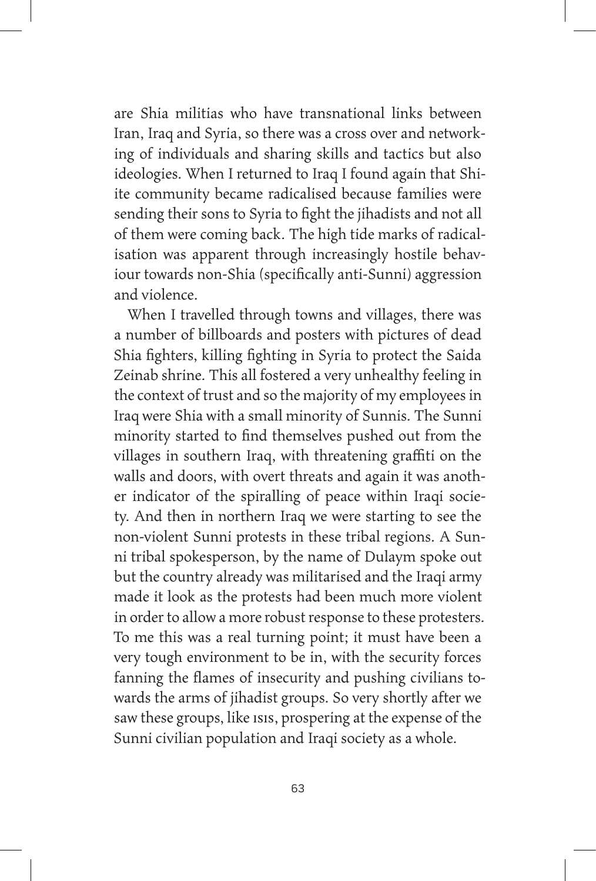are Shia militias who have transnational links between Iran, Iraq and Syria, so there was a cross over and networking of individuals and sharing skills and tactics but also ideologies. When I returned to Iraq I found again that Shiite community became radicalised because families were sending their sons to Syria to fight the jihadists and not all of them were coming back. The high tide marks of radicalisation was apparent through increasingly hostile behaviour towards non-Shia (specifically anti-Sunni) aggression and violence.

When I travelled through towns and villages, there was a number of billboards and posters with pictures of dead Shia fighters, killing fighting in Syria to protect the Saida Zeinab shrine. This all fostered a very unhealthy feeling in the context of trust and so the majority of my employees in Iraq were Shia with a small minority of Sunnis. The Sunni minority started to find themselves pushed out from the villages in southern Iraq, with threatening graffiti on the walls and doors, with overt threats and again it was another indicator of the spiralling of peace within Iraqi society. And then in northern Iraq we were starting to see the non-violent Sunni protests in these tribal regions. A Sunni tribal spokesperson, by the name of Dulaym spoke out but the country already was militarised and the Iraqi army made it look as the protests had been much more violent in order to allow a more robust response to these protesters. To me this was a real turning point; it must have been a very tough environment to be in, with the security forces fanning the flames of insecurity and pushing civilians towards the arms of jihadist groups. So very shortly after we saw these groups, like ISIS, prospering at the expense of the Sunni civilian population and Iraqi society as a whole.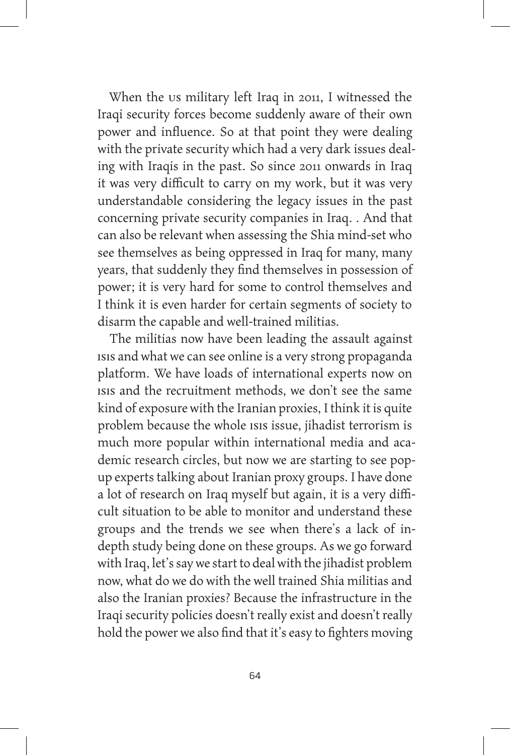When the US military left Iraq in 2011, I witnessed the Iraqi security forces become suddenly aware of their own power and influence. So at that point they were dealing with the private security which had a very dark issues dealing with Iraqis in the past. So since 2011 onwards in Iraq it was very difficult to carry on my work, but it was very understandable considering the legacy issues in the past concerning private security companies in Iraq. . And that can also be relevant when assessing the Shia mind-set who see themselves as being oppressed in Iraq for many, many years, that suddenly they find themselves in possession of power; it is very hard for some to control themselves and I think it is even harder for certain segments of society to disarm the capable and well-trained militias.

The militias now have been leading the assault against ISIS and what we can see online is a very strong propaganda platform. We have loads of international experts now on ISIS and the recruitment methods, we don't see the same kind of exposure with the Iranian proxies, I think it is quite problem because the whole ISIS issue, jihadist terrorism is much more popular within international media and academic research circles, but now we are starting to see pop-up experts talking about Iranian proxy groups. I have done a lot of research on Iraq myself but again, it is a very difficult situation to be able to monitor and understand these groups and the trends we see when there's a lack of in-depth study being done on these groups. As we go forward with Iraq, let's say we start to deal with the jihadist problem now, what do we do with the well trained Shia militias and also the Iranian proxies? Because the infrastructure in the Iraqi security policies doesn't really exist and doesn't really hold the power we also find that it's easy to fighters moving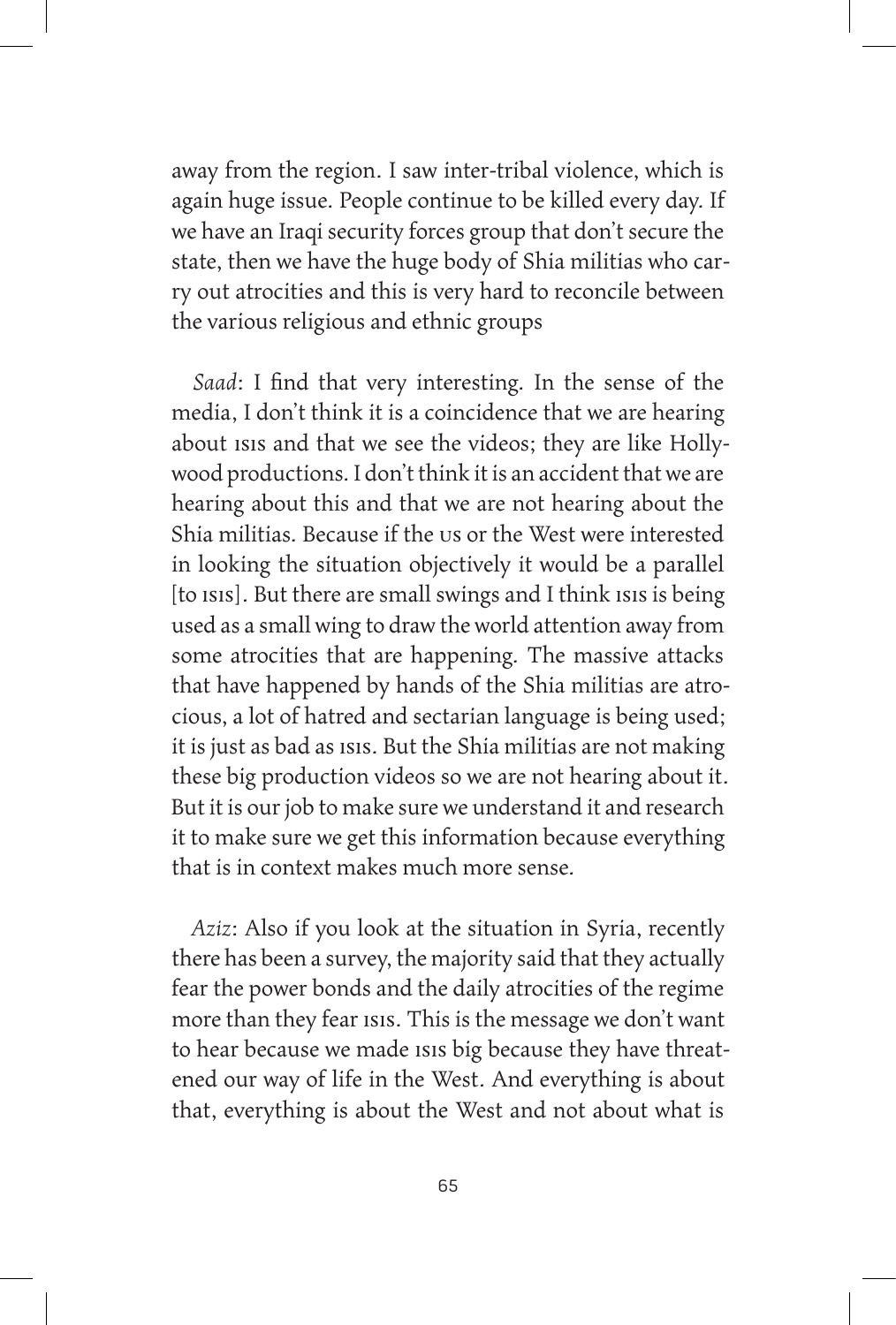away from the region. I saw inter-tribal violence, which is again huge issue. People continue to be killed every day. If we have an Iraqi security forces group that don't secure the state, then we have the huge body of Shia militias who carry out atrocities and this is very hard to reconcile between the various religious and ethnic groups

*Saad*: I find that very interesting. In the sense of the media, I don't think it is a coincidence that we are hearing about ISIS and that we see the videos; they are like Hollywood productions. I don't think it is an accident that we are hearing about this and that we are not hearing about the Shia militias. Because if the US or the West were interested in looking the situation objectively it would be a parallel [to ISIS]. But there are small swings and I think ISIS is being used as a small wing to draw the world attention away from some atrocities that are happening. The massive attacks that have happened by hands of the Shia militias are atrocious, a lot of hatred and sectarian language is being used; it is just as bad as ISIS. But the Shia militias are not making these big production videos so we are not hearing about it. But it is our job to make sure we understand it and research it to make sure we get this information because everything that is in context makes much more sense.

*Aziz*: Also if you look at the situation in Syria, recently there has been a survey, the majority said that they actually fear the power bonds and the daily atrocities of the regime more than they fear ISIS. This is the message we don't want to hear because we made ISIS big because they have threatened our way of life in the West. And everything is about that, everything is about the West and not about what is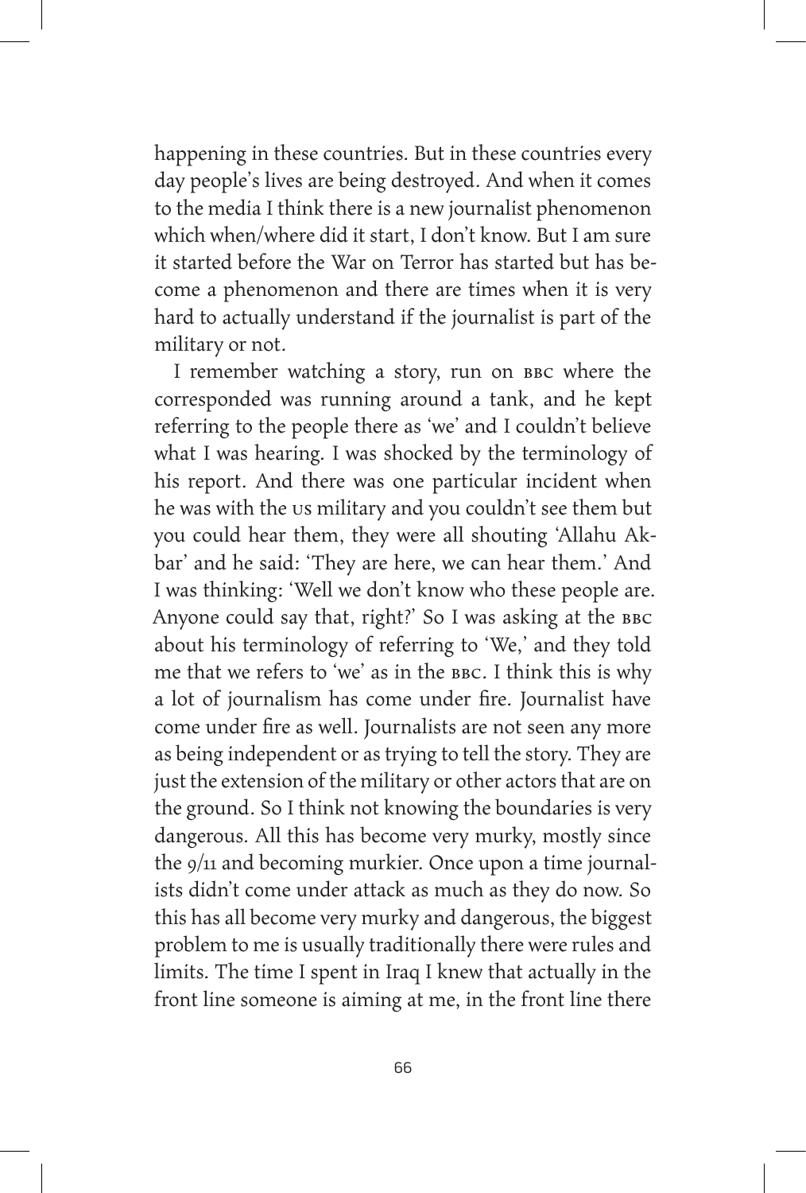happening in these countries. But in these countries every day people's lives are being destroyed. And when it comes to the media I think there is a new journalist phenomenon which when/where did it start, I don't know. But I am sure it started before the War on Terror has started but has become a phenomenon and there are times when it is very hard to actually understand if the journalist is part of the military or not.

I remember watching a story, run on BBC where the corresponded was running around a tank, and he kept referring to the people there as 'we' and I couldn't believe what I was hearing. I was shocked by the terminology of his report. And there was one particular incident when he was with the US military and you couldn't see them but you could hear them, they were all shouting 'Allahu Akbar' and he said: 'They are here, we can hear them.' And I was thinking: 'Well we don't know who these people are. Anyone could say that, right?' So I was asking at the BBC about his terminology of referring to 'We,' and they told me that we refers to 'we' as in the BBC. I think this is why a lot of journalism has come under fire. Journalist have come under fire as well. Journalists are not seen any more as being independent or as trying to tell the story. They are just the extension of the military or other actors that are on the ground. So I think not knowing the boundaries is very dangerous. All this has become very murky, mostly since the 9/11 and becoming murkier. Once upon a time journalists didn't come under attack as much as they do now. So this has all become very murky and dangerous, the biggest problem to me is usually traditionally there were rules and limits. The time I spent in Iraq I knew that actually in the front line someone is aiming at me, in the front line there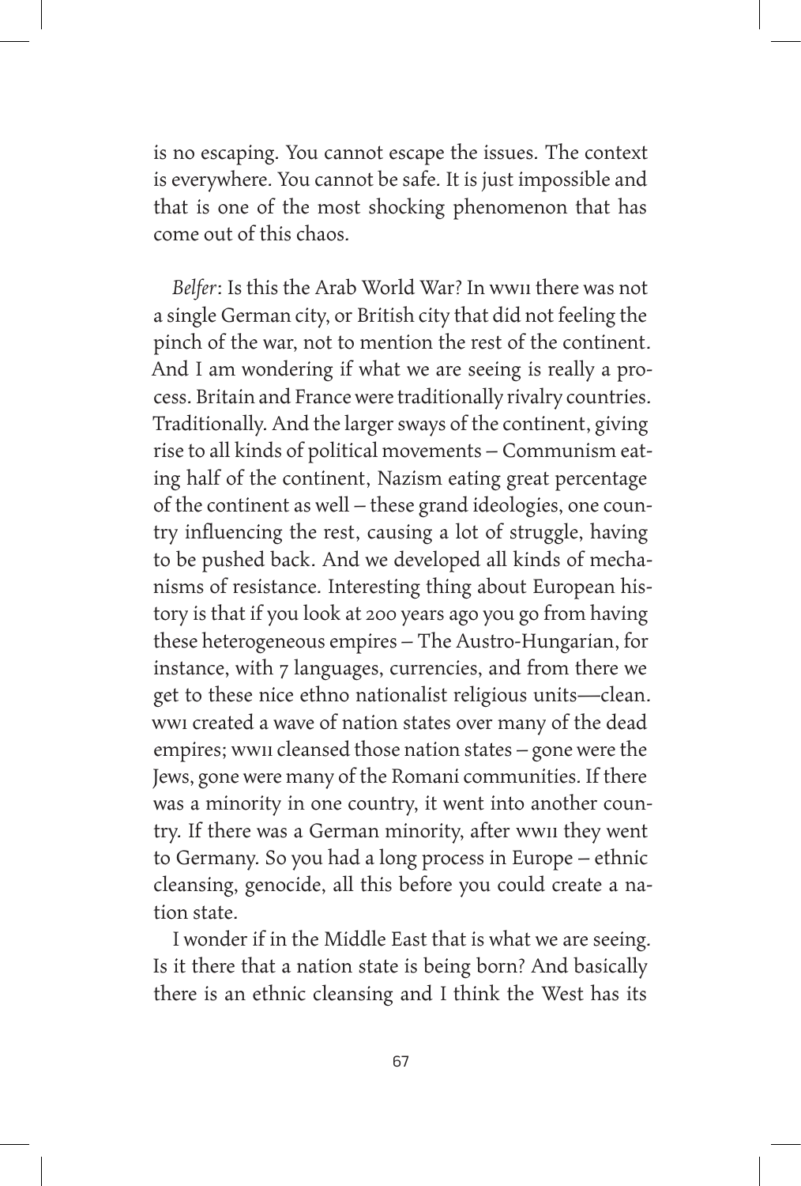is no escaping. You cannot escape the issues. The context is everywhere. You cannot be safe. It is just impossible and that is one of the most shocking phenomenon that has come out of this chaos.

*Belfer*: Is this the Arab World War? In WWII there was not a single German city, or British city that did not feeling the pinch of the war, not to mention the rest of the continent. And I am wondering if what we are seeing is really a process. Britain and France were traditionally rivalry countries. Traditionally. And the larger sways of the continent, giving rise to all kinds of political movements – Communism eating half of the continent, Nazism eating great percentage of the continent as well – these grand ideologies, one country influencing the rest, causing a lot of struggle, having to be pushed back. And we developed all kinds of mechanisms of resistance. Interesting thing about European history is that if you look at 200 years ago you go from having these heterogeneous empires – The Austro-Hungarian, for instance, with 7 languages, currencies, and from there we get to these nice ethno nationalist religious units—clean. WWI created a wave of nation states over many of the dead empires; WWII cleansed those nation states – gone were the Jews, gone were many of the Romani communities. If there was a minority in one country, it went into another country. If there was a German minority, after WWII they went to Germany. So you had a long process in Europe – ethnic cleansing, genocide, all this before you could create a nation state.

I wonder if in the Middle East that is what we are seeing. Is it there that a nation state is being born? And basically there is an ethnic cleansing and I think the West has its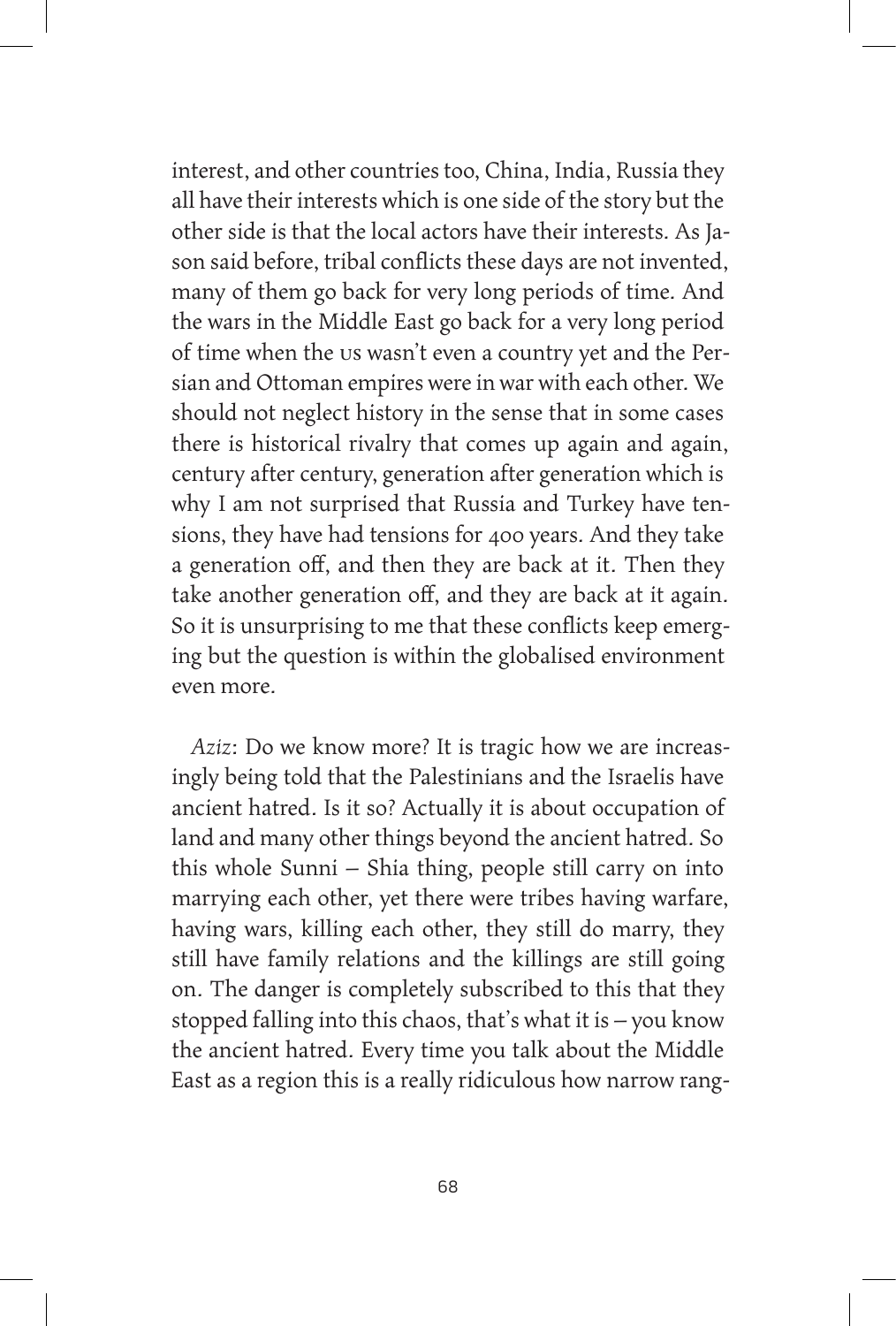interest, and other countries too, China, India, Russia they all have their interests which is one side of the story but the other side is that the local actors have their interests. As Jason said before, tribal conflicts these days are not invented, many of them go back for very long periods of time. And the wars in the Middle East go back for a very long period of time when the US wasn't even a country yet and the Persian and Ottoman empires were in war with each other. We should not neglect history in the sense that in some cases there is historical rivalry that comes up again and again, century after century, generation after generation which is why I am not surprised that Russia and Turkey have tensions, they have had tensions for 400 years. And they take a generation off, and then they are back at it. Then they take another generation off, and they are back at it again. So it is unsurprising to me that these conflicts keep emerging but the question is within the globalised environment even more.

*Aziz*: Do we know more? It is tragic how we are increasingly being told that the Palestinians and the Israelis have ancient hatred. Is it so? Actually it is about occupation of land and many other things beyond the ancient hatred. So this whole Sunni – Shia thing, people still carry on into marrying each other, yet there were tribes having warfare, having wars, killing each other, they still do marry, they still have family relations and the killings are still going on. The danger is completely subscribed to this that they stopped falling into this chaos, that's what it is – you know the ancient hatred. Every time you talk about the Middle East as a region this is a really ridiculous how narrow rang-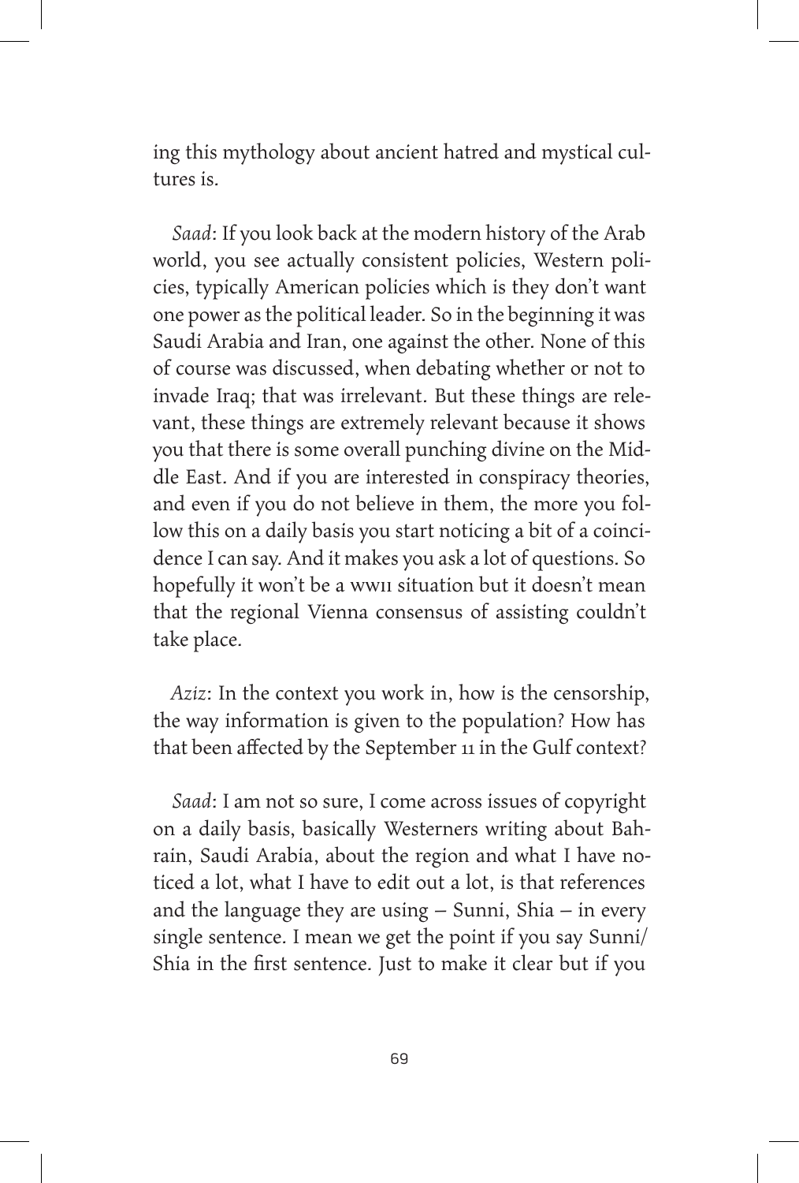ing this mythology about ancient hatred and mystical cultures is.

*Saad*: If you look back at the modern history of the Arab world, you see actually consistent policies, Western policies, typically American policies which is they don't want one power as the political leader. So in the beginning it was Saudi Arabia and Iran, one against the other. None of this of course was discussed, when debating whether or not to invade Iraq; that was irrelevant. But these things are relevant, these things are extremely relevant because it shows you that there is some overall punching divine on the Middle East. And if you are interested in conspiracy theories, and even if you do not believe in them, the more you follow this on a daily basis you start noticing a bit of a coincidence I can say. And it makes you ask a lot of questions. So hopefully it won't be a WWII situation but it doesn't mean that the regional Vienna consensus of assisting couldn't take place.

*Aziz*: In the context you work in, how is the censorship, the way information is given to the population? How has that been affected by the September 11 in the Gulf context?

*Saad*: I am not so sure, I come across issues of copyright on a daily basis, basically Westerners writing about Bahrain, Saudi Arabia, about the region and what I have noticed a lot, what I have to edit out a lot, is that references and the language they are using – Sunni, Shia – in every single sentence. I mean we get the point if you say Sunni/Shia in the first sentence. Just to make it clear but if you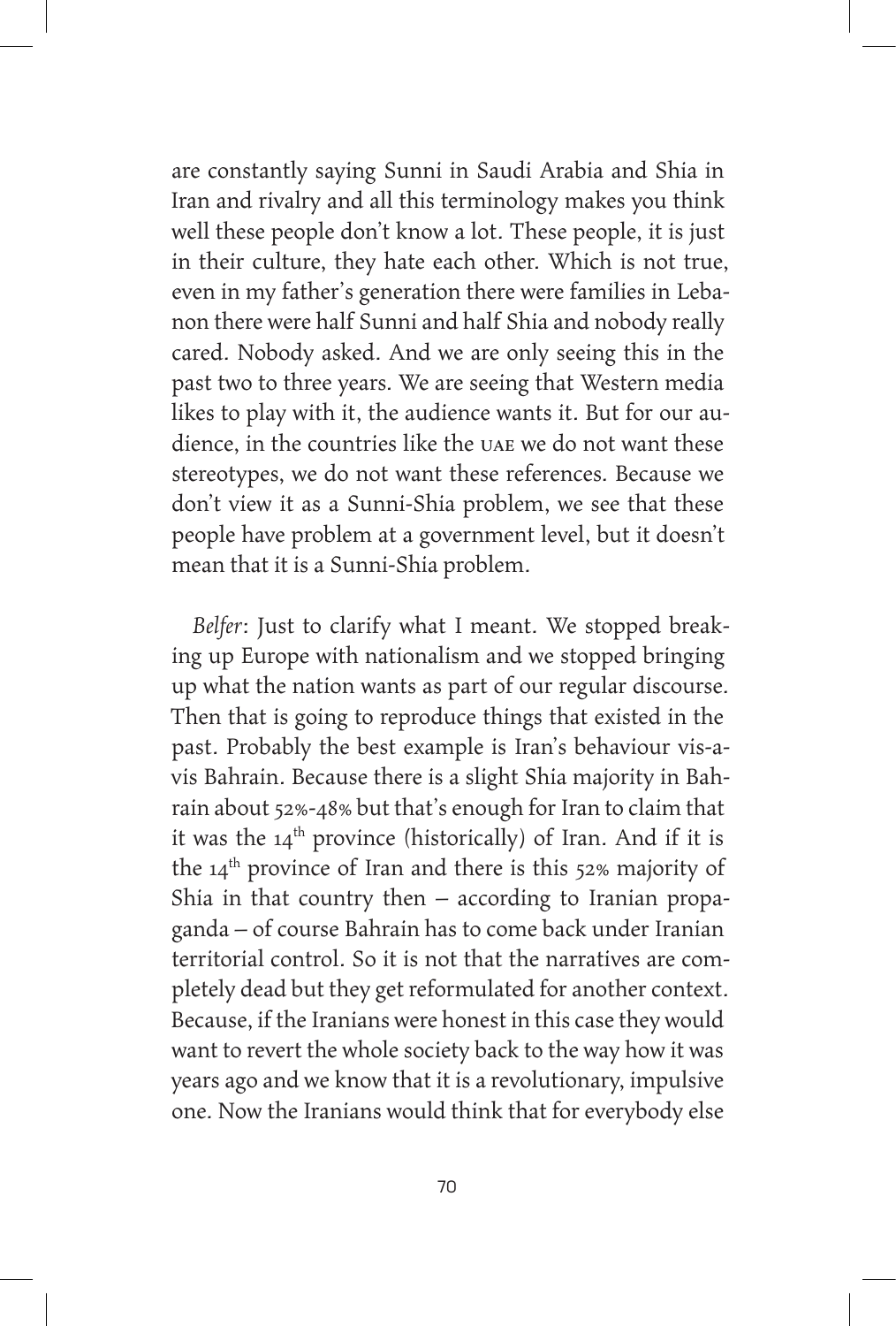are constantly saying Sunni in Saudi Arabia and Shia in Iran and rivalry and all this terminology makes you think well these people don't know a lot. These people, it is just in their culture, they hate each other. Which is not true, even in my father's generation there were families in Lebanon there were half Sunni and half Shia and nobody really cared. Nobody asked. And we are only seeing this in the past two to three years. We are seeing that Western media likes to play with it, the audience wants it. But for our audience, in the countries like the UAE we do not want these stereotypes, we do not want these references. Because we don't view it as a Sunni-Shia problem, we see that these people have problem at a government level, but it doesn't mean that it is a Sunni-Shia problem.

*Belfer*: Just to clarify what I meant. We stopped breaking up Europe with nationalism and we stopped bringing up what the nation wants as part of our regular discourse. Then that is going to reproduce things that existed in the past. Probably the best example is Iran's behaviour vis-a-vis Bahrain. Because there is a slight Shia majority in Bahrain about 52%-48% but that's enough for Iran to claim that it was the 14th province (historically) of Iran. And if it is the 14th province of Iran and there is this 52% majority of Shia in that country then – according to Iranian propaganda – of course Bahrain has to come back under Iranian territorial control. So it is not that the narratives are completely dead but they get reformulated for another context. Because, if the Iranians were honest in this case they would want to revert the whole society back to the way how it was years ago and we know that it is a revolutionary, impulsive one. Now the Iranians would think that for everybody else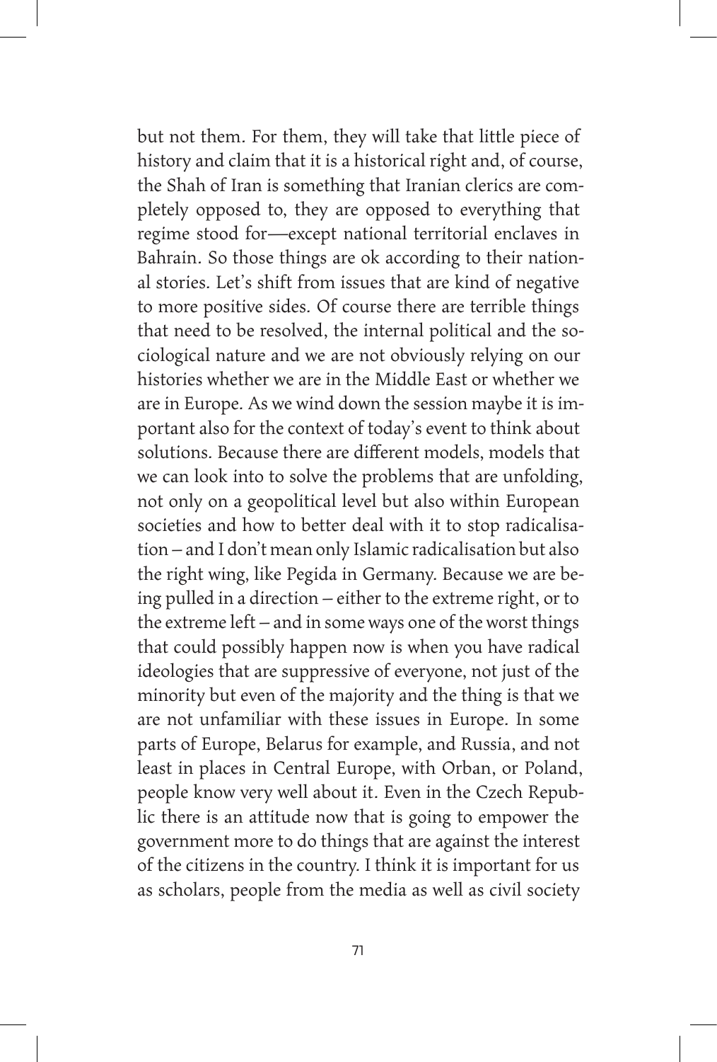but not them. For them, they will take that little piece of history and claim that it is a historical right and, of course, the Shah of Iran is something that Iranian clerics are completely opposed to, they are opposed to everything that regime stood for—except national territorial enclaves in Bahrain. So those things are ok according to their national stories. Let's shift from issues that are kind of negative to more positive sides. Of course there are terrible things that need to be resolved, the internal political and the sociological nature and we are not obviously relying on our histories whether we are in the Middle East or whether we are in Europe. As we wind down the session maybe it is important also for the context of today's event to think about solutions. Because there are different models, models that we can look into to solve the problems that are unfolding, not only on a geopolitical level but also within European societies and how to better deal with it to stop radicalisation – and I don't mean only Islamic radicalisation but also the right wing, like Pegida in Germany. Because we are being pulled in a direction – either to the extreme right, or to the extreme left – and in some ways one of the worst things that could possibly happen now is when you have radical ideologies that are suppressive of everyone, not just of the minority but even of the majority and the thing is that we are not unfamiliar with these issues in Europe. In some parts of Europe, Belarus for example, and Russia, and not least in places in Central Europe, with Orban, or Poland, people know very well about it. Even in the Czech Republic there is an attitude now that is going to empower the government more to do things that are against the interest of the citizens in the country. I think it is important for us as scholars, people from the media as well as civil society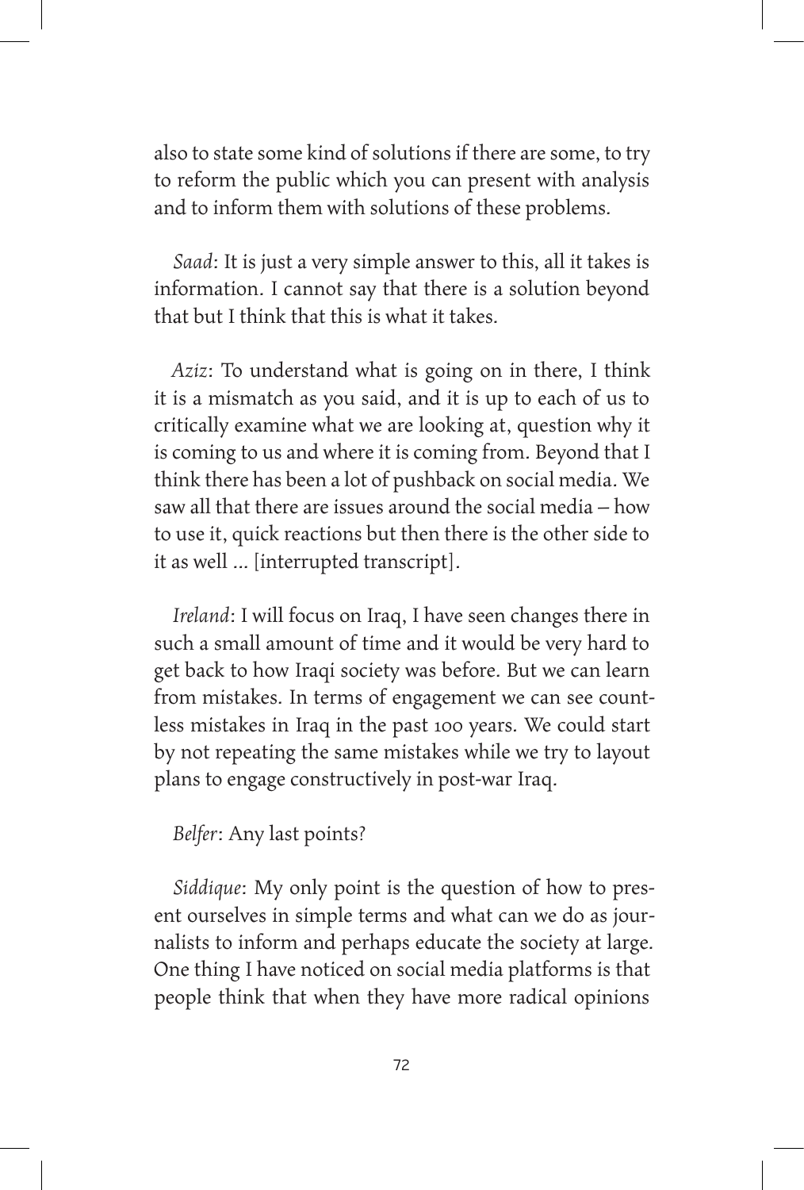also to state some kind of solutions if there are some, to try to reform the public which you can present with analysis and to inform them with solutions of these problems.

*Saad*: It is just a very simple answer to this, all it takes is information. I cannot say that there is a solution beyond that but I think that this is what it takes.

*Aziz*: To understand what is going on in there, I think it is a mismatch as you said, and it is up to each of us to critically examine what we are looking at, question why it is coming to us and where it is coming from. Beyond that I think there has been a lot of pushback on social media. We saw all that there are issues around the social media – how to use it, quick reactions but then there is the other side to it as well ... [interrupted transcript].

*Ireland*: I will focus on Iraq, I have seen changes there in such a small amount of time and it would be very hard to get back to how Iraqi society was before. But we can learn from mistakes. In terms of engagement we can see countless mistakes in Iraq in the past 100 years. We could start by not repeating the same mistakes while we try to layout plans to engage constructively in post-war Iraq.

*Belfer*: Any last points?

*Siddique*: My only point is the question of how to present ourselves in simple terms and what can we do as journalists to inform and perhaps educate the society at large. One thing I have noticed on social media platforms is that people think that when they have more radical opinions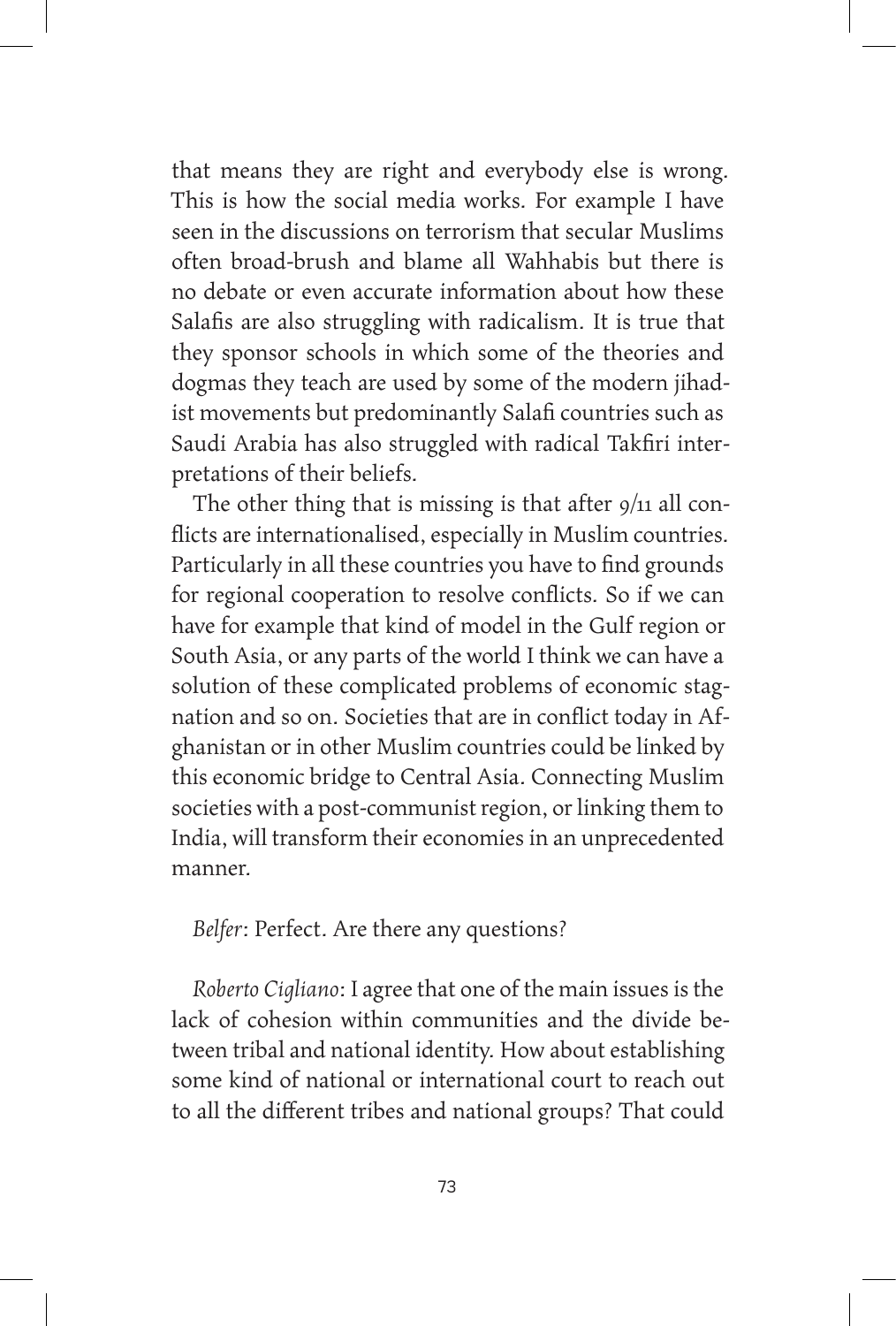that means they are right and everybody else is wrong. This is how the social media works. For example I have seen in the discussions on terrorism that secular Muslims often broad-brush and blame all Wahhabis but there is no debate or even accurate information about how these Salafis are also struggling with radicalism. It is true that they sponsor schools in which some of the theories and dogmas they teach are used by some of the modern jihadist movements but predominantly Salafi countries such as Saudi Arabia has also struggled with radical Takfiri interpretations of their beliefs.

The other thing that is missing is that after 9/11 all conflicts are internationalised, especially in Muslim countries. Particularly in all these countries you have to find grounds for regional cooperation to resolve conflicts. So if we can have for example that kind of model in the Gulf region or South Asia, or any parts of the world I think we can have a solution of these complicated problems of economic stagnation and so on. Societies that are in conflict today in Afghanistan or in other Muslim countries could be linked by this economic bridge to Central Asia. Connecting Muslim societies with a post-communist region, or linking them to India, will transform their economies in an unprecedented manner.

*Belfer*: Perfect. Are there any questions?

*Roberto Cigliano*: I agree that one of the main issues is the lack of cohesion within communities and the divide between tribal and national identity. How about establishing some kind of national or international court to reach out to all the different tribes and national groups? That could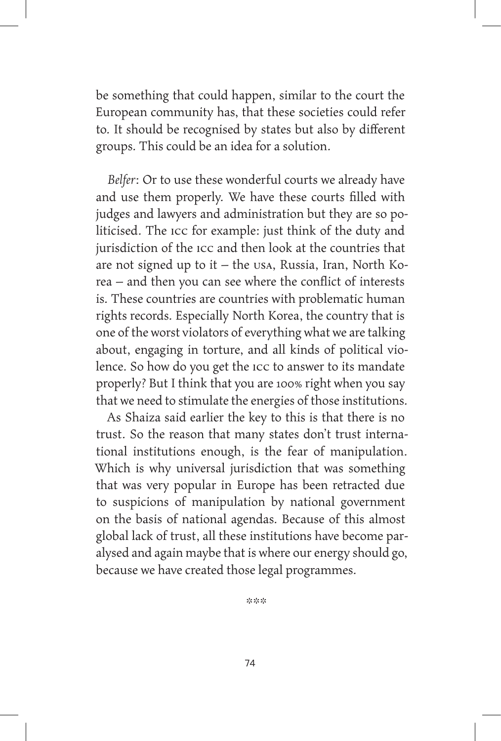be something that could happen, similar to the court the European community has, that these societies could refer to. It should be recognised by states but also by different groups. This could be an idea for a solution.

*Belfer*: Or to use these wonderful courts we already have and use them properly. We have these courts filled with judges and lawyers and administration but they are so politicised. The ICC for example: just think of the duty and jurisdiction of the ICC and then look at the countries that are not signed up to it – the USA, Russia, Iran, North Korea – and then you can see where the conflict of interests is. These countries are countries with problematic human rights records. Especially North Korea, the country that is one of the worst violators of everything what we are talking about, engaging in torture, and all kinds of political violence. So how do you get the ICC to answer to its mandate properly? But I think that you are 100% right when you say that we need to stimulate the energies of those institutions.

As Shaiza said earlier the key to this is that there is no trust. So the reason that many states don't trust international institutions enough, is the fear of manipulation. Which is why universal jurisdiction that was something that was very popular in Europe has been retracted due to suspicions of manipulation by national government on the basis of national agendas. Because of this almost global lack of trust, all these institutions have become paralysed and again maybe that is where our energy should go, because we have created those legal programmes.

***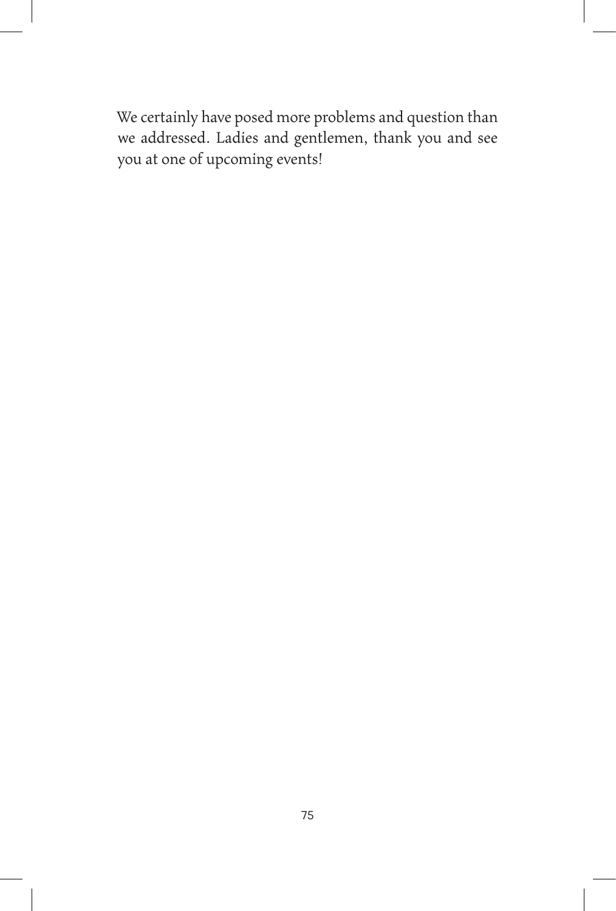We certainly have posed more problems and question than we addressed. Ladies and gentlemen, thank you and see you at one of upcoming events!